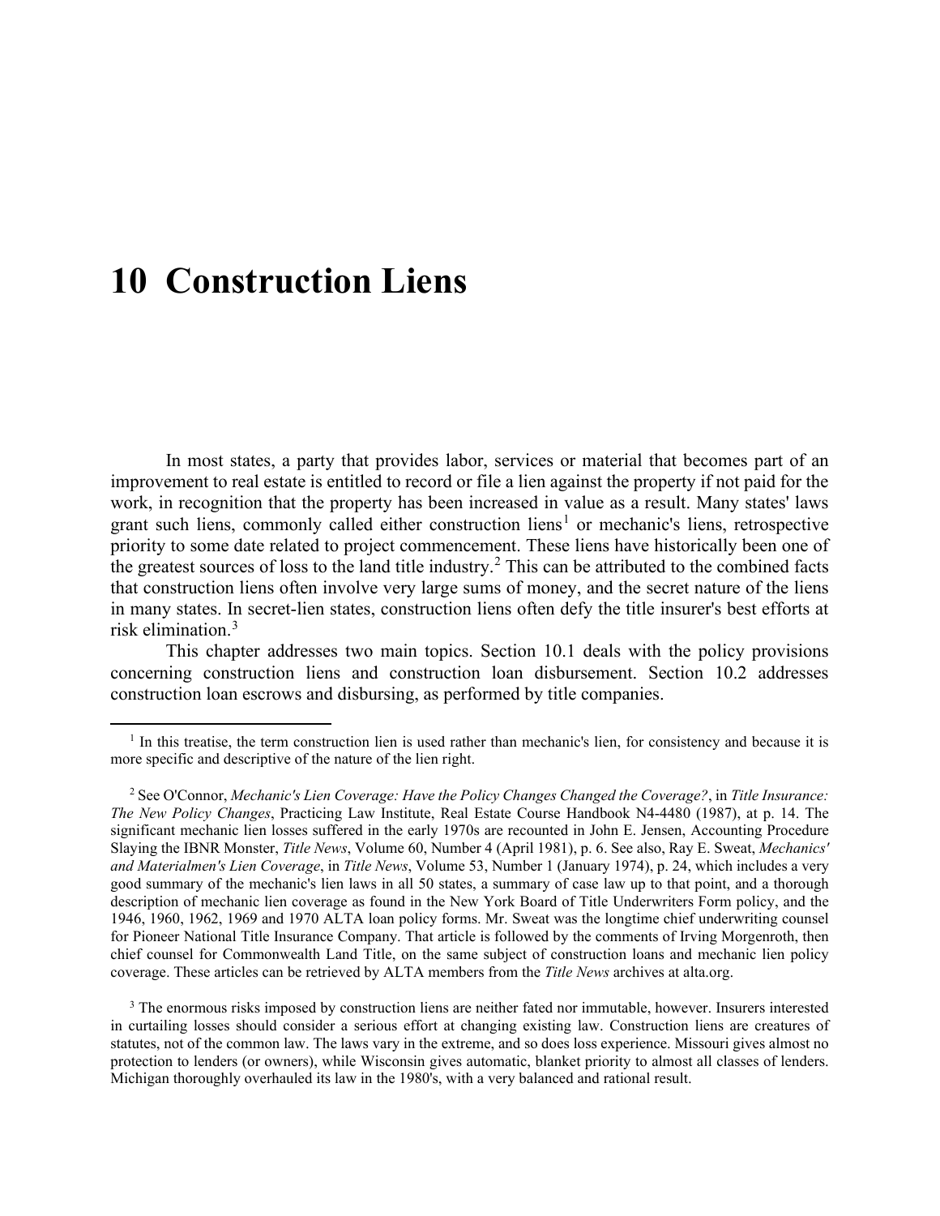# 10 Construction Liens

In most states, a party that provides labor, services or material that becomes part of an improvement to real estate is entitled to record or file a lien against the property if not paid for the work, in recognition that the property has been increased in value as a result. Many states' laws grant such liens, commonly called either construction liens[1] or mechanic's liens, retrospective priority to some date related to project commencement. These liens have historically been one of the greatest sources of loss to the land title industry.[2] This can be attributed to the combined facts that construction liens often involve very large sums of money, and the secret nature of the liens in many states. In secret-lien states, construction liens often defy the title insurer's best efforts at risk elimination.[3]

This chapter addresses two main topics. Section 10.1 deals with the policy provisions concerning construction liens and construction loan disbursement. Section 10.2 addresses construction loan escrows and disbursing, as performed by title companies.

---

[1] In this treatise, the term construction lien is used rather than mechanic's lien, for consistency and because it is more specific and descriptive of the nature of the lien right.

[2] See O'Connor, *Mechanic's Lien Coverage: Have the Policy Changes Changed the Coverage?*, in *Title Insurance: The New Policy Changes*, Practicing Law Institute, Real Estate Course Handbook N4-4480 (1987), at p. 14. The significant mechanic lien losses suffered in the early 1970s are recounted in John E. Jensen, Accounting Procedure Slaying the IBNR Monster, *Title News*, Volume 60, Number 4 (April 1981), p. 6. See also, Ray E. Sweat, *Mechanics' and Materialmen's Lien Coverage*, in *Title News*, Volume 53, Number 1 (January 1974), p. 24, which includes a very good summary of the mechanic's lien laws in all 50 states, a summary of case law up to that point, and a thorough description of mechanic lien coverage as found in the New York Board of Title Underwriters Form policy, and the 1946, 1960, 1962, 1969 and 1970 ALTA loan policy forms. Mr. Sweat was the longtime chief underwriting counsel for Pioneer National Title Insurance Company. That article is followed by the comments of Irving Morgenroth, then chief counsel for Commonwealth Land Title, on the same subject of construction loans and mechanic lien policy coverage. These articles can be retrieved by ALTA members from the *Title News* archives at alta.org.

[3] The enormous risks imposed by construction liens are neither fated nor immutable, however. Insurers interested in curtailing losses should consider a serious effort at changing existing law. Construction liens are creatures of statutes, not of the common law. The laws vary in the extreme, and so does loss experience. Missouri gives almost no protection to lenders (or owners), while Wisconsin gives automatic, blanket priority to almost all classes of lenders. Michigan thoroughly overhauled its law in the 1980's, with a very balanced and rational result.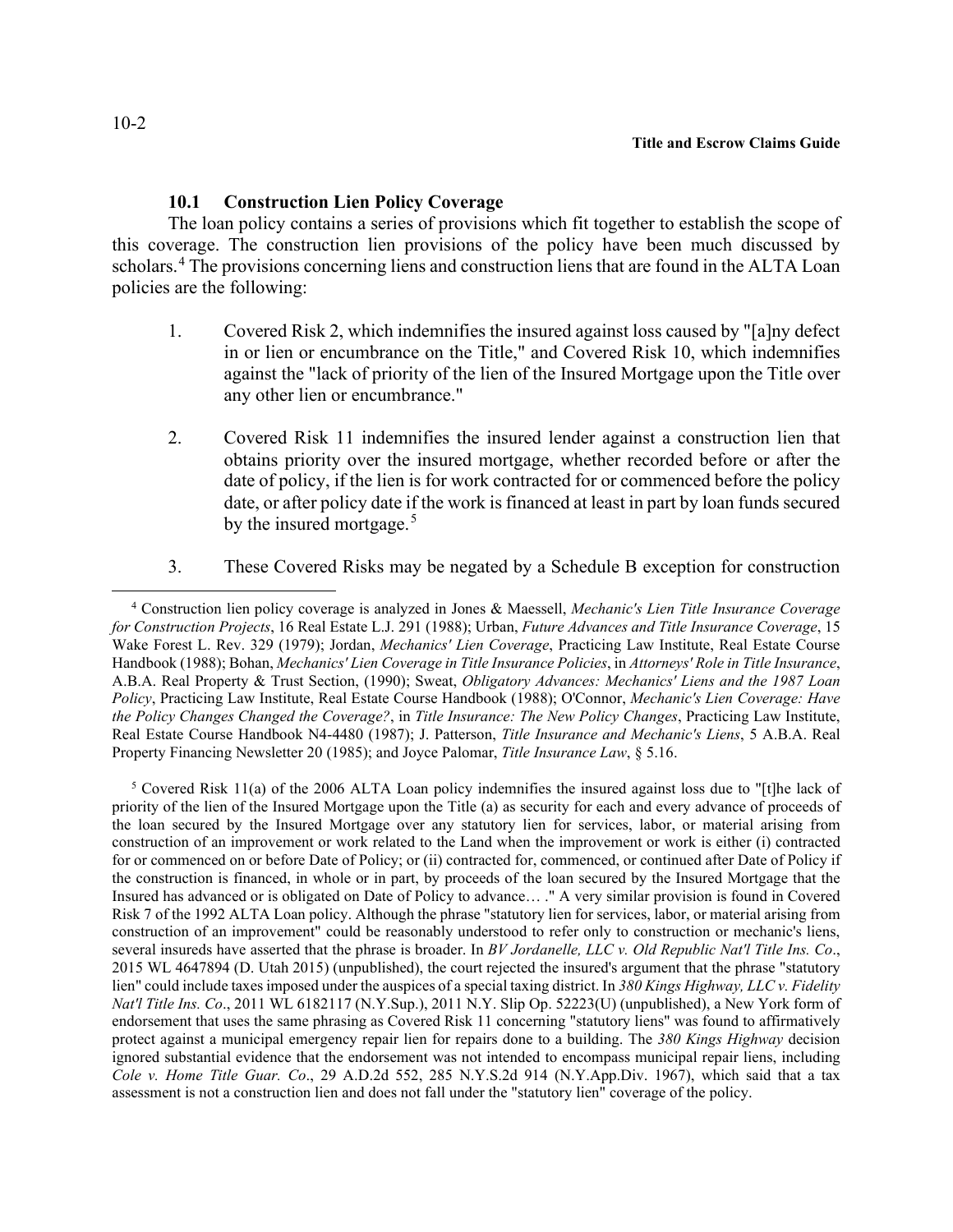### 10.1 Construction Lien Policy Coverage

The loan policy contains a series of provisions which fit together to establish the scope of this coverage. The construction lien provisions of the policy have been much discussed by scholars.[4] The provisions concerning liens and construction liens that are found in the ALTA Loan policies are the following:

1. Covered Risk 2, which indemnifies the insured against loss caused by "[a]ny defect in or lien or encumbrance on the Title," and Covered Risk 10, which indemnifies against the "lack of priority of the lien of the Insured Mortgage upon the Title over any other lien or encumbrance."

2. Covered Risk 11 indemnifies the insured lender against a construction lien that obtains priority over the insured mortgage, whether recorded before or after the date of policy, if the lien is for work contracted for or commenced before the policy date, or after policy date if the work is financed at least in part by loan funds secured by the insured mortgage.[5]

3. These Covered Risks may be negated by a Schedule B exception for construction

---

[4] Construction lien policy coverage is analyzed in Jones & Maessell, *Mechanic's Lien Title Insurance Coverage for Construction Projects*, 16 Real Estate L.J. 291 (1988); Urban, *Future Advances and Title Insurance Coverage*, 15 Wake Forest L. Rev. 329 (1979); Jordan, *Mechanics' Lien Coverage*, Practicing Law Institute, Real Estate Course Handbook (1988); Bohan, *Mechanics' Lien Coverage in Title Insurance Policies*, in *Attorneys' Role in Title Insurance*, A.B.A. Real Property & Trust Section, (1990); Sweat, *Obligatory Advances: Mechanics' Liens and the 1987 Loan Policy*, Practicing Law Institute, Real Estate Course Handbook (1988); O'Connor, *Mechanic's Lien Coverage: Have the Policy Changes Changed the Coverage?*, in *Title Insurance: The New Policy Changes*, Practicing Law Institute, Real Estate Course Handbook N4-4480 (1987); J. Patterson, *Title Insurance and Mechanic's Liens*, 5 A.B.A. Real Property Financing Newsletter 20 (1985); and Joyce Palomar, *Title Insurance Law*, § 5.16.

[5] Covered Risk 11(a) of the 2006 ALTA Loan policy indemnifies the insured against loss due to "[t]he lack of priority of the lien of the Insured Mortgage upon the Title (a) as security for each and every advance of proceeds of the loan secured by the Insured Mortgage over any statutory lien for services, labor, or material arising from construction of an improvement or work related to the Land when the improvement or work is either (i) contracted for or commenced on or before Date of Policy; or (ii) contracted for, commenced, or continued after Date of Policy if the construction is financed, in whole or in part, by proceeds of the loan secured by the Insured Mortgage that the Insured has advanced or is obligated on Date of Policy to advance… ." A very similar provision is found in Covered Risk 7 of the 1992 ALTA Loan policy. Although the phrase "statutory lien for services, labor, or material arising from construction of an improvement" could be reasonably understood to refer only to construction or mechanic's liens, several insureds have asserted that the phrase is broader. In *BV Jordanelle, LLC v. Old Republic Nat'l Title Ins. Co*., 2015 WL 4647894 (D. Utah 2015) (unpublished), the court rejected the insured's argument that the phrase "statutory lien" could include taxes imposed under the auspices of a special taxing district. In *380 Kings Highway, LLC v. Fidelity Nat'l Title Ins. Co*., 2011 WL 6182117 (N.Y.Sup.), 2011 N.Y. Slip Op. 52223(U) (unpublished), a New York form of endorsement that uses the same phrasing as Covered Risk 11 concerning "statutory liens" was found to affirmatively protect against a municipal emergency repair lien for repairs done to a building. The *380 Kings Highway* decision ignored substantial evidence that the endorsement was not intended to encompass municipal repair liens, including *Cole v. Home Title Guar. Co*., 29 A.D.2d 552, 285 N.Y.S.2d 914 (N.Y.App.Div. 1967), which said that a tax assessment is not a construction lien and does not fall under the "statutory lien" coverage of the policy.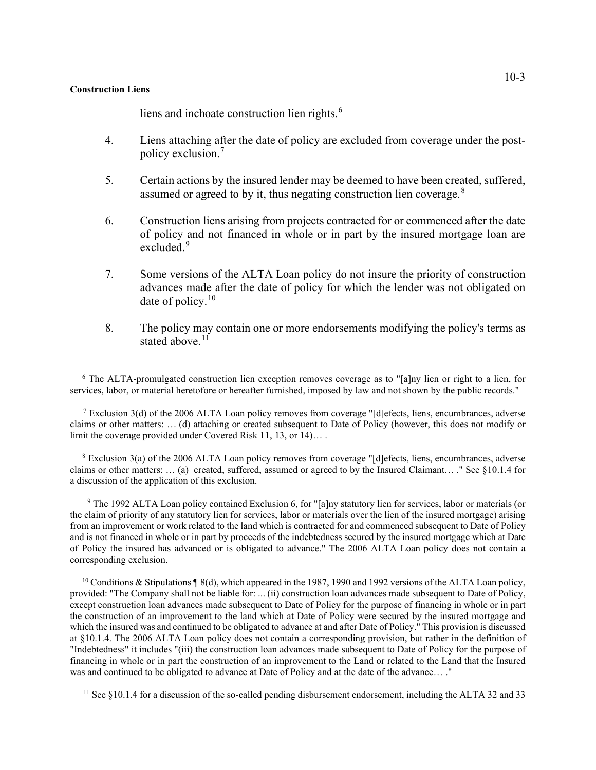liens and inchoate construction lien rights.[6]

4. Liens attaching after the date of policy are excluded from coverage under the post-policy exclusion.[7]

5. Certain actions by the insured lender may be deemed to have been created, suffered, assumed or agreed to by it, thus negating construction lien coverage.[8]

6. Construction liens arising from projects contracted for or commenced after the date of policy and not financed in whole or in part by the insured mortgage loan are excluded.[9]

7. Some versions of the ALTA Loan policy do not insure the priority of construction advances made after the date of policy for which the lender was not obligated on date of policy.[10]

8. The policy may contain one or more endorsements modifying the policy's terms as stated above.[11]

---

[6] The ALTA-promulgated construction lien exception removes coverage as to "[a]ny lien or right to a lien, for services, labor, or material heretofore or hereafter furnished, imposed by law and not shown by the public records."

[7] Exclusion 3(d) of the 2006 ALTA Loan policy removes from coverage "[d]efects, liens, encumbrances, adverse claims or other matters: … (d) attaching or created subsequent to Date of Policy (however, this does not modify or limit the coverage provided under Covered Risk 11, 13, or 14)… .

[8] Exclusion 3(a) of the 2006 ALTA Loan policy removes from coverage "[d]efects, liens, encumbrances, adverse claims or other matters: … (a) created, suffered, assumed or agreed to by the Insured Claimant… ." See §10.1.4 for a discussion of the application of this exclusion.

[9] The 1992 ALTA Loan policy contained Exclusion 6, for "[a]ny statutory lien for services, labor or materials (or the claim of priority of any statutory lien for services, labor or materials over the lien of the insured mortgage) arising from an improvement or work related to the land which is contracted for and commenced subsequent to Date of Policy and is not financed in whole or in part by proceeds of the indebtedness secured by the insured mortgage which at Date of Policy the insured has advanced or is obligated to advance." The 2006 ALTA Loan policy does not contain a corresponding exclusion.

[10] Conditions & Stipulations ¶ 8(d), which appeared in the 1987, 1990 and 1992 versions of the ALTA Loan policy, provided: "The Company shall not be liable for: ... (ii) construction loan advances made subsequent to Date of Policy, except construction loan advances made subsequent to Date of Policy for the purpose of financing in whole or in part the construction of an improvement to the land which at Date of Policy were secured by the insured mortgage and which the insured was and continued to be obligated to advance at and after Date of Policy." This provision is discussed at §10.1.4. The 2006 ALTA Loan policy does not contain a corresponding provision, but rather in the definition of "Indebtedness" it includes "(iii) the construction loan advances made subsequent to Date of Policy for the purpose of financing in whole or in part the construction of an improvement to the Land or related to the Land that the Insured was and continued to be obligated to advance at Date of Policy and at the date of the advance… ."

[11] See §10.1.4 for a discussion of the so-called pending disbursement endorsement, including the ALTA 32 and 33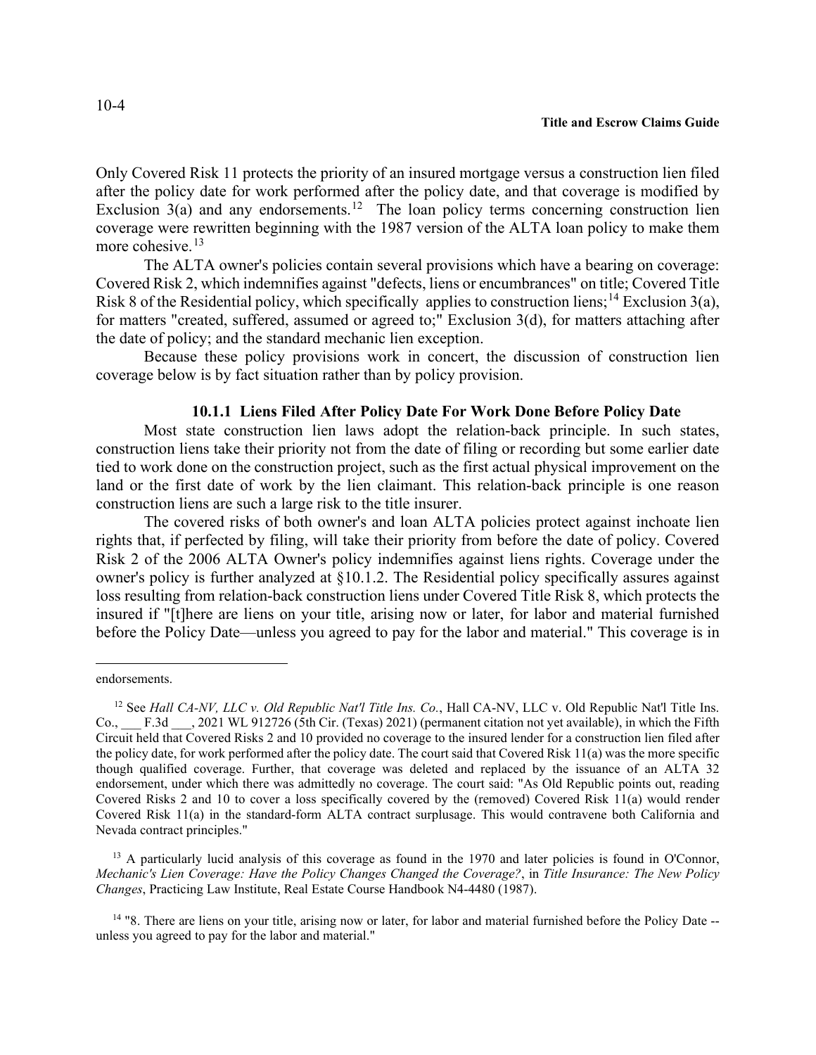Only Covered Risk 11 protects the priority of an insured mortgage versus a construction lien filed after the policy date for work performed after the policy date, and that coverage is modified by Exclusion 3(a) and any endorsements.[12] The loan policy terms concerning construction lien coverage were rewritten beginning with the 1987 version of the ALTA loan policy to make them more cohesive.[13]

The ALTA owner's policies contain several provisions which have a bearing on coverage: Covered Risk 2, which indemnifies against "defects, liens or encumbrances" on title; Covered Title Risk 8 of the Residential policy, which specifically applies to construction liens;[14] Exclusion 3(a), for matters "created, suffered, assumed or agreed to;" Exclusion 3(d), for matters attaching after the date of policy; and the standard mechanic lien exception.

Because these policy provisions work in concert, the discussion of construction lien coverage below is by fact situation rather than by policy provision.

#### 10.1.1 Liens Filed After Policy Date For Work Done Before Policy Date

Most state construction lien laws adopt the relation-back principle. In such states, construction liens take their priority not from the date of filing or recording but some earlier date tied to work done on the construction project, such as the first actual physical improvement on the land or the first date of work by the lien claimant. This relation-back principle is one reason construction liens are such a large risk to the title insurer.

The covered risks of both owner's and loan ALTA policies protect against inchoate lien rights that, if perfected by filing, will take their priority from before the date of policy. Covered Risk 2 of the 2006 ALTA Owner's policy indemnifies against liens rights. Coverage under the owner's policy is further analyzed at §10.1.2. The Residential policy specifically assures against loss resulting from relation-back construction liens under Covered Title Risk 8, which protects the insured if "[t]here are liens on your title, arising now or later, for labor and material furnished before the Policy Date—unless you agreed to pay for the labor and material." This coverage is in

---

endorsements.

[12] See *Hall CA-NV, LLC v. Old Republic Nat'l Title Ins. Co.*, Hall CA-NV, LLC v. Old Republic Nat'l Title Ins. Co., ___ F.3d ___, 2021 WL 912726 (5th Cir. (Texas) 2021) (permanent citation not yet available), in which the Fifth Circuit held that Covered Risks 2 and 10 provided no coverage to the insured lender for a construction lien filed after the policy date, for work performed after the policy date. The court said that Covered Risk 11(a) was the more specific though qualified coverage. Further, that coverage was deleted and replaced by the issuance of an ALTA 32 endorsement, under which there was admittedly no coverage. The court said: "As Old Republic points out, reading Covered Risks 2 and 10 to cover a loss specifically covered by the (removed) Covered Risk 11(a) would render Covered Risk 11(a) in the standard-form ALTA contract surplusage. This would contravene both California and Nevada contract principles."

[13] A particularly lucid analysis of this coverage as found in the 1970 and later policies is found in O'Connor, *Mechanic's Lien Coverage: Have the Policy Changes Changed the Coverage?*, in *Title Insurance: The New Policy Changes*, Practicing Law Institute, Real Estate Course Handbook N4-4480 (1987).

[14] "8. There are liens on your title, arising now or later, for labor and material furnished before the Policy Date -- unless you agreed to pay for the labor and material."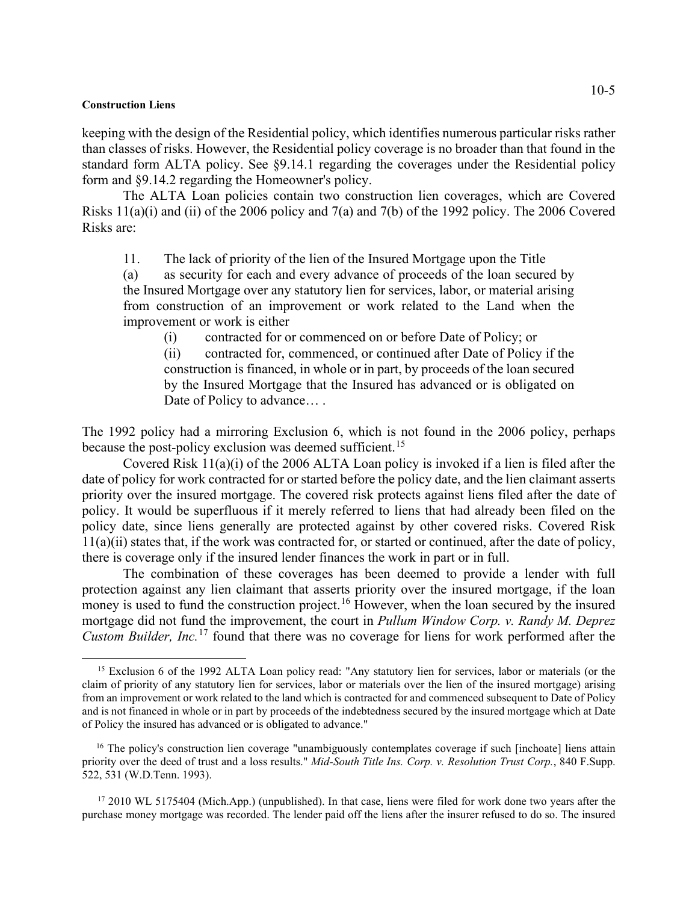keeping with the design of the Residential policy, which identifies numerous particular risks rather than classes of risks. However, the Residential policy coverage is no broader than that found in the standard form ALTA policy. See §9.14.1 regarding the coverages under the Residential policy form and §9.14.2 regarding the Homeowner's policy.

The ALTA Loan policies contain two construction lien coverages, which are Covered Risks 11(a)(i) and (ii) of the 2006 policy and 7(a) and 7(b) of the 1992 policy. The 2006 Covered Risks are:

> 11. The lack of priority of the lien of the Insured Mortgage upon the Title
>
> (a) as security for each and every advance of proceeds of the loan secured by the Insured Mortgage over any statutory lien for services, labor, or material arising from construction of an improvement or work related to the Land when the improvement or work is either
>
> > (i) contracted for or commenced on or before Date of Policy; or
> >
> > (ii) contracted for, commenced, or continued after Date of Policy if the construction is financed, in whole or in part, by proceeds of the loan secured by the Insured Mortgage that the Insured has advanced or is obligated on Date of Policy to advance… .

The 1992 policy had a mirroring Exclusion 6, which is not found in the 2006 policy, perhaps because the post-policy exclusion was deemed sufficient.[15]

Covered Risk 11(a)(i) of the 2006 ALTA Loan policy is invoked if a lien is filed after the date of policy for work contracted for or started before the policy date, and the lien claimant asserts priority over the insured mortgage. The covered risk protects against liens filed after the date of policy. It would be superfluous if it merely referred to liens that had already been filed on the policy date, since liens generally are protected against by other covered risks. Covered Risk 11(a)(ii) states that, if the work was contracted for, or started or continued, after the date of policy, there is coverage only if the insured lender finances the work in part or in full.

The combination of these coverages has been deemed to provide a lender with full protection against any lien claimant that asserts priority over the insured mortgage, if the loan money is used to fund the construction project.[16] However, when the loan secured by the insured mortgage did not fund the improvement, the court in *Pullum Window Corp. v. Randy M. Deprez Custom Builder, Inc.*[17] found that there was no coverage for liens for work performed after the

---

[15] Exclusion 6 of the 1992 ALTA Loan policy read: "Any statutory lien for services, labor or materials (or the claim of priority of any statutory lien for services, labor or materials over the lien of the insured mortgage) arising from an improvement or work related to the land which is contracted for and commenced subsequent to Date of Policy and is not financed in whole or in part by proceeds of the indebtedness secured by the insured mortgage which at Date of Policy the insured has advanced or is obligated to advance."

[16] The policy's construction lien coverage "unambiguously contemplates coverage if such [inchoate] liens attain priority over the deed of trust and a loss results." *Mid-South Title Ins. Corp. v. Resolution Trust Corp.*, 840 F.Supp. 522, 531 (W.D.Tenn. 1993).

[17] 2010 WL 5175404 (Mich.App.) (unpublished). In that case, liens were filed for work done two years after the purchase money mortgage was recorded. The lender paid off the liens after the insurer refused to do so. The insured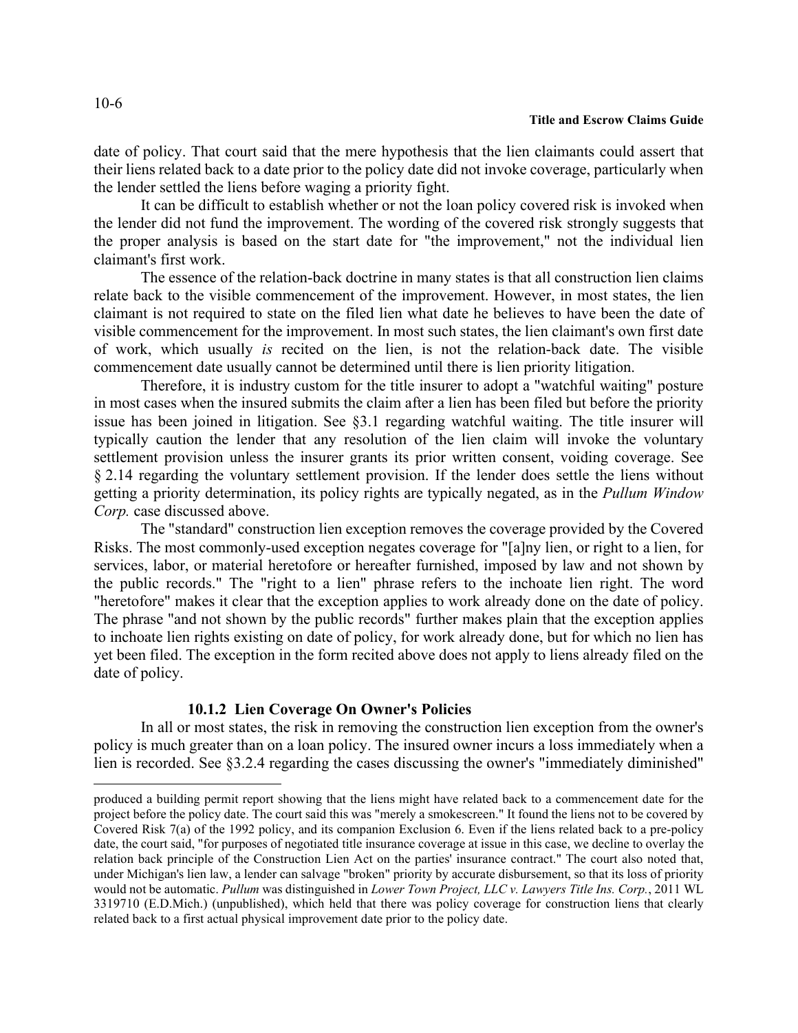date of policy. That court said that the mere hypothesis that the lien claimants could assert that their liens related back to a date prior to the policy date did not invoke coverage, particularly when the lender settled the liens before waging a priority fight.

It can be difficult to establish whether or not the loan policy covered risk is invoked when the lender did not fund the improvement. The wording of the covered risk strongly suggests that the proper analysis is based on the start date for "the improvement," not the individual lien claimant's first work.

The essence of the relation-back doctrine in many states is that all construction lien claims relate back to the visible commencement of the improvement. However, in most states, the lien claimant is not required to state on the filed lien what date he believes to have been the date of visible commencement for the improvement. In most such states, the lien claimant's own first date of work, which usually *is* recited on the lien, is not the relation-back date. The visible commencement date usually cannot be determined until there is lien priority litigation.

Therefore, it is industry custom for the title insurer to adopt a "watchful waiting" posture in most cases when the insured submits the claim after a lien has been filed but before the priority issue has been joined in litigation. See §3.1 regarding watchful waiting. The title insurer will typically caution the lender that any resolution of the lien claim will invoke the voluntary settlement provision unless the insurer grants its prior written consent, voiding coverage. See § 2.14 regarding the voluntary settlement provision. If the lender does settle the liens without getting a priority determination, its policy rights are typically negated, as in the *Pullum Window Corp.* case discussed above.

The "standard" construction lien exception removes the coverage provided by the Covered Risks. The most commonly-used exception negates coverage for "[a]ny lien, or right to a lien, for services, labor, or material heretofore or hereafter furnished, imposed by law and not shown by the public records." The "right to a lien" phrase refers to the inchoate lien right. The word "heretofore" makes it clear that the exception applies to work already done on the date of policy. The phrase "and not shown by the public records" further makes plain that the exception applies to inchoate lien rights existing on date of policy, for work already done, but for which no lien has yet been filed. The exception in the form recited above does not apply to liens already filed on the date of policy.

### 10.1.2 Lien Coverage On Owner's Policies

In all or most states, the risk in removing the construction lien exception from the owner's policy is much greater than on a loan policy. The insured owner incurs a loss immediately when a lien is recorded. See §3.2.4 regarding the cases discussing the owner's "immediately diminished"

---

produced a building permit report showing that the liens might have related back to a commencement date for the project before the policy date. The court said this was "merely a smokescreen." It found the liens not to be covered by Covered Risk 7(a) of the 1992 policy, and its companion Exclusion 6. Even if the liens related back to a pre-policy date, the court said, "for purposes of negotiated title insurance coverage at issue in this case, we decline to overlay the relation back principle of the Construction Lien Act on the parties' insurance contract." The court also noted that, under Michigan's lien law, a lender can salvage "broken" priority by accurate disbursement, so that its loss of priority would not be automatic. *Pullum* was distinguished in *Lower Town Project, LLC v. Lawyers Title Ins. Corp.*, 2011 WL 3319710 (E.D.Mich.) (unpublished), which held that there was policy coverage for construction liens that clearly related back to a first actual physical improvement date prior to the policy date.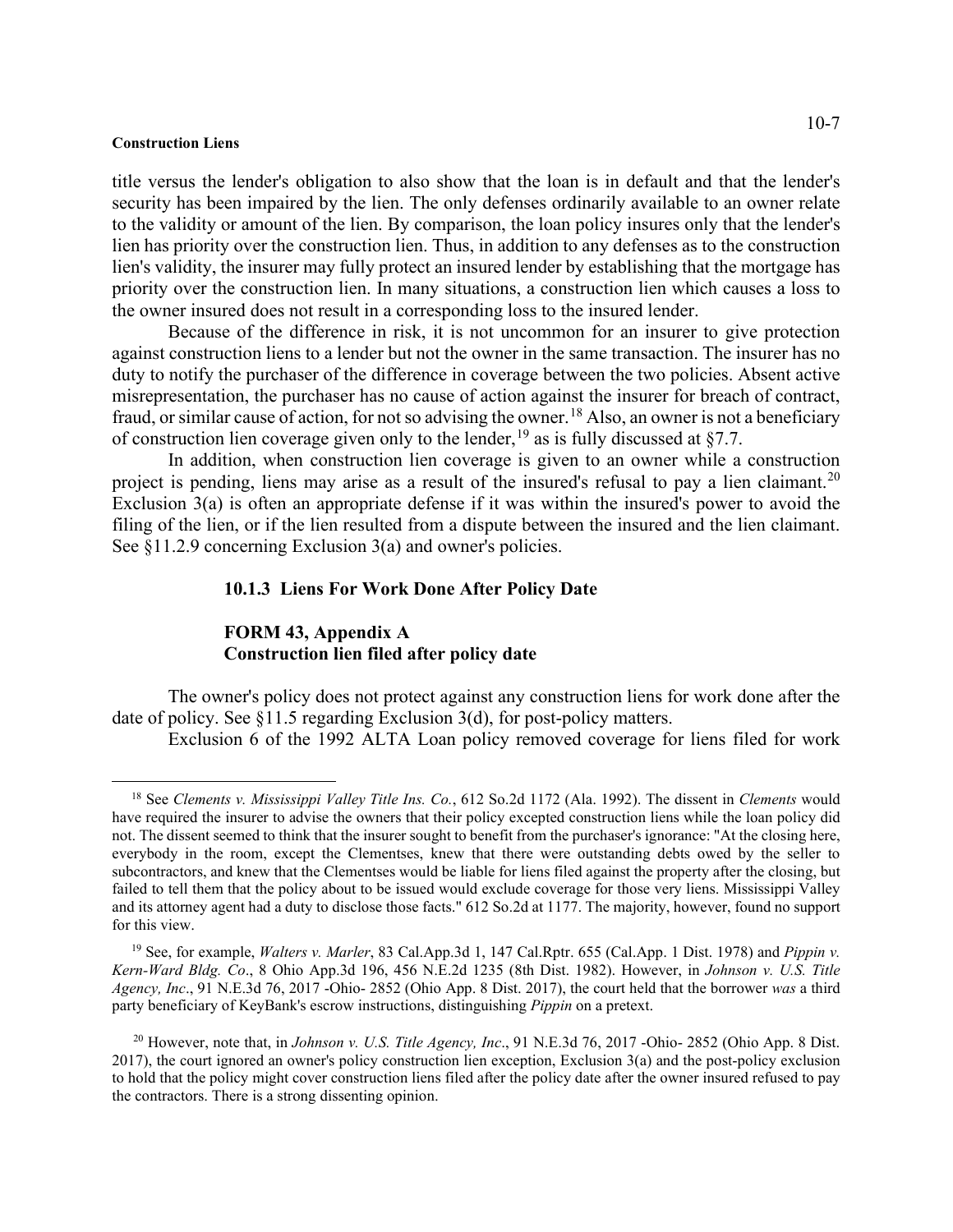title versus the lender's obligation to also show that the loan is in default and that the lender's security has been impaired by the lien. The only defenses ordinarily available to an owner relate to the validity or amount of the lien. By comparison, the loan policy insures only that the lender's lien has priority over the construction lien. Thus, in addition to any defenses as to the construction lien's validity, the insurer may fully protect an insured lender by establishing that the mortgage has priority over the construction lien. In many situations, a construction lien which causes a loss to the owner insured does not result in a corresponding loss to the insured lender.

Because of the difference in risk, it is not uncommon for an insurer to give protection against construction liens to a lender but not the owner in the same transaction. The insurer has no duty to notify the purchaser of the difference in coverage between the two policies. Absent active misrepresentation, the purchaser has no cause of action against the insurer for breach of contract, fraud, or similar cause of action, for not so advising the owner.[18] Also, an owner is not a beneficiary of construction lien coverage given only to the lender,[19] as is fully discussed at §7.7.

In addition, when construction lien coverage is given to an owner while a construction project is pending, liens may arise as a result of the insured's refusal to pay a lien claimant.[20] Exclusion 3(a) is often an appropriate defense if it was within the insured's power to avoid the filing of the lien, or if the lien resulted from a dispute between the insured and the lien claimant. See §11.2.9 concerning Exclusion 3(a) and owner's policies.

### 10.1.3 Liens For Work Done After Policy Date

**FORM 43, Appendix A**
**Construction lien filed after policy date**

The owner's policy does not protect against any construction liens for work done after the date of policy. See §11.5 regarding Exclusion 3(d), for post-policy matters.

Exclusion 6 of the 1992 ALTA Loan policy removed coverage for liens filed for work

---

[18] See *Clements v. Mississippi Valley Title Ins. Co.*, 612 So.2d 1172 (Ala. 1992). The dissent in *Clements* would have required the insurer to advise the owners that their policy excepted construction liens while the loan policy did not. The dissent seemed to think that the insurer sought to benefit from the purchaser's ignorance: "At the closing here, everybody in the room, except the Clementses, knew that there were outstanding debts owed by the seller to subcontractors, and knew that the Clementses would be liable for liens filed against the property after the closing, but failed to tell them that the policy about to be issued would exclude coverage for those very liens. Mississippi Valley and its attorney agent had a duty to disclose those facts." 612 So.2d at 1177. The majority, however, found no support for this view.

[19] See, for example, *Walters v. Marler*, 83 Cal.App.3d 1, 147 Cal.Rptr. 655 (Cal.App. 1 Dist. 1978) and *Pippin v. Kern-Ward Bldg. Co*., 8 Ohio App.3d 196, 456 N.E.2d 1235 (8th Dist. 1982). However, in *Johnson v. U.S. Title Agency, Inc*., 91 N.E.3d 76, 2017 -Ohio- 2852 (Ohio App. 8 Dist. 2017), the court held that the borrower *was* a third party beneficiary of KeyBank's escrow instructions, distinguishing *Pippin* on a pretext.

[20] However, note that, in *Johnson v. U.S. Title Agency, Inc*., 91 N.E.3d 76, 2017 -Ohio- 2852 (Ohio App. 8 Dist. 2017), the court ignored an owner's policy construction lien exception, Exclusion 3(a) and the post-policy exclusion to hold that the policy might cover construction liens filed after the policy date after the owner insured refused to pay the contractors. There is a strong dissenting opinion.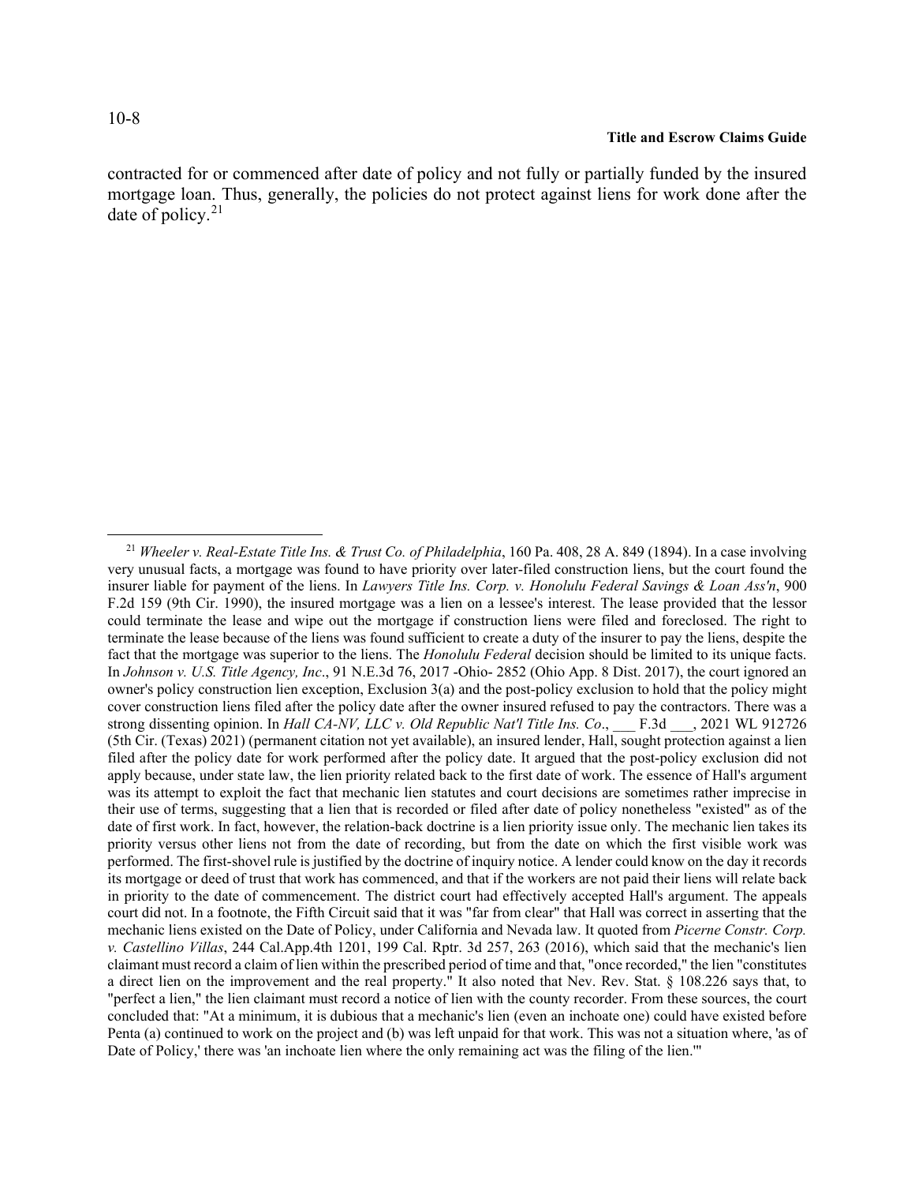contracted for or commenced after date of policy and not fully or partially funded by the insured mortgage loan. Thus, generally, the policies do not protect against liens for work done after the date of policy.[21]

---

[21] *Wheeler v. Real-Estate Title Ins. & Trust Co. of Philadelphia*, 160 Pa. 408, 28 A. 849 (1894). In a case involving very unusual facts, a mortgage was found to have priority over later-filed construction liens, but the court found the insurer liable for payment of the liens. In *Lawyers Title Ins. Corp. v. Honolulu Federal Savings & Loan Ass'n*, 900 F.2d 159 (9th Cir. 1990), the insured mortgage was a lien on a lessee's interest. The lease provided that the lessor could terminate the lease and wipe out the mortgage if construction liens were filed and foreclosed. The right to terminate the lease because of the liens was found sufficient to create a duty of the insurer to pay the liens, despite the fact that the mortgage was superior to the liens. The *Honolulu Federal* decision should be limited to its unique facts. In *Johnson v. U.S. Title Agency, Inc*., 91 N.E.3d 76, 2017 -Ohio- 2852 (Ohio App. 8 Dist. 2017), the court ignored an owner's policy construction lien exception, Exclusion 3(a) and the post-policy exclusion to hold that the policy might cover construction liens filed after the policy date after the owner insured refused to pay the contractors. There was a strong dissenting opinion. In *Hall CA-NV, LLC v. Old Republic Nat'l Title Ins. Co*., ___ F.3d ___, 2021 WL 912726 (5th Cir. (Texas) 2021) (permanent citation not yet available), an insured lender, Hall, sought protection against a lien filed after the policy date for work performed after the policy date. It argued that the post-policy exclusion did not apply because, under state law, the lien priority related back to the first date of work. The essence of Hall's argument was its attempt to exploit the fact that mechanic lien statutes and court decisions are sometimes rather imprecise in their use of terms, suggesting that a lien that is recorded or filed after date of policy nonetheless "existed" as of the date of first work. In fact, however, the relation-back doctrine is a lien priority issue only. The mechanic lien takes its priority versus other liens not from the date of recording, but from the date on which the first visible work was performed. The first-shovel rule is justified by the doctrine of inquiry notice. A lender could know on the day it records its mortgage or deed of trust that work has commenced, and that if the workers are not paid their liens will relate back in priority to the date of commencement. The district court had effectively accepted Hall's argument. The appeals court did not. In a footnote, the Fifth Circuit said that it was "far from clear" that Hall was correct in asserting that the mechanic liens existed on the Date of Policy, under California and Nevada law. It quoted from *Picerne Constr. Corp. v. Castellino Villas*, 244 Cal.App.4th 1201, 199 Cal. Rptr. 3d 257, 263 (2016), which said that the mechanic's lien claimant must record a claim of lien within the prescribed period of time and that, "once recorded," the lien "constitutes a direct lien on the improvement and the real property." It also noted that Nev. Rev. Stat. § 108.226 says that, to "perfect a lien," the lien claimant must record a notice of lien with the county recorder. From these sources, the court concluded that: "At a minimum, it is dubious that a mechanic's lien (even an inchoate one) could have existed before Penta (a) continued to work on the project and (b) was left unpaid for that work. This was not a situation where, 'as of Date of Policy,' there was 'an inchoate lien where the only remaining act was the filing of the lien.'"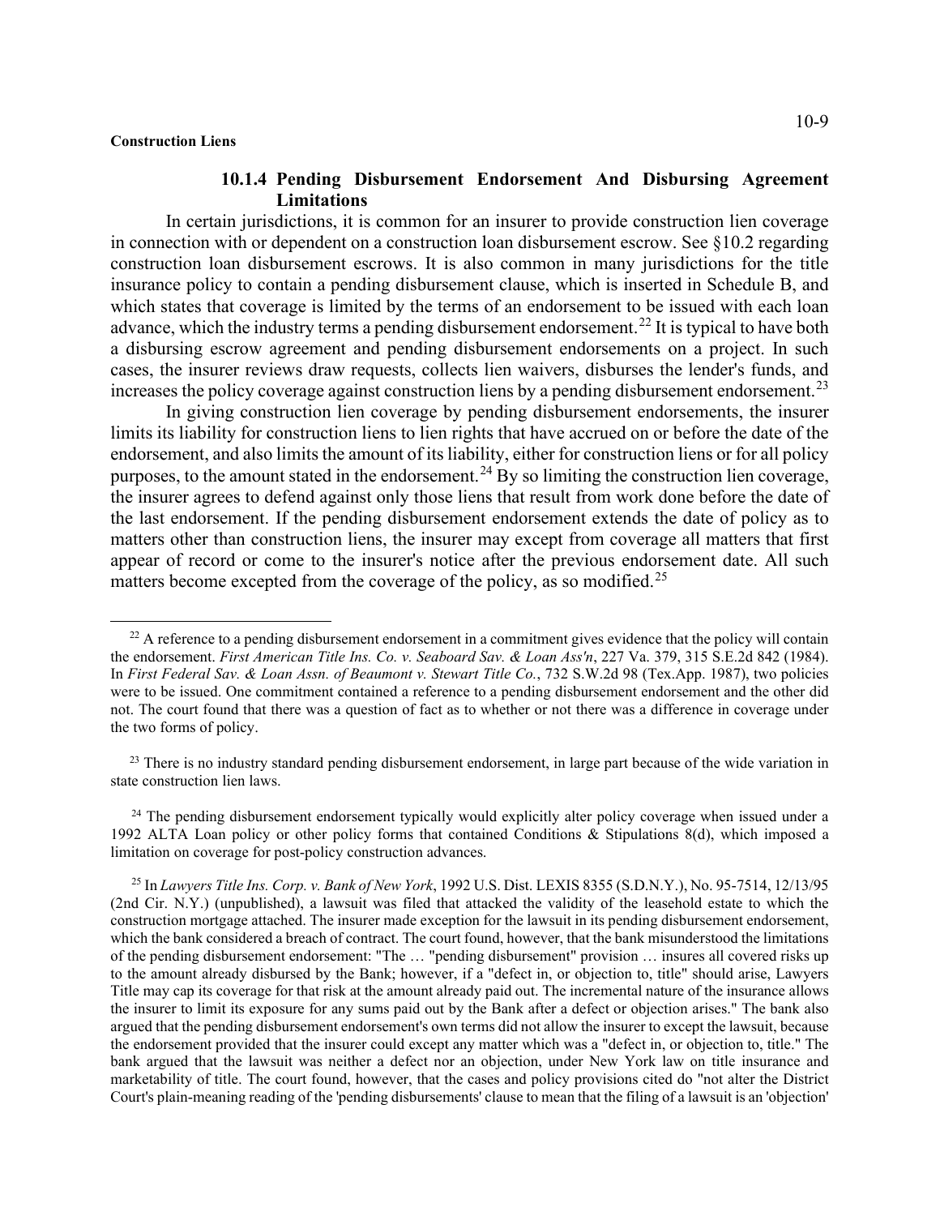### 10.1.4 Pending Disbursement Endorsement And Disbursing Agreement Limitations

In certain jurisdictions, it is common for an insurer to provide construction lien coverage in connection with or dependent on a construction loan disbursement escrow. See §10.2 regarding construction loan disbursement escrows. It is also common in many jurisdictions for the title insurance policy to contain a pending disbursement clause, which is inserted in Schedule B, and which states that coverage is limited by the terms of an endorsement to be issued with each loan advance, which the industry terms a pending disbursement endorsement.[22] It is typical to have both a disbursing escrow agreement and pending disbursement endorsements on a project. In such cases, the insurer reviews draw requests, collects lien waivers, disburses the lender's funds, and increases the policy coverage against construction liens by a pending disbursement endorsement.[23]

In giving construction lien coverage by pending disbursement endorsements, the insurer limits its liability for construction liens to lien rights that have accrued on or before the date of the endorsement, and also limits the amount of its liability, either for construction liens or for all policy purposes, to the amount stated in the endorsement.[24] By so limiting the construction lien coverage, the insurer agrees to defend against only those liens that result from work done before the date of the last endorsement. If the pending disbursement endorsement extends the date of policy as to matters other than construction liens, the insurer may except from coverage all matters that first appear of record or come to the insurer's notice after the previous endorsement date. All such matters become excepted from the coverage of the policy, as so modified.[25]

---

[22] A reference to a pending disbursement endorsement in a commitment gives evidence that the policy will contain the endorsement. *First American Title Ins. Co. v. Seaboard Sav. & Loan Ass'n*, 227 Va. 379, 315 S.E.2d 842 (1984). In *First Federal Sav. & Loan Assn. of Beaumont v. Stewart Title Co.*, 732 S.W.2d 98 (Tex.App. 1987), two policies were to be issued. One commitment contained a reference to a pending disbursement endorsement and the other did not. The court found that there was a question of fact as to whether or not there was a difference in coverage under the two forms of policy.

[23] There is no industry standard pending disbursement endorsement, in large part because of the wide variation in state construction lien laws.

[24] The pending disbursement endorsement typically would explicitly alter policy coverage when issued under a 1992 ALTA Loan policy or other policy forms that contained Conditions & Stipulations 8(d), which imposed a limitation on coverage for post-policy construction advances.

[25] In *Lawyers Title Ins. Corp. v. Bank of New York*, 1992 U.S. Dist. LEXIS 8355 (S.D.N.Y.), No. 95-7514, 12/13/95 (2nd Cir. N.Y.) (unpublished), a lawsuit was filed that attacked the validity of the leasehold estate to which the construction mortgage attached. The insurer made exception for the lawsuit in its pending disbursement endorsement, which the bank considered a breach of contract. The court found, however, that the bank misunderstood the limitations of the pending disbursement endorsement: "The … "pending disbursement" provision … insures all covered risks up to the amount already disbursed by the Bank; however, if a "defect in, or objection to, title" should arise, Lawyers Title may cap its coverage for that risk at the amount already paid out. The incremental nature of the insurance allows the insurer to limit its exposure for any sums paid out by the Bank after a defect or objection arises." The bank also argued that the pending disbursement endorsement's own terms did not allow the insurer to except the lawsuit, because the endorsement provided that the insurer could except any matter which was a "defect in, or objection to, title." The bank argued that the lawsuit was neither a defect nor an objection, under New York law on title insurance and marketability of title. The court found, however, that the cases and policy provisions cited do "not alter the District Court's plain-meaning reading of the 'pending disbursements' clause to mean that the filing of a lawsuit is an 'objection'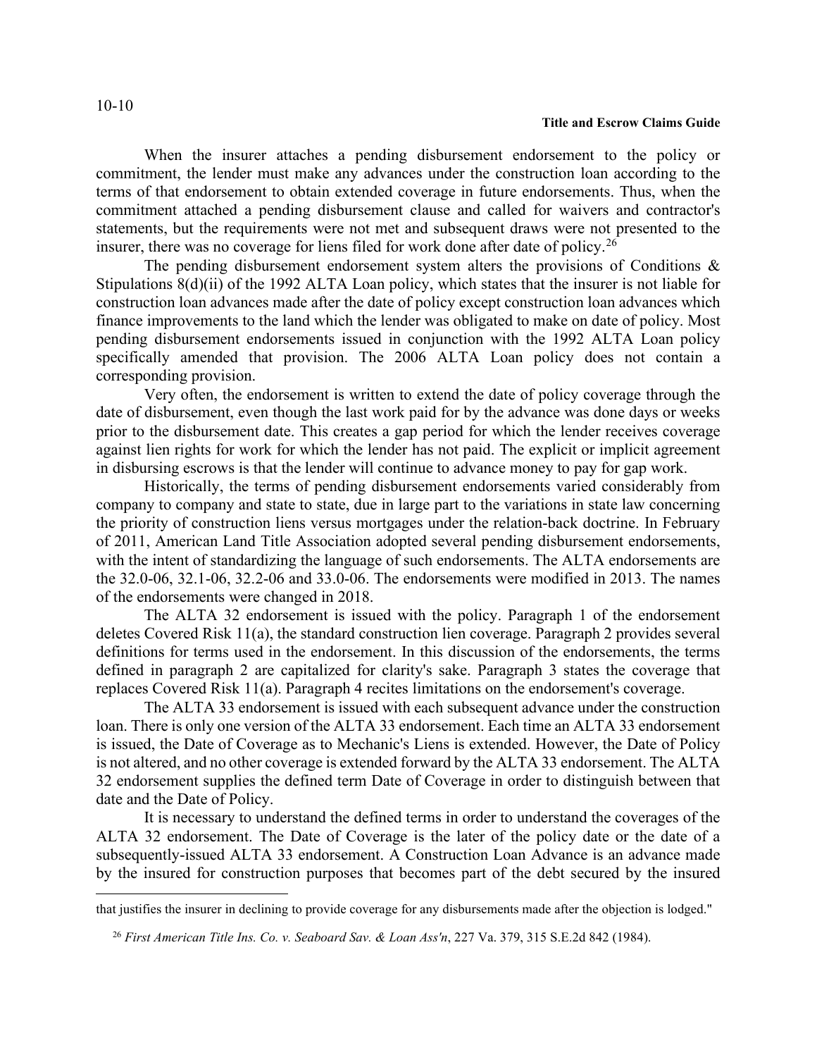When the insurer attaches a pending disbursement endorsement to the policy or commitment, the lender must make any advances under the construction loan according to the terms of that endorsement to obtain extended coverage in future endorsements. Thus, when the commitment attached a pending disbursement clause and called for waivers and contractor's statements, but the requirements were not met and subsequent draws were not presented to the insurer, there was no coverage for liens filed for work done after date of policy.[26]

The pending disbursement endorsement system alters the provisions of Conditions & Stipulations 8(d)(ii) of the 1992 ALTA Loan policy, which states that the insurer is not liable for construction loan advances made after the date of policy except construction loan advances which finance improvements to the land which the lender was obligated to make on date of policy. Most pending disbursement endorsements issued in conjunction with the 1992 ALTA Loan policy specifically amended that provision. The 2006 ALTA Loan policy does not contain a corresponding provision.

Very often, the endorsement is written to extend the date of policy coverage through the date of disbursement, even though the last work paid for by the advance was done days or weeks prior to the disbursement date. This creates a gap period for which the lender receives coverage against lien rights for work for which the lender has not paid. The explicit or implicit agreement in disbursing escrows is that the lender will continue to advance money to pay for gap work.

Historically, the terms of pending disbursement endorsements varied considerably from company to company and state to state, due in large part to the variations in state law concerning the priority of construction liens versus mortgages under the relation-back doctrine. In February of 2011, American Land Title Association adopted several pending disbursement endorsements, with the intent of standardizing the language of such endorsements. The ALTA endorsements are the 32.0-06, 32.1-06, 32.2-06 and 33.0-06. The endorsements were modified in 2013. The names of the endorsements were changed in 2018.

The ALTA 32 endorsement is issued with the policy. Paragraph 1 of the endorsement deletes Covered Risk 11(a), the standard construction lien coverage. Paragraph 2 provides several definitions for terms used in the endorsement. In this discussion of the endorsements, the terms defined in paragraph 2 are capitalized for clarity's sake. Paragraph 3 states the coverage that replaces Covered Risk 11(a). Paragraph 4 recites limitations on the endorsement's coverage.

The ALTA 33 endorsement is issued with each subsequent advance under the construction loan. There is only one version of the ALTA 33 endorsement. Each time an ALTA 33 endorsement is issued, the Date of Coverage as to Mechanic's Liens is extended. However, the Date of Policy is not altered, and no other coverage is extended forward by the ALTA 33 endorsement. The ALTA 32 endorsement supplies the defined term Date of Coverage in order to distinguish between that date and the Date of Policy.

It is necessary to understand the defined terms in order to understand the coverages of the ALTA 32 endorsement. The Date of Coverage is the later of the policy date or the date of a subsequently-issued ALTA 33 endorsement. A Construction Loan Advance is an advance made by the insured for construction purposes that becomes part of the debt secured by the insured

---

that justifies the insurer in declining to provide coverage for any disbursements made after the objection is lodged."

[26] *First American Title Ins. Co. v. Seaboard Sav. & Loan Ass'n*, 227 Va. 379, 315 S.E.2d 842 (1984).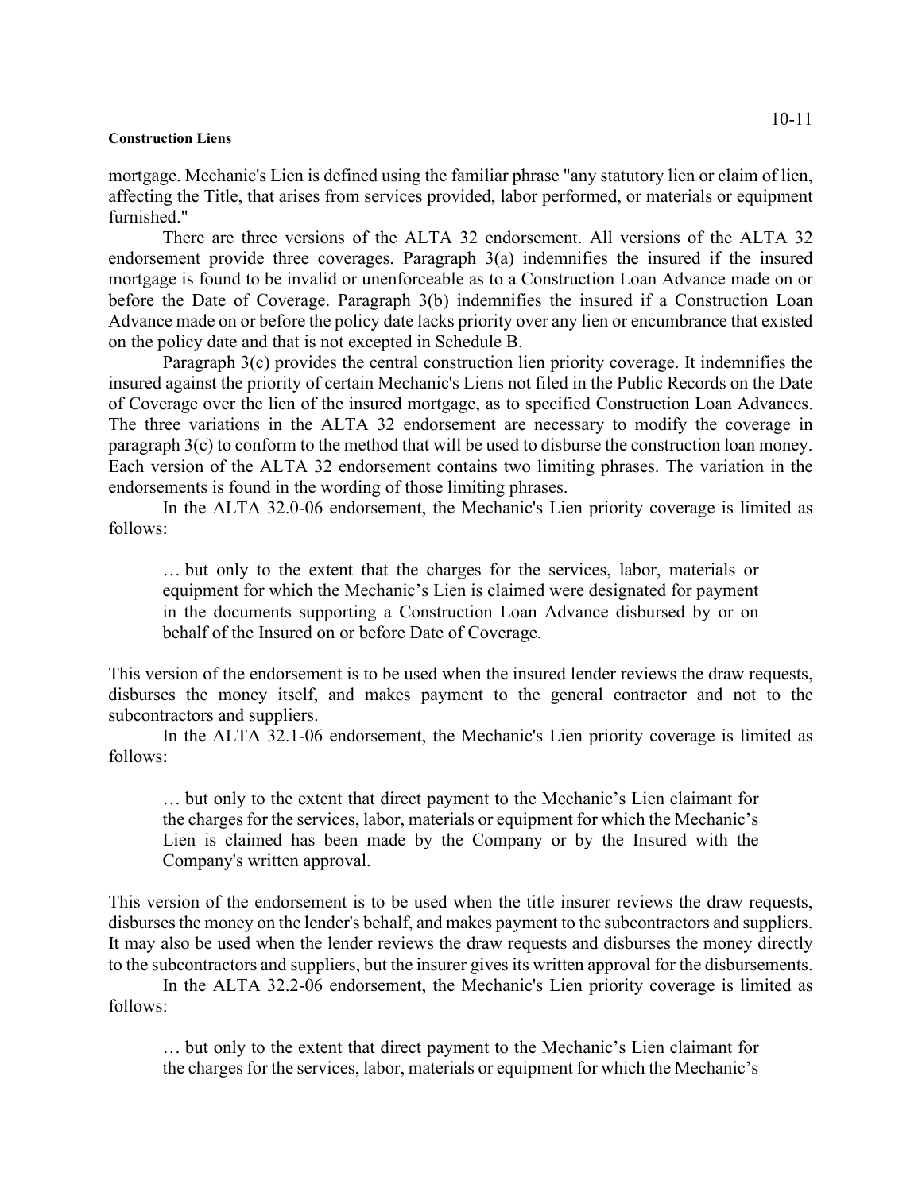mortgage. Mechanic's Lien is defined using the familiar phrase "any statutory lien or claim of lien, affecting the Title, that arises from services provided, labor performed, or materials or equipment furnished."

There are three versions of the ALTA 32 endorsement. All versions of the ALTA 32 endorsement provide three coverages. Paragraph 3(a) indemnifies the insured if the insured mortgage is found to be invalid or unenforceable as to a Construction Loan Advance made on or before the Date of Coverage. Paragraph 3(b) indemnifies the insured if a Construction Loan Advance made on or before the policy date lacks priority over any lien or encumbrance that existed on the policy date and that is not excepted in Schedule B.

Paragraph 3(c) provides the central construction lien priority coverage. It indemnifies the insured against the priority of certain Mechanic's Liens not filed in the Public Records on the Date of Coverage over the lien of the insured mortgage, as to specified Construction Loan Advances. The three variations in the ALTA 32 endorsement are necessary to modify the coverage in paragraph 3(c) to conform to the method that will be used to disburse the construction loan money. Each version of the ALTA 32 endorsement contains two limiting phrases. The variation in the endorsements is found in the wording of those limiting phrases.

In the ALTA 32.0-06 endorsement, the Mechanic's Lien priority coverage is limited as follows:

> … but only to the extent that the charges for the services, labor, materials or equipment for which the Mechanic's Lien is claimed were designated for payment in the documents supporting a Construction Loan Advance disbursed by or on behalf of the Insured on or before Date of Coverage.

This version of the endorsement is to be used when the insured lender reviews the draw requests, disburses the money itself, and makes payment to the general contractor and not to the subcontractors and suppliers.

In the ALTA 32.1-06 endorsement, the Mechanic's Lien priority coverage is limited as follows:

> … but only to the extent that direct payment to the Mechanic's Lien claimant for the charges for the services, labor, materials or equipment for which the Mechanic's Lien is claimed has been made by the Company or by the Insured with the Company's written approval.

This version of the endorsement is to be used when the title insurer reviews the draw requests, disburses the money on the lender's behalf, and makes payment to the subcontractors and suppliers. It may also be used when the lender reviews the draw requests and disburses the money directly to the subcontractors and suppliers, but the insurer gives its written approval for the disbursements.

In the ALTA 32.2-06 endorsement, the Mechanic's Lien priority coverage is limited as follows:

> … but only to the extent that direct payment to the Mechanic's Lien claimant for the charges for the services, labor, materials or equipment for which the Mechanic's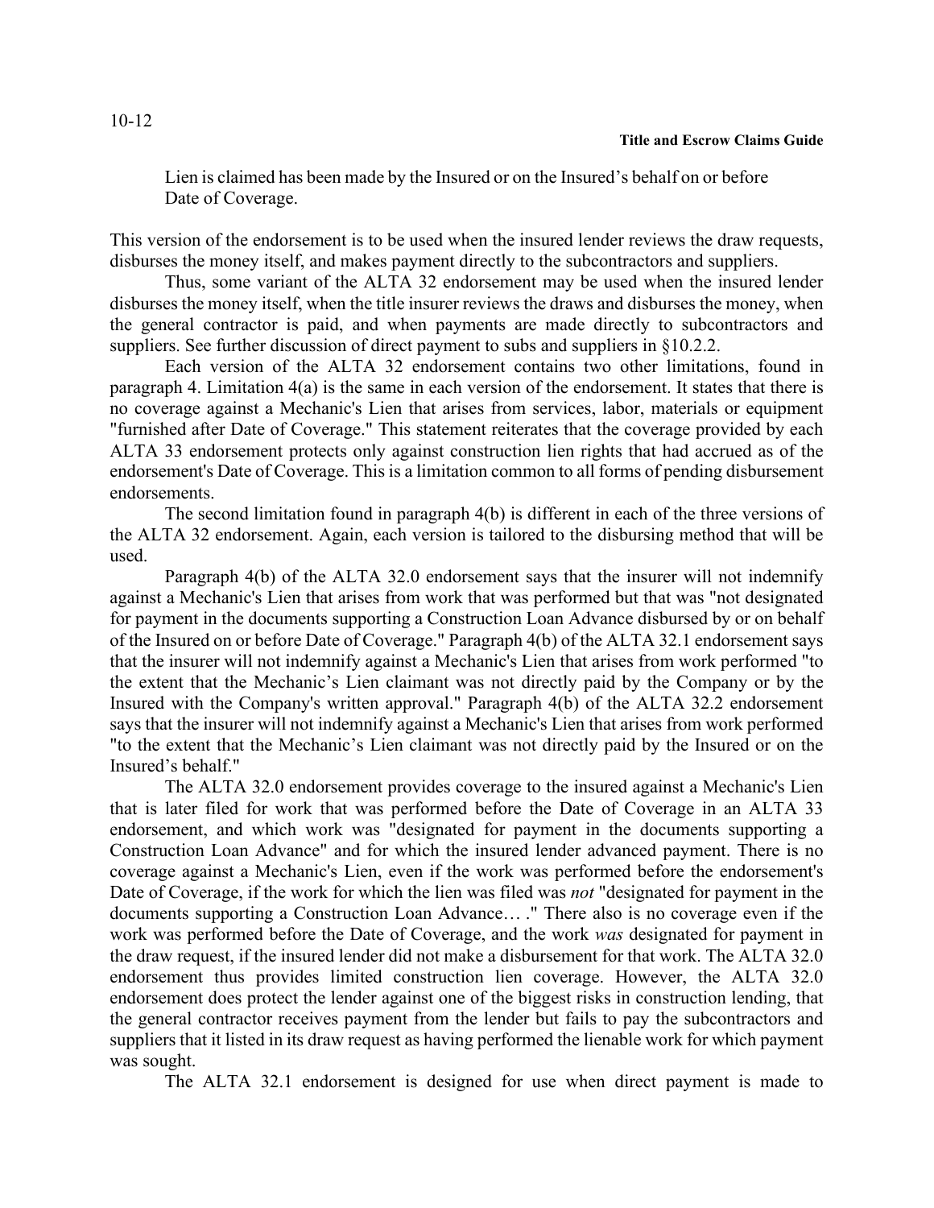Lien is claimed has been made by the Insured or on the Insured's behalf on or before Date of Coverage.

This version of the endorsement is to be used when the insured lender reviews the draw requests, disburses the money itself, and makes payment directly to the subcontractors and suppliers.

Thus, some variant of the ALTA 32 endorsement may be used when the insured lender disburses the money itself, when the title insurer reviews the draws and disburses the money, when the general contractor is paid, and when payments are made directly to subcontractors and suppliers. See further discussion of direct payment to subs and suppliers in §10.2.2.

Each version of the ALTA 32 endorsement contains two other limitations, found in paragraph 4. Limitation 4(a) is the same in each version of the endorsement. It states that there is no coverage against a Mechanic's Lien that arises from services, labor, materials or equipment "furnished after Date of Coverage." This statement reiterates that the coverage provided by each ALTA 33 endorsement protects only against construction lien rights that had accrued as of the endorsement's Date of Coverage. This is a limitation common to all forms of pending disbursement endorsements.

The second limitation found in paragraph 4(b) is different in each of the three versions of the ALTA 32 endorsement. Again, each version is tailored to the disbursing method that will be used.

Paragraph 4(b) of the ALTA 32.0 endorsement says that the insurer will not indemnify against a Mechanic's Lien that arises from work that was performed but that was "not designated for payment in the documents supporting a Construction Loan Advance disbursed by or on behalf of the Insured on or before Date of Coverage." Paragraph 4(b) of the ALTA 32.1 endorsement says that the insurer will not indemnify against a Mechanic's Lien that arises from work performed "to the extent that the Mechanic's Lien claimant was not directly paid by the Company or by the Insured with the Company's written approval." Paragraph 4(b) of the ALTA 32.2 endorsement says that the insurer will not indemnify against a Mechanic's Lien that arises from work performed "to the extent that the Mechanic's Lien claimant was not directly paid by the Insured or on the Insured's behalf."

The ALTA 32.0 endorsement provides coverage to the insured against a Mechanic's Lien that is later filed for work that was performed before the Date of Coverage in an ALTA 33 endorsement, and which work was "designated for payment in the documents supporting a Construction Loan Advance" and for which the insured lender advanced payment. There is no coverage against a Mechanic's Lien, even if the work was performed before the endorsement's Date of Coverage, if the work for which the lien was filed was *not* "designated for payment in the documents supporting a Construction Loan Advance… ." There also is no coverage even if the work was performed before the Date of Coverage, and the work *was* designated for payment in the draw request, if the insured lender did not make a disbursement for that work. The ALTA 32.0 endorsement thus provides limited construction lien coverage. However, the ALTA 32.0 endorsement does protect the lender against one of the biggest risks in construction lending, that the general contractor receives payment from the lender but fails to pay the subcontractors and suppliers that it listed in its draw request as having performed the lienable work for which payment was sought.

The ALTA 32.1 endorsement is designed for use when direct payment is made to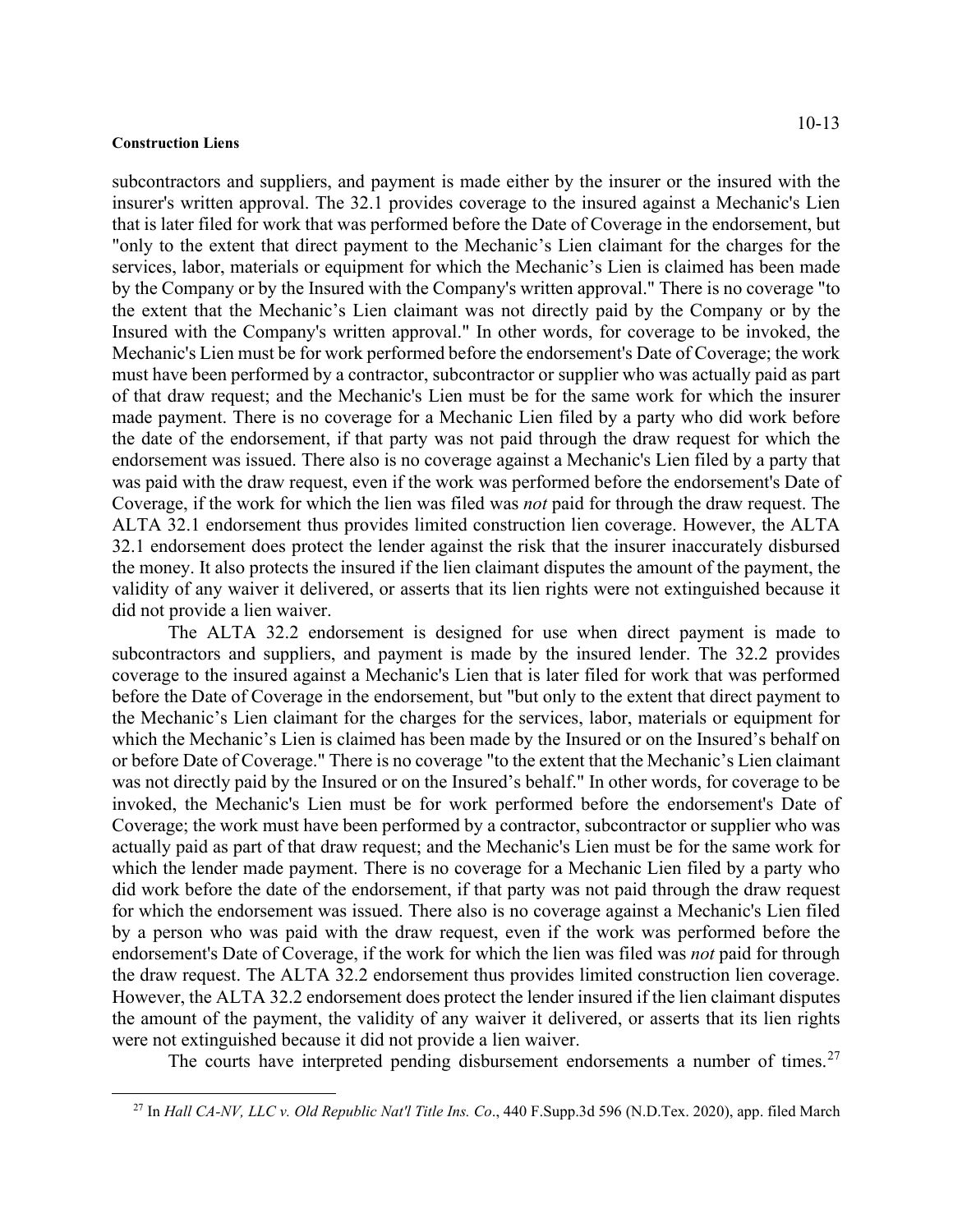subcontractors and suppliers, and payment is made either by the insurer or the insured with the insurer's written approval. The 32.1 provides coverage to the insured against a Mechanic's Lien that is later filed for work that was performed before the Date of Coverage in the endorsement, but "only to the extent that direct payment to the Mechanic's Lien claimant for the charges for the services, labor, materials or equipment for which the Mechanic's Lien is claimed has been made by the Company or by the Insured with the Company's written approval." There is no coverage "to the extent that the Mechanic's Lien claimant was not directly paid by the Company or by the Insured with the Company's written approval." In other words, for coverage to be invoked, the Mechanic's Lien must be for work performed before the endorsement's Date of Coverage; the work must have been performed by a contractor, subcontractor or supplier who was actually paid as part of that draw request; and the Mechanic's Lien must be for the same work for which the insurer made payment. There is no coverage for a Mechanic Lien filed by a party who did work before the date of the endorsement, if that party was not paid through the draw request for which the endorsement was issued. There also is no coverage against a Mechanic's Lien filed by a party that was paid with the draw request, even if the work was performed before the endorsement's Date of Coverage, if the work for which the lien was filed was *not* paid for through the draw request. The ALTA 32.1 endorsement thus provides limited construction lien coverage. However, the ALTA 32.1 endorsement does protect the lender against the risk that the insurer inaccurately disbursed the money. It also protects the insured if the lien claimant disputes the amount of the payment, the validity of any waiver it delivered, or asserts that its lien rights were not extinguished because it did not provide a lien waiver.

The ALTA 32.2 endorsement is designed for use when direct payment is made to subcontractors and suppliers, and payment is made by the insured lender. The 32.2 provides coverage to the insured against a Mechanic's Lien that is later filed for work that was performed before the Date of Coverage in the endorsement, but "but only to the extent that direct payment to the Mechanic's Lien claimant for the charges for the services, labor, materials or equipment for which the Mechanic's Lien is claimed has been made by the Insured or on the Insured's behalf on or before Date of Coverage." There is no coverage "to the extent that the Mechanic's Lien claimant was not directly paid by the Insured or on the Insured's behalf." In other words, for coverage to be invoked, the Mechanic's Lien must be for work performed before the endorsement's Date of Coverage; the work must have been performed by a contractor, subcontractor or supplier who was actually paid as part of that draw request; and the Mechanic's Lien must be for the same work for which the lender made payment. There is no coverage for a Mechanic Lien filed by a party who did work before the date of the endorsement, if that party was not paid through the draw request for which the endorsement was issued. There also is no coverage against a Mechanic's Lien filed by a person who was paid with the draw request, even if the work was performed before the endorsement's Date of Coverage, if the work for which the lien was filed was *not* paid for through the draw request. The ALTA 32.2 endorsement thus provides limited construction lien coverage. However, the ALTA 32.2 endorsement does protect the lender insured if the lien claimant disputes the amount of the payment, the validity of any waiver it delivered, or asserts that its lien rights were not extinguished because it did not provide a lien waiver.

The courts have interpreted pending disbursement endorsements a number of times.[27]

[27] In *Hall CA-NV, LLC v. Old Republic Nat'l Title Ins. Co*., 440 F.Supp.3d 596 (N.D.Tex. 2020), app. filed March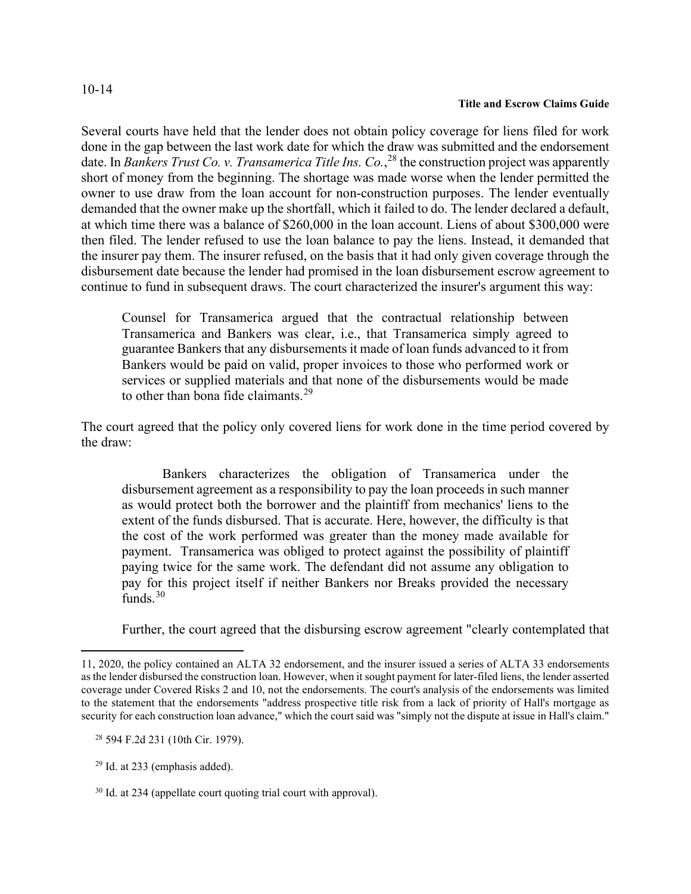Several courts have held that the lender does not obtain policy coverage for liens filed for work done in the gap between the last work date for which the draw was submitted and the endorsement date. In *Bankers Trust Co. v. Transamerica Title Ins. Co.*,[28] the construction project was apparently short of money from the beginning. The shortage was made worse when the lender permitted the owner to use draw from the loan account for non-construction purposes. The lender eventually demanded that the owner make up the shortfall, which it failed to do. The lender declared a default, at which time there was a balance of $260,000 in the loan account. Liens of about $300,000 were then filed. The lender refused to use the loan balance to pay the liens. Instead, it demanded that the insurer pay them. The insurer refused, on the basis that it had only given coverage through the disbursement date because the lender had promised in the loan disbursement escrow agreement to continue to fund in subsequent draws. The court characterized the insurer's argument this way:

> Counsel for Transamerica argued that the contractual relationship between Transamerica and Bankers was clear, i.e., that Transamerica simply agreed to guarantee Bankers that any disbursements it made of loan funds advanced to it from Bankers would be paid on valid, proper invoices to those who performed work or services or supplied materials and that none of the disbursements would be made to other than bona fide claimants.[29]

The court agreed that the policy only covered liens for work done in the time period covered by the draw:

> Bankers characterizes the obligation of Transamerica under the disbursement agreement as a responsibility to pay the loan proceeds in such manner as would protect both the borrower and the plaintiff from mechanics' liens to the extent of the funds disbursed. That is accurate. Here, however, the difficulty is that the cost of the work performed was greater than the money made available for payment. Transamerica was obliged to protect against the possibility of plaintiff paying twice for the same work. The defendant did not assume any obligation to pay for this project itself if neither Bankers nor Breaks provided the necessary funds.[30]

Further, the court agreed that the disbursing escrow agreement "clearly contemplated that

---

11, 2020, the policy contained an ALTA 32 endorsement, and the insurer issued a series of ALTA 33 endorsements as the lender disbursed the construction loan. However, when it sought payment for later-filed liens, the lender asserted coverage under Covered Risks 2 and 10, not the endorsements. The court's analysis of the endorsements was limited to the statement that the endorsements "address prospective title risk from a lack of priority of Hall's mortgage as security for each construction loan advance," which the court said was "simply not the dispute at issue in Hall's claim."

[28] 594 F.2d 231 (10th Cir. 1979).

[29] Id. at 233 (emphasis added).

[30] Id. at 234 (appellate court quoting trial court with approval).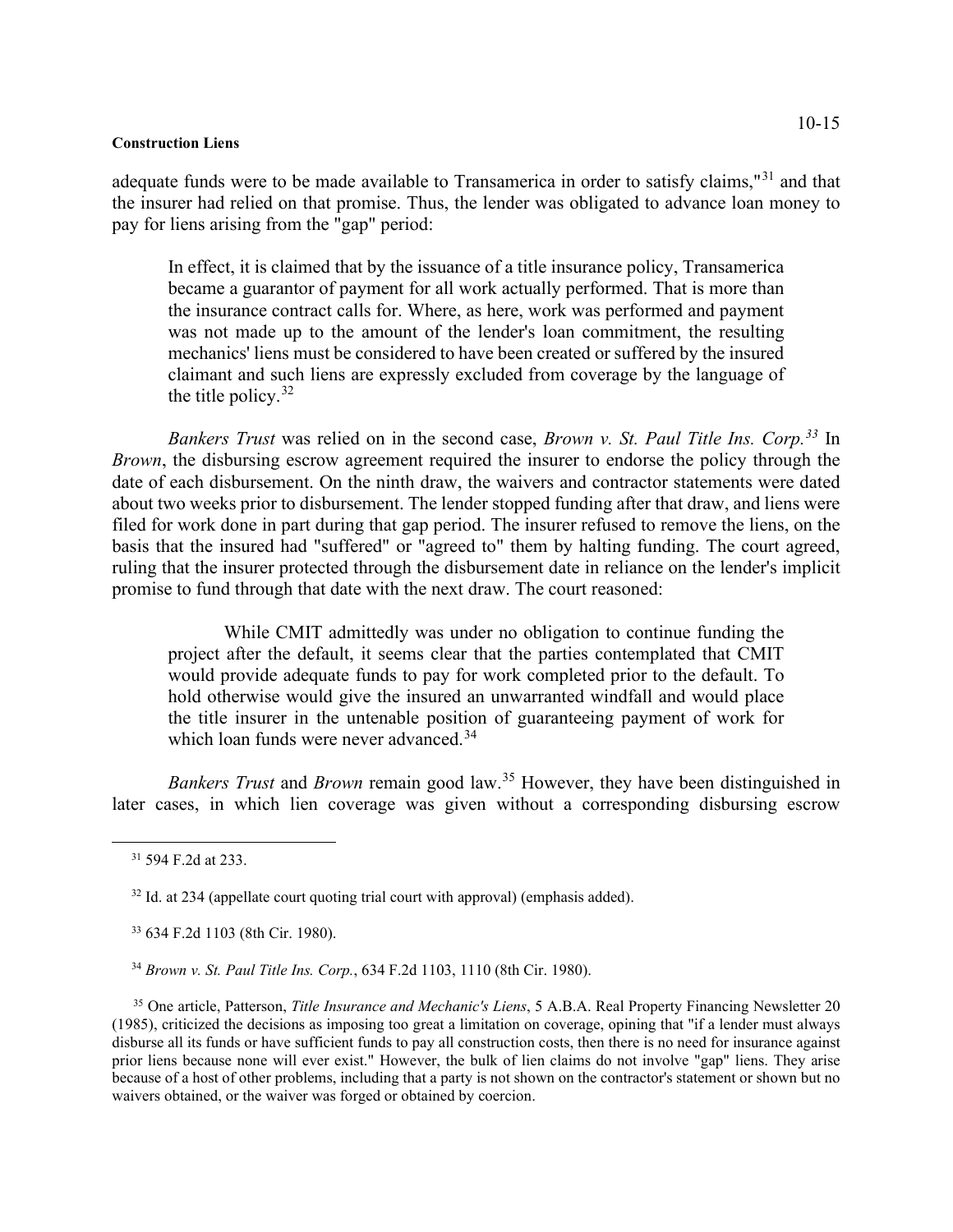adequate funds were to be made available to Transamerica in order to satisfy claims,"[31] and that the insurer had relied on that promise. Thus, the lender was obligated to advance loan money to pay for liens arising from the "gap" period:

> In effect, it is claimed that by the issuance of a title insurance policy, Transamerica became a guarantor of payment for all work actually performed. That is more than the insurance contract calls for. Where, as here, work was performed and payment was not made up to the amount of the lender's loan commitment, the resulting mechanics' liens must be considered to have been created or suffered by the insured claimant and such liens are expressly excluded from coverage by the language of the title policy.[32]

*Bankers Trust* was relied on in the second case, *Brown v. St. Paul Title Ins. Corp.*[33] In *Brown*, the disbursing escrow agreement required the insurer to endorse the policy through the date of each disbursement. On the ninth draw, the waivers and contractor statements were dated about two weeks prior to disbursement. The lender stopped funding after that draw, and liens were filed for work done in part during that gap period. The insurer refused to remove the liens, on the basis that the insured had "suffered" or "agreed to" them by halting funding. The court agreed, ruling that the insurer protected through the disbursement date in reliance on the lender's implicit promise to fund through that date with the next draw. The court reasoned:

> While CMIT admittedly was under no obligation to continue funding the project after the default, it seems clear that the parties contemplated that CMIT would provide adequate funds to pay for work completed prior to the default. To hold otherwise would give the insured an unwarranted windfall and would place the title insurer in the untenable position of guaranteeing payment of work for which loan funds were never advanced.[34]

*Bankers Trust* and *Brown* remain good law.[35] However, they have been distinguished in later cases, in which lien coverage was given without a corresponding disbursing escrow

---

[31] 594 F.2d at 233.

[32] Id. at 234 (appellate court quoting trial court with approval) (emphasis added).

[33] 634 F.2d 1103 (8th Cir. 1980).

[34] *Brown v. St. Paul Title Ins. Corp.*, 634 F.2d 1103, 1110 (8th Cir. 1980).

[35] One article, Patterson, *Title Insurance and Mechanic's Liens*, 5 A.B.A. Real Property Financing Newsletter 20 (1985), criticized the decisions as imposing too great a limitation on coverage, opining that "if a lender must always disburse all its funds or have sufficient funds to pay all construction costs, then there is no need for insurance against prior liens because none will ever exist." However, the bulk of lien claims do not involve "gap" liens. They arise because of a host of other problems, including that a party is not shown on the contractor's statement or shown but no waivers obtained, or the waiver was forged or obtained by coercion.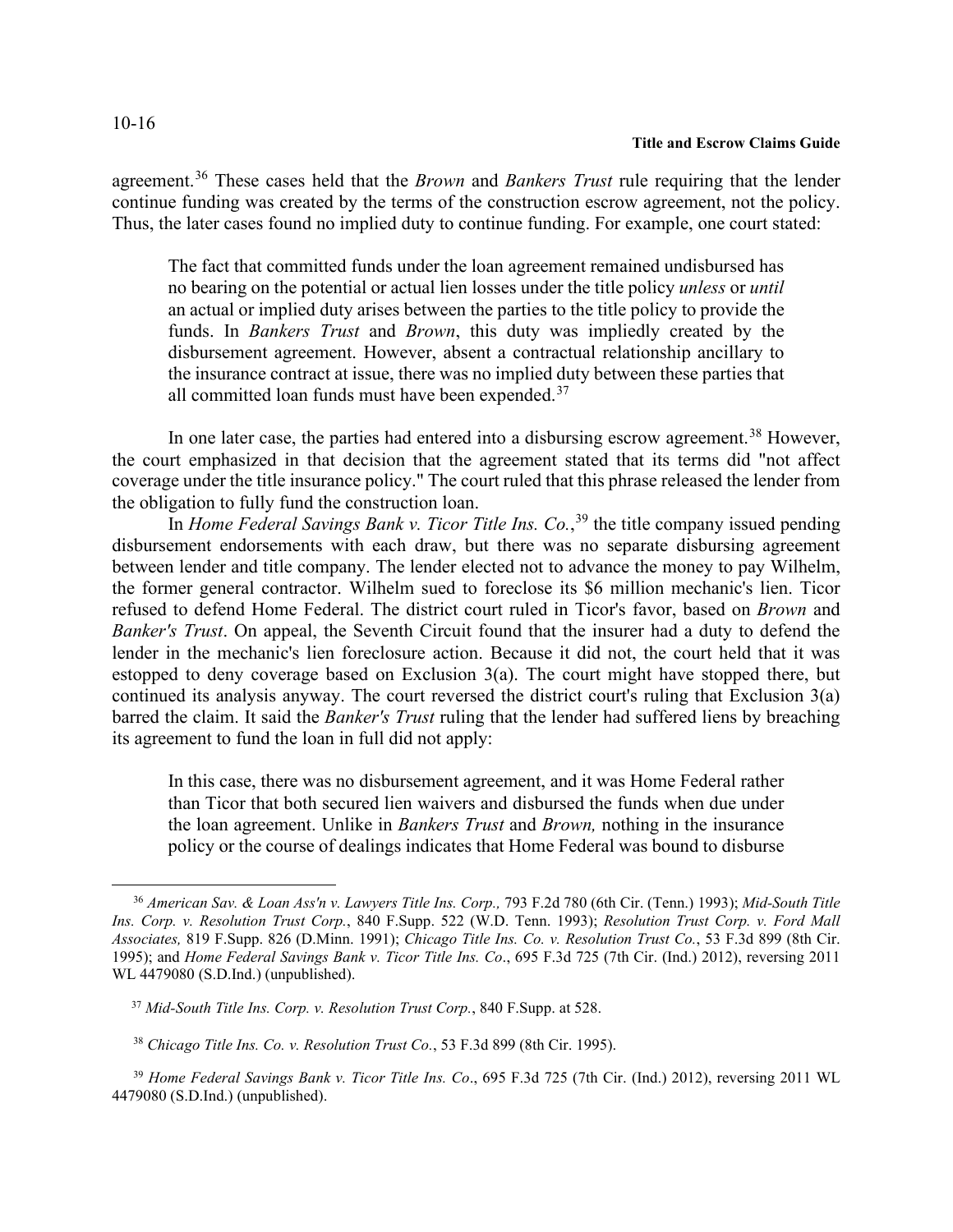agreement.[36] These cases held that the *Brown* and *Bankers Trust* rule requiring that the lender continue funding was created by the terms of the construction escrow agreement, not the policy. Thus, the later cases found no implied duty to continue funding. For example, one court stated:

> The fact that committed funds under the loan agreement remained undisbursed has no bearing on the potential or actual lien losses under the title policy *unless* or *until* an actual or implied duty arises between the parties to the title policy to provide the funds. In *Bankers Trust* and *Brown*, this duty was impliedly created by the disbursement agreement. However, absent a contractual relationship ancillary to the insurance contract at issue, there was no implied duty between these parties that all committed loan funds must have been expended.[37]

In one later case, the parties had entered into a disbursing escrow agreement.[38] However, the court emphasized in that decision that the agreement stated that its terms did "not affect coverage under the title insurance policy." The court ruled that this phrase released the lender from the obligation to fully fund the construction loan.

In *Home Federal Savings Bank v. Ticor Title Ins. Co.*,[39] the title company issued pending disbursement endorsements with each draw, but there was no separate disbursing agreement between lender and title company. The lender elected not to advance the money to pay Wilhelm, the former general contractor. Wilhelm sued to foreclose its $6 million mechanic's lien. Ticor refused to defend Home Federal. The district court ruled in Ticor's favor, based on *Brown* and *Banker's Trust*. On appeal, the Seventh Circuit found that the insurer had a duty to defend the lender in the mechanic's lien foreclosure action. Because it did not, the court held that it was estopped to deny coverage based on Exclusion 3(a). The court might have stopped there, but continued its analysis anyway. The court reversed the district court's ruling that Exclusion 3(a) barred the claim. It said the *Banker's Trust* ruling that the lender had suffered liens by breaching its agreement to fund the loan in full did not apply:

> In this case, there was no disbursement agreement, and it was Home Federal rather than Ticor that both secured lien waivers and disbursed the funds when due under the loan agreement. Unlike in *Bankers Trust* and *Brown,* nothing in the insurance policy or the course of dealings indicates that Home Federal was bound to disburse

---

[36] *American Sav. & Loan Ass'n v. Lawyers Title Ins. Corp.,* 793 F.2d 780 (6th Cir. (Tenn.) 1993); *Mid-South Title Ins. Corp. v. Resolution Trust Corp.*, 840 F.Supp. 522 (W.D. Tenn. 1993); *Resolution Trust Corp. v. Ford Mall Associates,* 819 F.Supp. 826 (D.Minn. 1991); *Chicago Title Ins. Co. v. Resolution Trust Co.*, 53 F.3d 899 (8th Cir. 1995); and *Home Federal Savings Bank v. Ticor Title Ins. Co*., 695 F.3d 725 (7th Cir. (Ind.) 2012), reversing 2011 WL 4479080 (S.D.Ind.) (unpublished).

[37] *Mid-South Title Ins. Corp. v. Resolution Trust Corp.*, 840 F.Supp. at 528.

[38] *Chicago Title Ins. Co. v. Resolution Trust Co.*, 53 F.3d 899 (8th Cir. 1995).

[39] *Home Federal Savings Bank v. Ticor Title Ins. Co*., 695 F.3d 725 (7th Cir. (Ind.) 2012), reversing 2011 WL 4479080 (S.D.Ind.) (unpublished).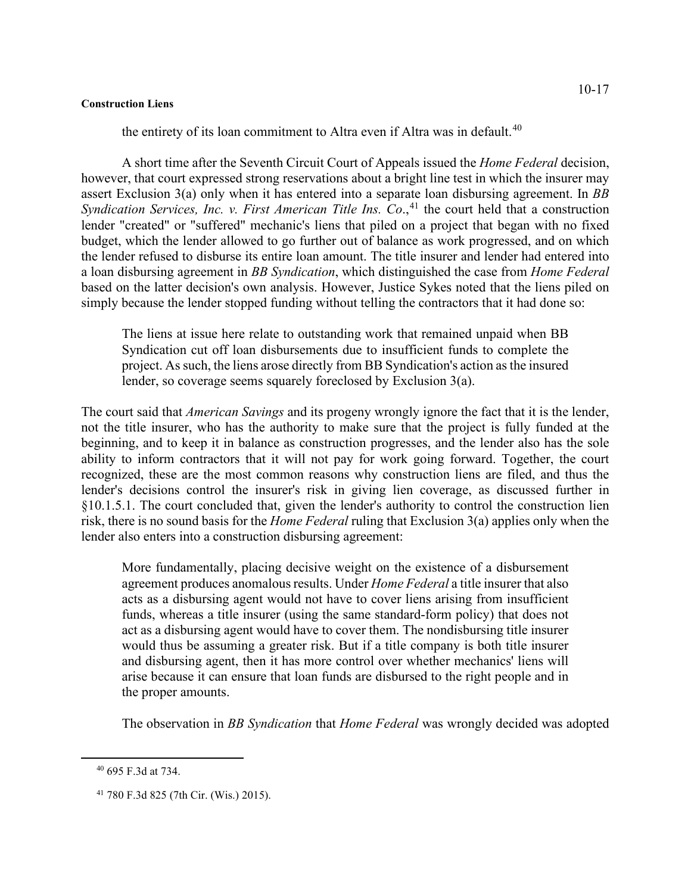the entirety of its loan commitment to Altra even if Altra was in default.[40]

A short time after the Seventh Circuit Court of Appeals issued the *Home Federal* decision, however, that court expressed strong reservations about a bright line test in which the insurer may assert Exclusion 3(a) only when it has entered into a separate loan disbursing agreement. In *BB Syndication Services, Inc. v. First American Title Ins. Co*.,[41] the court held that a construction lender "created" or "suffered" mechanic's liens that piled on a project that began with no fixed budget, which the lender allowed to go further out of balance as work progressed, and on which the lender refused to disburse its entire loan amount. The title insurer and lender had entered into a loan disbursing agreement in *BB Syndication*, which distinguished the case from *Home Federal* based on the latter decision's own analysis. However, Justice Sykes noted that the liens piled on simply because the lender stopped funding without telling the contractors that it had done so:

> The liens at issue here relate to outstanding work that remained unpaid when BB Syndication cut off loan disbursements due to insufficient funds to complete the project. As such, the liens arose directly from BB Syndication's action as the insured lender, so coverage seems squarely foreclosed by Exclusion 3(a).

The court said that *American Savings* and its progeny wrongly ignore the fact that it is the lender, not the title insurer, who has the authority to make sure that the project is fully funded at the beginning, and to keep it in balance as construction progresses, and the lender also has the sole ability to inform contractors that it will not pay for work going forward. Together, the court recognized, these are the most common reasons why construction liens are filed, and thus the lender's decisions control the insurer's risk in giving lien coverage, as discussed further in §10.1.5.1. The court concluded that, given the lender's authority to control the construction lien risk, there is no sound basis for the *Home Federal* ruling that Exclusion 3(a) applies only when the lender also enters into a construction disbursing agreement:

> More fundamentally, placing decisive weight on the existence of a disbursement agreement produces anomalous results. Under *Home Federal* a title insurer that also acts as a disbursing agent would not have to cover liens arising from insufficient funds, whereas a title insurer (using the same standard-form policy) that does not act as a disbursing agent would have to cover them. The nondisbursing title insurer would thus be assuming a greater risk. But if a title company is both title insurer and disbursing agent, then it has more control over whether mechanics' liens will arise because it can ensure that loan funds are disbursed to the right people and in the proper amounts.

The observation in *BB Syndication* that *Home Federal* was wrongly decided was adopted

---

[40] 695 F.3d at 734.

[41] 780 F.3d 825 (7th Cir. (Wis.) 2015).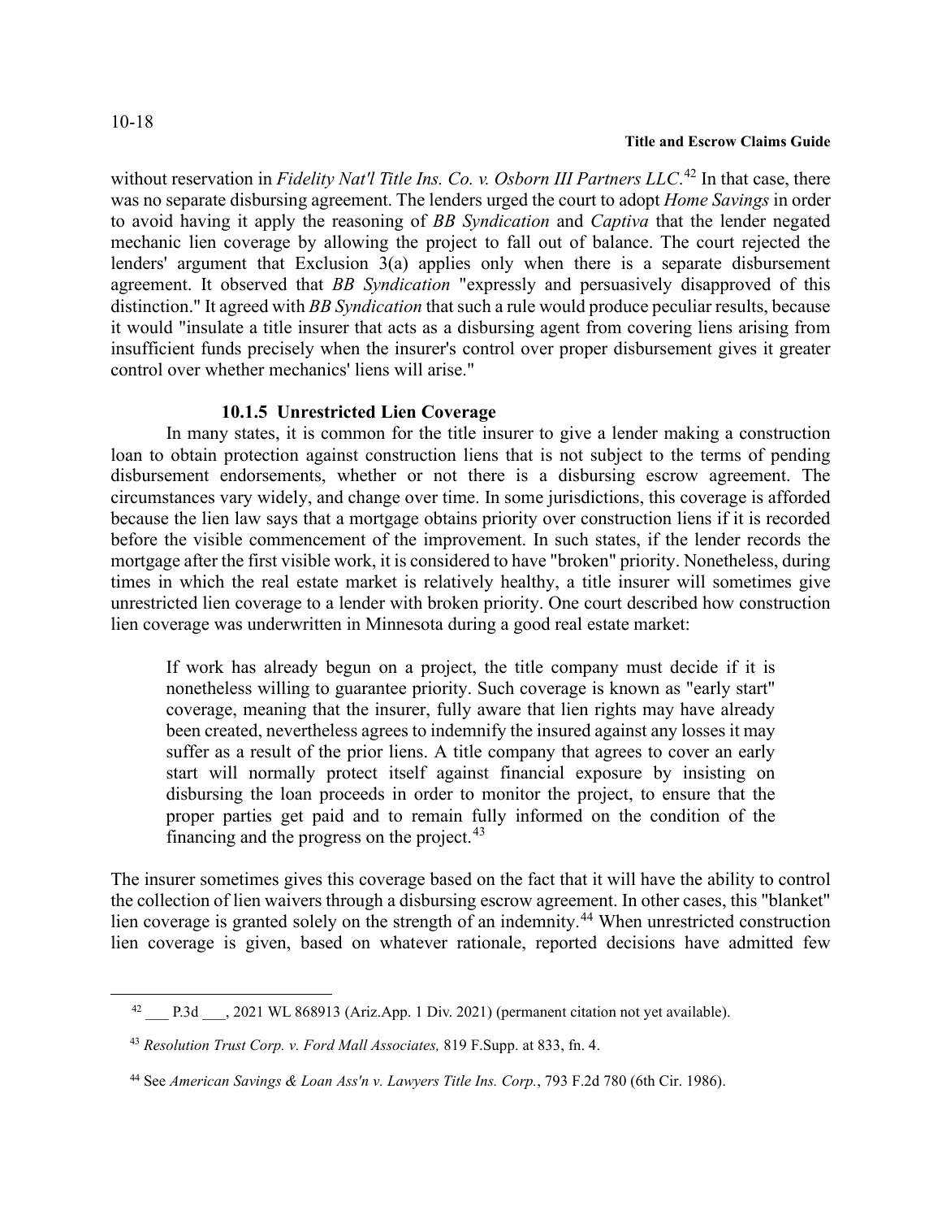without reservation in *Fidelity Nat'l Title Ins. Co. v. Osborn III Partners LLC*.[42] In that case, there was no separate disbursing agreement. The lenders urged the court to adopt *Home Savings* in order to avoid having it apply the reasoning of *BB Syndication* and *Captiva* that the lender negated mechanic lien coverage by allowing the project to fall out of balance. The court rejected the lenders' argument that Exclusion 3(a) applies only when there is a separate disbursement agreement. It observed that *BB Syndication* "expressly and persuasively disapproved of this distinction." It agreed with *BB Syndication* that such a rule would produce peculiar results, because it would "insulate a title insurer that acts as a disbursing agent from covering liens arising from insufficient funds precisely when the insurer's control over proper disbursement gives it greater control over whether mechanics' liens will arise."

#### 10.1.5 Unrestricted Lien Coverage

In many states, it is common for the title insurer to give a lender making a construction loan to obtain protection against construction liens that is not subject to the terms of pending disbursement endorsements, whether or not there is a disbursing escrow agreement. The circumstances vary widely, and change over time. In some jurisdictions, this coverage is afforded because the lien law says that a mortgage obtains priority over construction liens if it is recorded before the visible commencement of the improvement. In such states, if the lender records the mortgage after the first visible work, it is considered to have "broken" priority. Nonetheless, during times in which the real estate market is relatively healthy, a title insurer will sometimes give unrestricted lien coverage to a lender with broken priority. One court described how construction lien coverage was underwritten in Minnesota during a good real estate market:

> If work has already begun on a project, the title company must decide if it is nonetheless willing to guarantee priority. Such coverage is known as "early start" coverage, meaning that the insurer, fully aware that lien rights may have already been created, nevertheless agrees to indemnify the insured against any losses it may suffer as a result of the prior liens. A title company that agrees to cover an early start will normally protect itself against financial exposure by insisting on disbursing the loan proceeds in order to monitor the project, to ensure that the proper parties get paid and to remain fully informed on the condition of the financing and the progress on the project.[43]

The insurer sometimes gives this coverage based on the fact that it will have the ability to control the collection of lien waivers through a disbursing escrow agreement. In other cases, this "blanket" lien coverage is granted solely on the strength of an indemnity.[44] When unrestricted construction lien coverage is given, based on whatever rationale, reported decisions have admitted few

---

[42] ___ P.3d ___, 2021 WL 868913 (Ariz.App. 1 Div. 2021) (permanent citation not yet available).

[43] *Resolution Trust Corp. v. Ford Mall Associates,* 819 F.Supp. at 833, fn. 4.

[44] See *American Savings & Loan Ass'n v. Lawyers Title Ins. Corp.*, 793 F.2d 780 (6th Cir. 1986).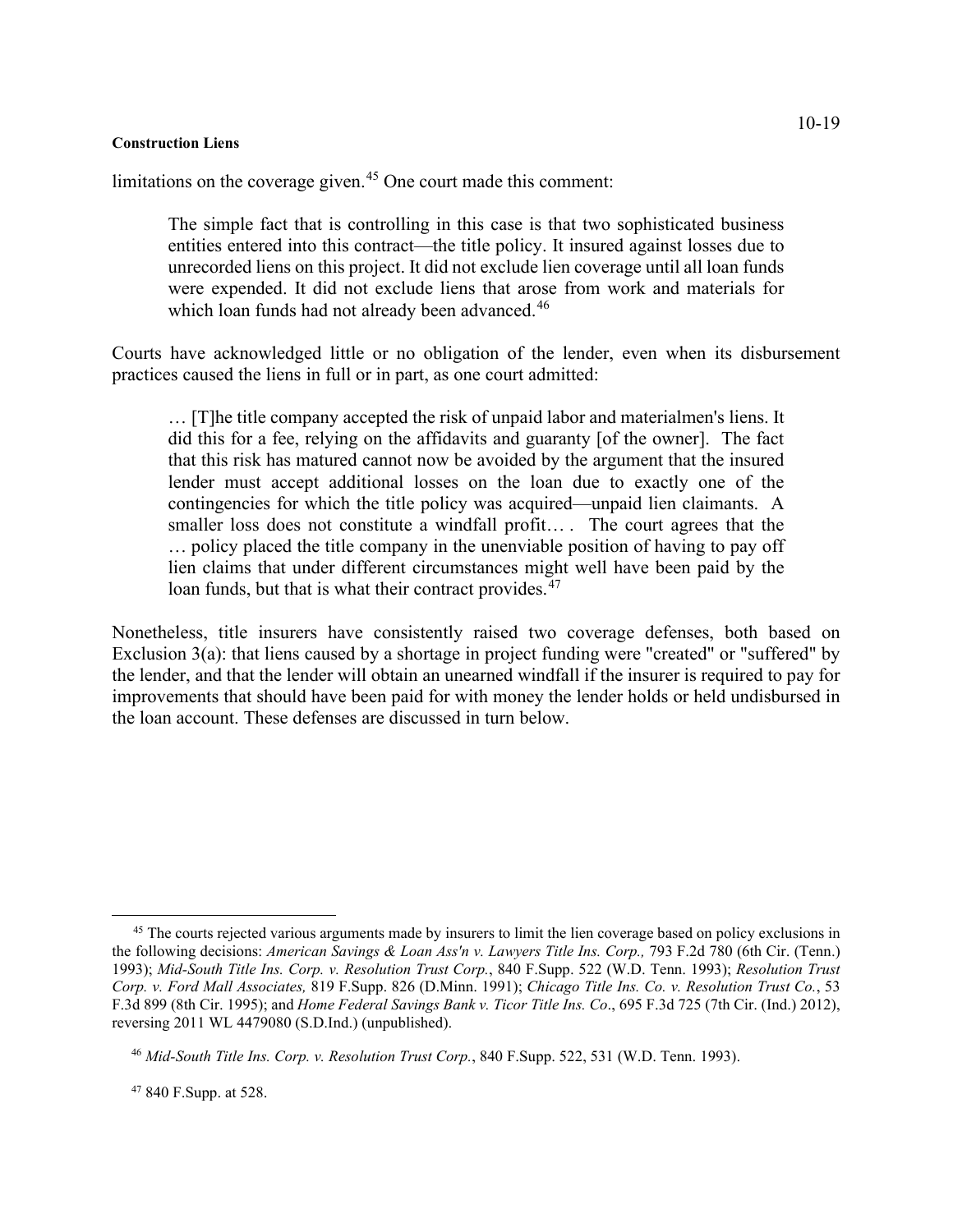limitations on the coverage given.[45] One court made this comment:

> The simple fact that is controlling in this case is that two sophisticated business entities entered into this contract—the title policy. It insured against losses due to unrecorded liens on this project. It did not exclude lien coverage until all loan funds were expended. It did not exclude liens that arose from work and materials for which loan funds had not already been advanced.[46]

Courts have acknowledged little or no obligation of the lender, even when its disbursement practices caused the liens in full or in part, as one court admitted:

> … [T]he title company accepted the risk of unpaid labor and materialmen's liens. It did this for a fee, relying on the affidavits and guaranty [of the owner]. The fact that this risk has matured cannot now be avoided by the argument that the insured lender must accept additional losses on the loan due to exactly one of the contingencies for which the title policy was acquired—unpaid lien claimants. A smaller loss does not constitute a windfall profit… . The court agrees that the … policy placed the title company in the unenviable position of having to pay off lien claims that under different circumstances might well have been paid by the loan funds, but that is what their contract provides.[47]

Nonetheless, title insurers have consistently raised two coverage defenses, both based on Exclusion 3(a): that liens caused by a shortage in project funding were "created" or "suffered" by the lender, and that the lender will obtain an unearned windfall if the insurer is required to pay for improvements that should have been paid for with money the lender holds or held undisbursed in the loan account. These defenses are discussed in turn below.

---

[45] The courts rejected various arguments made by insurers to limit the lien coverage based on policy exclusions in the following decisions: *American Savings & Loan Ass'n v. Lawyers Title Ins. Corp.,* 793 F.2d 780 (6th Cir. (Tenn.) 1993); *Mid-South Title Ins. Corp. v. Resolution Trust Corp.*, 840 F.Supp. 522 (W.D. Tenn. 1993); *Resolution Trust Corp. v. Ford Mall Associates,* 819 F.Supp. 826 (D.Minn. 1991); *Chicago Title Ins. Co. v. Resolution Trust Co.*, 53 F.3d 899 (8th Cir. 1995); and *Home Federal Savings Bank v. Ticor Title Ins. Co*., 695 F.3d 725 (7th Cir. (Ind.) 2012), reversing 2011 WL 4479080 (S.D.Ind.) (unpublished).

[46] *Mid-South Title Ins. Corp. v. Resolution Trust Corp.*, 840 F.Supp. 522, 531 (W.D. Tenn. 1993).

[47] 840 F.Supp. at 528.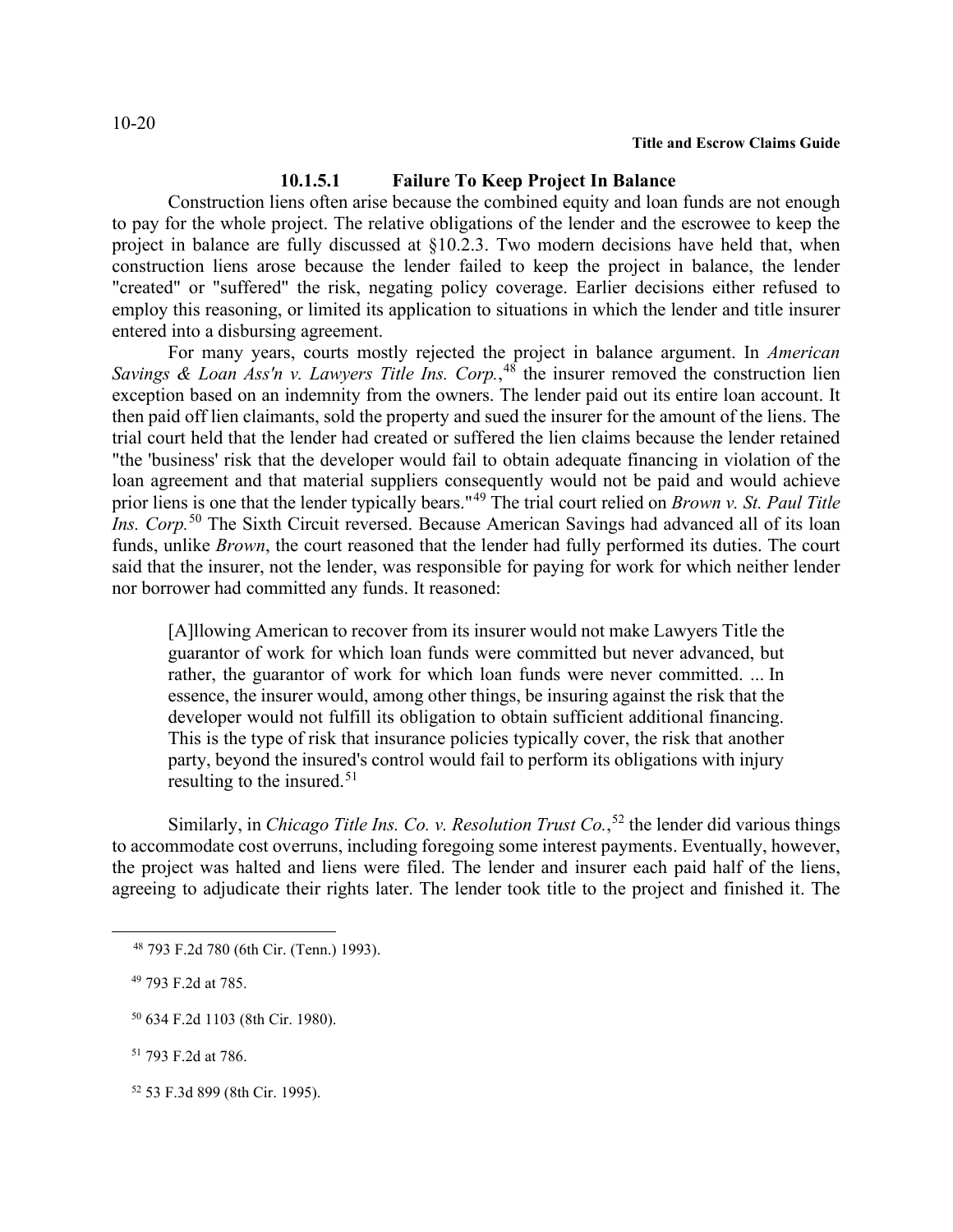#### 10.1.5.1 Failure To Keep Project In Balance

Construction liens often arise because the combined equity and loan funds are not enough to pay for the whole project. The relative obligations of the lender and the escrowee to keep the project in balance are fully discussed at §10.2.3. Two modern decisions have held that, when construction liens arose because the lender failed to keep the project in balance, the lender "created" or "suffered" the risk, negating policy coverage. Earlier decisions either refused to employ this reasoning, or limited its application to situations in which the lender and title insurer entered into a disbursing agreement.

For many years, courts mostly rejected the project in balance argument. In *American Savings & Loan Ass'n v. Lawyers Title Ins. Corp.*,[48] the insurer removed the construction lien exception based on an indemnity from the owners. The lender paid out its entire loan account. It then paid off lien claimants, sold the property and sued the insurer for the amount of the liens. The trial court held that the lender had created or suffered the lien claims because the lender retained "the 'business' risk that the developer would fail to obtain adequate financing in violation of the loan agreement and that material suppliers consequently would not be paid and would achieve prior liens is one that the lender typically bears."[49] The trial court relied on *Brown v. St. Paul Title Ins. Corp.*[50] The Sixth Circuit reversed. Because American Savings had advanced all of its loan funds, unlike *Brown*, the court reasoned that the lender had fully performed its duties. The court said that the insurer, not the lender, was responsible for paying for work for which neither lender nor borrower had committed any funds. It reasoned:

> [A]llowing American to recover from its insurer would not make Lawyers Title the guarantor of work for which loan funds were committed but never advanced, but rather, the guarantor of work for which loan funds were never committed. ... In essence, the insurer would, among other things, be insuring against the risk that the developer would not fulfill its obligation to obtain sufficient additional financing. This is the type of risk that insurance policies typically cover, the risk that another party, beyond the insured's control would fail to perform its obligations with injury resulting to the insured.[51]

Similarly, in *Chicago Title Ins. Co. v. Resolution Trust Co.*,[52] the lender did various things to accommodate cost overruns, including foregoing some interest payments. Eventually, however, the project was halted and liens were filed. The lender and insurer each paid half of the liens, agreeing to adjudicate their rights later. The lender took title to the project and finished it. The

---

[48] 793 F.2d 780 (6th Cir. (Tenn.) 1993).

[49] 793 F.2d at 785.

[50] 634 F.2d 1103 (8th Cir. 1980).

[51] 793 F.2d at 786.

[52] 53 F.3d 899 (8th Cir. 1995).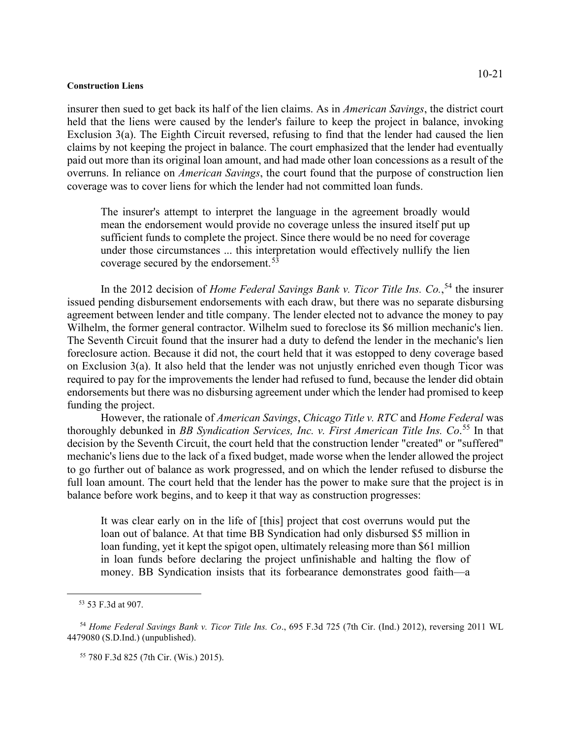insurer then sued to get back its half of the lien claims. As in *American Savings*, the district court held that the liens were caused by the lender's failure to keep the project in balance, invoking Exclusion 3(a). The Eighth Circuit reversed, refusing to find that the lender had caused the lien claims by not keeping the project in balance. The court emphasized that the lender had eventually paid out more than its original loan amount, and had made other loan concessions as a result of the overruns. In reliance on *American Savings*, the court found that the purpose of construction lien coverage was to cover liens for which the lender had not committed loan funds.

> The insurer's attempt to interpret the language in the agreement broadly would mean the endorsement would provide no coverage unless the insured itself put up sufficient funds to complete the project. Since there would be no need for coverage under those circumstances ... this interpretation would effectively nullify the lien coverage secured by the endorsement.[53]

In the 2012 decision of *Home Federal Savings Bank v. Ticor Title Ins. Co.*,[54] the insurer issued pending disbursement endorsements with each draw, but there was no separate disbursing agreement between lender and title company. The lender elected not to advance the money to pay Wilhelm, the former general contractor. Wilhelm sued to foreclose its $6 million mechanic's lien. The Seventh Circuit found that the insurer had a duty to defend the lender in the mechanic's lien foreclosure action. Because it did not, the court held that it was estopped to deny coverage based on Exclusion 3(a). It also held that the lender was not unjustly enriched even though Ticor was required to pay for the improvements the lender had refused to fund, because the lender did obtain endorsements but there was no disbursing agreement under which the lender had promised to keep funding the project.

However, the rationale of *American Savings*, *Chicago Title v. RTC* and *Home Federal* was thoroughly debunked in *BB Syndication Services, Inc. v. First American Title Ins. Co*.[55] In that decision by the Seventh Circuit, the court held that the construction lender "created" or "suffered" mechanic's liens due to the lack of a fixed budget, made worse when the lender allowed the project to go further out of balance as work progressed, and on which the lender refused to disburse the full loan amount. The court held that the lender has the power to make sure that the project is in balance before work begins, and to keep it that way as construction progresses:

> It was clear early on in the life of [this] project that cost overruns would put the loan out of balance. At that time BB Syndication had only disbursed $5 million in loan funding, yet it kept the spigot open, ultimately releasing more than $61 million in loan funds before declaring the project unfinishable and halting the flow of money. BB Syndication insists that its forbearance demonstrates good faith—a

---

[53] 53 F.3d at 907.

[54] *Home Federal Savings Bank v. Ticor Title Ins. Co*., 695 F.3d 725 (7th Cir. (Ind.) 2012), reversing 2011 WL 4479080 (S.D.Ind.) (unpublished).

[55] 780 F.3d 825 (7th Cir. (Wis.) 2015).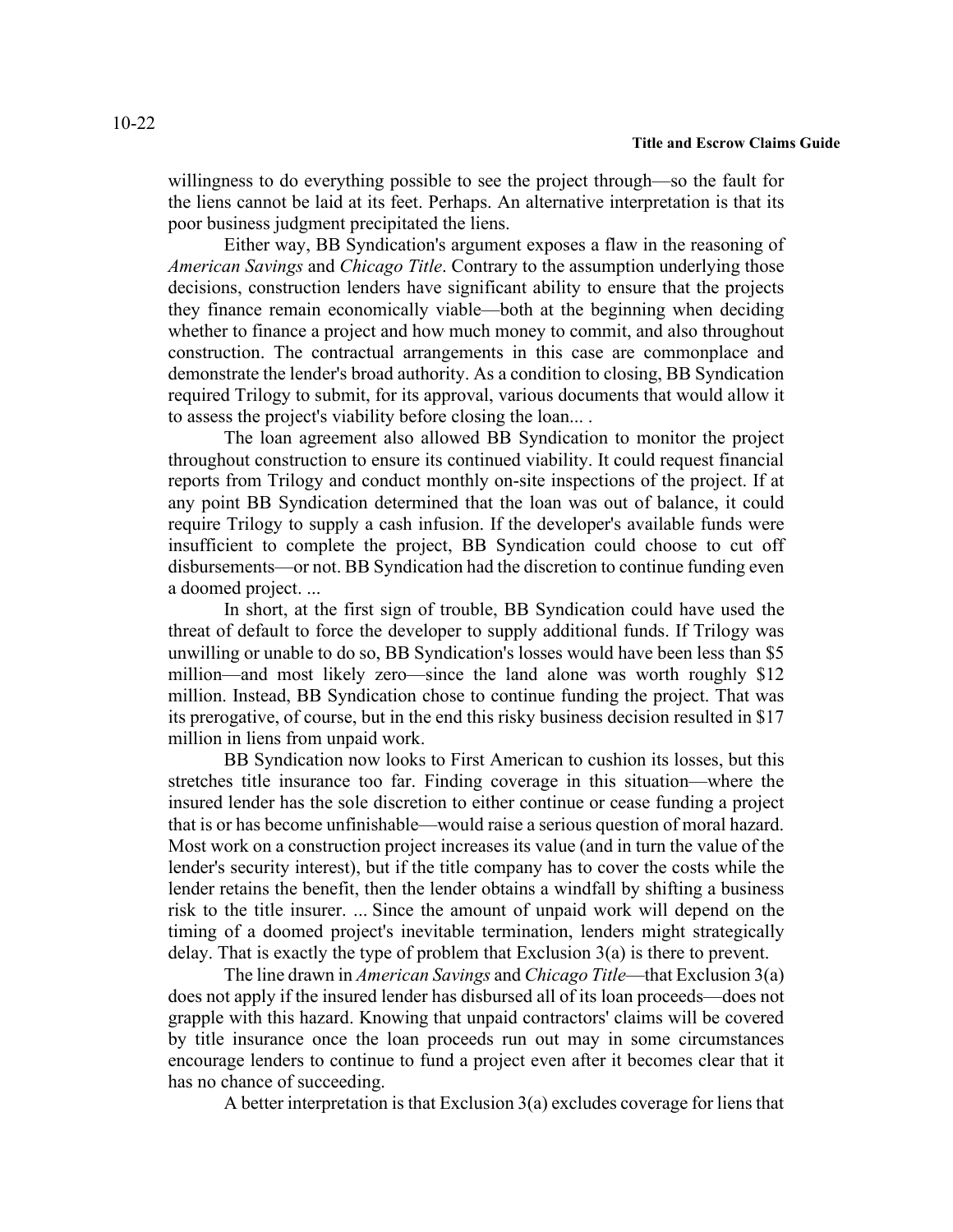willingness to do everything possible to see the project through—so the fault for the liens cannot be laid at its feet. Perhaps. An alternative interpretation is that its poor business judgment precipitated the liens.

Either way, BB Syndication's argument exposes a flaw in the reasoning of *American Savings* and *Chicago Title*. Contrary to the assumption underlying those decisions, construction lenders have significant ability to ensure that the projects they finance remain economically viable—both at the beginning when deciding whether to finance a project and how much money to commit, and also throughout construction. The contractual arrangements in this case are commonplace and demonstrate the lender's broad authority. As a condition to closing, BB Syndication required Trilogy to submit, for its approval, various documents that would allow it to assess the project's viability before closing the loan... .

The loan agreement also allowed BB Syndication to monitor the project throughout construction to ensure its continued viability. It could request financial reports from Trilogy and conduct monthly on-site inspections of the project. If at any point BB Syndication determined that the loan was out of balance, it could require Trilogy to supply a cash infusion. If the developer's available funds were insufficient to complete the project, BB Syndication could choose to cut off disbursements—or not. BB Syndication had the discretion to continue funding even a doomed project. ...

In short, at the first sign of trouble, BB Syndication could have used the threat of default to force the developer to supply additional funds. If Trilogy was unwilling or unable to do so, BB Syndication's losses would have been less than \$5 million—and most likely zero—since the land alone was worth roughly \$12 million. Instead, BB Syndication chose to continue funding the project. That was its prerogative, of course, but in the end this risky business decision resulted in \$17 million in liens from unpaid work.

BB Syndication now looks to First American to cushion its losses, but this stretches title insurance too far. Finding coverage in this situation—where the insured lender has the sole discretion to either continue or cease funding a project that is or has become unfinishable—would raise a serious question of moral hazard. Most work on a construction project increases its value (and in turn the value of the lender's security interest), but if the title company has to cover the costs while the lender retains the benefit, then the lender obtains a windfall by shifting a business risk to the title insurer. ... Since the amount of unpaid work will depend on the timing of a doomed project's inevitable termination, lenders might strategically delay. That is exactly the type of problem that Exclusion 3(a) is there to prevent.

The line drawn in *American Savings* and *Chicago Title*—that Exclusion 3(a) does not apply if the insured lender has disbursed all of its loan proceeds—does not grapple with this hazard. Knowing that unpaid contractors' claims will be covered by title insurance once the loan proceeds run out may in some circumstances encourage lenders to continue to fund a project even after it becomes clear that it has no chance of succeeding.

A better interpretation is that Exclusion 3(a) excludes coverage for liens that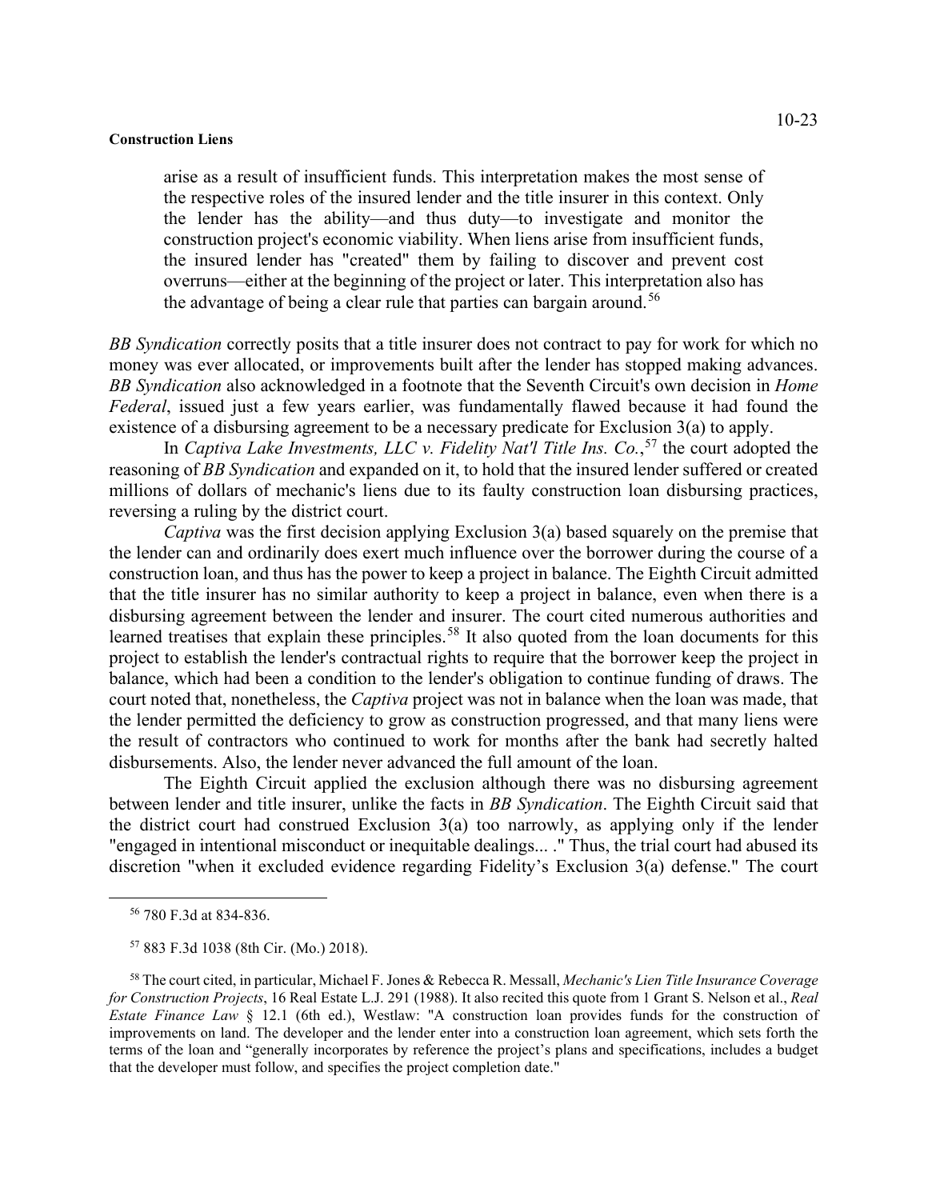> arise as a result of insufficient funds. This interpretation makes the most sense of the respective roles of the insured lender and the title insurer in this context. Only the lender has the ability—and thus duty—to investigate and monitor the construction project's economic viability. When liens arise from insufficient funds, the insured lender has "created" them by failing to discover and prevent cost overruns—either at the beginning of the project or later. This interpretation also has the advantage of being a clear rule that parties can bargain around.[56]

*BB Syndication* correctly posits that a title insurer does not contract to pay for work for which no money was ever allocated, or improvements built after the lender has stopped making advances. *BB Syndication* also acknowledged in a footnote that the Seventh Circuit's own decision in *Home Federal*, issued just a few years earlier, was fundamentally flawed because it had found the existence of a disbursing agreement to be a necessary predicate for Exclusion 3(a) to apply.

In *Captiva Lake Investments, LLC v. Fidelity Nat'l Title Ins. Co.*,[57] the court adopted the reasoning of *BB Syndication* and expanded on it, to hold that the insured lender suffered or created millions of dollars of mechanic's liens due to its faulty construction loan disbursing practices, reversing a ruling by the district court.

*Captiva* was the first decision applying Exclusion 3(a) based squarely on the premise that the lender can and ordinarily does exert much influence over the borrower during the course of a construction loan, and thus has the power to keep a project in balance. The Eighth Circuit admitted that the title insurer has no similar authority to keep a project in balance, even when there is a disbursing agreement between the lender and insurer. The court cited numerous authorities and learned treatises that explain these principles.[58] It also quoted from the loan documents for this project to establish the lender's contractual rights to require that the borrower keep the project in balance, which had been a condition to the lender's obligation to continue funding of draws. The court noted that, nonetheless, the *Captiva* project was not in balance when the loan was made, that the lender permitted the deficiency to grow as construction progressed, and that many liens were the result of contractors who continued to work for months after the bank had secretly halted disbursements. Also, the lender never advanced the full amount of the loan.

The Eighth Circuit applied the exclusion although there was no disbursing agreement between lender and title insurer, unlike the facts in *BB Syndication*. The Eighth Circuit said that the district court had construed Exclusion 3(a) too narrowly, as applying only if the lender "engaged in intentional misconduct or inequitable dealings... ." Thus, the trial court had abused its discretion "when it excluded evidence regarding Fidelity's Exclusion 3(a) defense." The court

---

[56] 780 F.3d at 834-836.

[57] 883 F.3d 1038 (8th Cir. (Mo.) 2018).

[58] The court cited, in particular, Michael F. Jones & Rebecca R. Messall, *Mechanic's Lien Title Insurance Coverage for Construction Projects*, 16 Real Estate L.J. 291 (1988). It also recited this quote from 1 Grant S. Nelson et al., *Real Estate Finance Law* § 12.1 (6th ed.), Westlaw: "A construction loan provides funds for the construction of improvements on land. The developer and the lender enter into a construction loan agreement, which sets forth the terms of the loan and "generally incorporates by reference the project's plans and specifications, includes a budget that the developer must follow, and specifies the project completion date."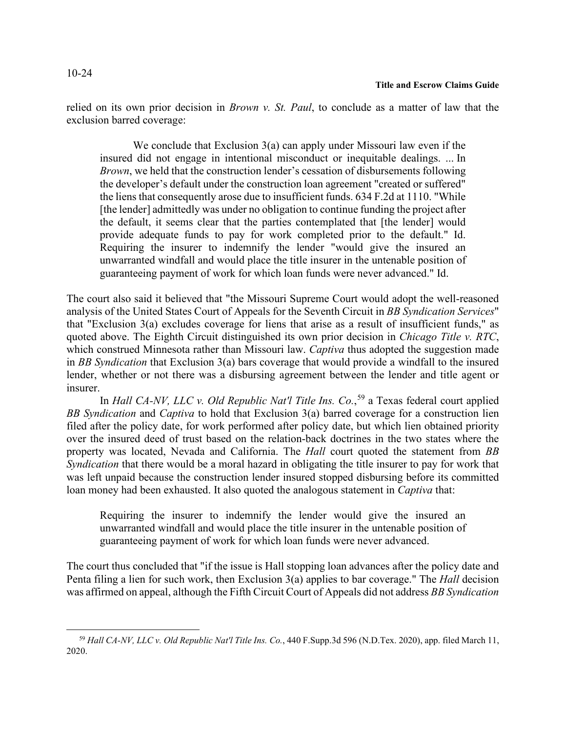relied on its own prior decision in *Brown v. St. Paul*, to conclude as a matter of law that the exclusion barred coverage:

> We conclude that Exclusion 3(a) can apply under Missouri law even if the insured did not engage in intentional misconduct or inequitable dealings. ... In *Brown*, we held that the construction lender's cessation of disbursements following the developer's default under the construction loan agreement "created or suffered" the liens that consequently arose due to insufficient funds. 634 F.2d at 1110. "While [the lender] admittedly was under no obligation to continue funding the project after the default, it seems clear that the parties contemplated that [the lender] would provide adequate funds to pay for work completed prior to the default." Id. Requiring the insurer to indemnify the lender "would give the insured an unwarranted windfall and would place the title insurer in the untenable position of guaranteeing payment of work for which loan funds were never advanced." Id.

The court also said it believed that "the Missouri Supreme Court would adopt the well-reasoned analysis of the United States Court of Appeals for the Seventh Circuit in *BB Syndication Services*" that "Exclusion 3(a) excludes coverage for liens that arise as a result of insufficient funds," as quoted above. The Eighth Circuit distinguished its own prior decision in *Chicago Title v. RTC*, which construed Minnesota rather than Missouri law. *Captiva* thus adopted the suggestion made in *BB Syndication* that Exclusion 3(a) bars coverage that would provide a windfall to the insured lender, whether or not there was a disbursing agreement between the lender and title agent or insurer.

In *Hall CA-NV, LLC v. Old Republic Nat'l Title Ins. Co.*,[59] a Texas federal court applied *BB Syndication* and *Captiva* to hold that Exclusion 3(a) barred coverage for a construction lien filed after the policy date, for work performed after policy date, but which lien obtained priority over the insured deed of trust based on the relation-back doctrines in the two states where the property was located, Nevada and California. The *Hall* court quoted the statement from *BB Syndication* that there would be a moral hazard in obligating the title insurer to pay for work that was left unpaid because the construction lender insured stopped disbursing before its committed loan money had been exhausted. It also quoted the analogous statement in *Captiva* that:

> Requiring the insurer to indemnify the lender would give the insured an unwarranted windfall and would place the title insurer in the untenable position of guaranteeing payment of work for which loan funds were never advanced.

The court thus concluded that "if the issue is Hall stopping loan advances after the policy date and Penta filing a lien for such work, then Exclusion 3(a) applies to bar coverage." The *Hall* decision was affirmed on appeal, although the Fifth Circuit Court of Appeals did not address *BB Syndication*

---

[59] *Hall CA-NV, LLC v. Old Republic Nat'l Title Ins. Co.*, 440 F.Supp.3d 596 (N.D.Tex. 2020), app. filed March 11, 2020.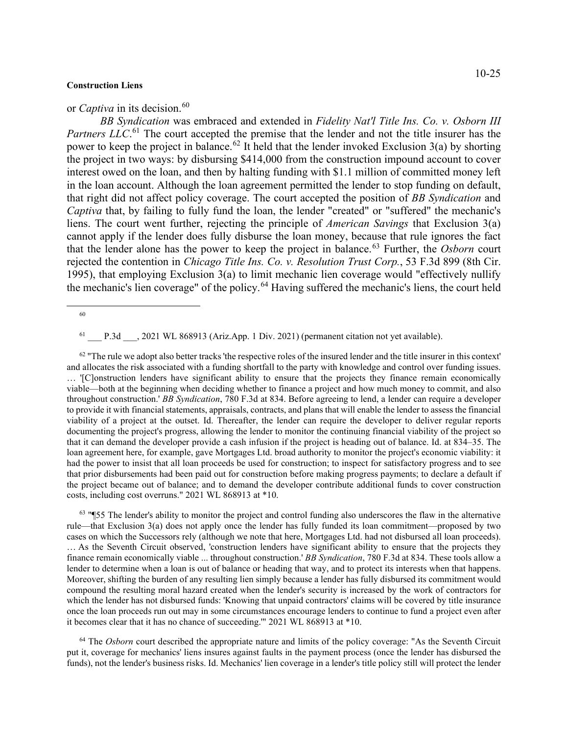or *Captiva* in its decision.[60]

*BB Syndication* was embraced and extended in *Fidelity Nat'l Title Ins. Co. v. Osborn III Partners LLC*.[61] The court accepted the premise that the lender and not the title insurer has the power to keep the project in balance.[62] It held that the lender invoked Exclusion 3(a) by shorting the project in two ways: by disbursing $414,000 from the construction impound account to cover interest owed on the loan, and then by halting funding with $1.1 million of committed money left in the loan account. Although the loan agreement permitted the lender to stop funding on default, that right did not affect policy coverage. The court accepted the position of *BB Syndication* and *Captiva* that, by failing to fully fund the loan, the lender "created" or "suffered" the mechanic's liens. The court went further, rejecting the principle of *American Savings* that Exclusion 3(a) cannot apply if the lender does fully disburse the loan money, because that rule ignores the fact that the lender alone has the power to keep the project in balance.[63] Further, the *Osborn* court rejected the contention in *Chicago Title Ins. Co. v. Resolution Trust Corp.*, 53 F.3d 899 (8th Cir. 1995), that employing Exclusion 3(a) to limit mechanic lien coverage would "effectively nullify the mechanic's lien coverage" of the policy.[64] Having suffered the mechanic's liens, the court held

---

[60]

[61] ___ P.3d ___, 2021 WL 868913 (Ariz.App. 1 Div. 2021) (permanent citation not yet available).

[62] "The rule we adopt also better tracks 'the respective roles of the insured lender and the title insurer in this context' and allocates the risk associated with a funding shortfall to the party with knowledge and control over funding issues. … '[C]onstruction lenders have significant ability to ensure that the projects they finance remain economically viable—both at the beginning when deciding whether to finance a project and how much money to commit, and also throughout construction.' *BB Syndication*, 780 F.3d at 834. Before agreeing to lend, a lender can require a developer to provide it with financial statements, appraisals, contracts, and plans that will enable the lender to assess the financial viability of a project at the outset. Id. Thereafter, the lender can require the developer to deliver regular reports documenting the project's progress, allowing the lender to monitor the continuing financial viability of the project so that it can demand the developer provide a cash infusion if the project is heading out of balance. Id. at 834–35. The loan agreement here, for example, gave Mortgages Ltd. broad authority to monitor the project's economic viability: it had the power to insist that all loan proceeds be used for construction; to inspect for satisfactory progress and to see that prior disbursements had been paid out for construction before making progress payments; to declare a default if the project became out of balance; and to demand the developer contribute additional funds to cover construction costs, including cost overruns." 2021 WL 868913 at *10.

[63] "¶55 The lender's ability to monitor the project and control funding also underscores the flaw in the alternative rule—that Exclusion 3(a) does not apply once the lender has fully funded its loan commitment—proposed by two cases on which the Successors rely (although we note that here, Mortgages Ltd. had not disbursed all loan proceeds). … As the Seventh Circuit observed, 'construction lenders have significant ability to ensure that the projects they finance remain economically viable ... throughout construction.' *BB Syndication*, 780 F.3d at 834. These tools allow a lender to determine when a loan is out of balance or heading that way, and to protect its interests when that happens. Moreover, shifting the burden of any resulting lien simply because a lender has fully disbursed its commitment would compound the resulting moral hazard created when the lender's security is increased by the work of contractors for which the lender has not disbursed funds: 'Knowing that unpaid contractors' claims will be covered by title insurance once the loan proceeds run out may in some circumstances encourage lenders to continue to fund a project even after it becomes clear that it has no chance of succeeding.'" 2021 WL 868913 at *10.

[64] The *Osborn* court described the appropriate nature and limits of the policy coverage: "As the Seventh Circuit put it, coverage for mechanics' liens insures against faults in the payment process (once the lender has disbursed the funds), not the lender's business risks. Id. Mechanics' lien coverage in a lender's title policy still will protect the lender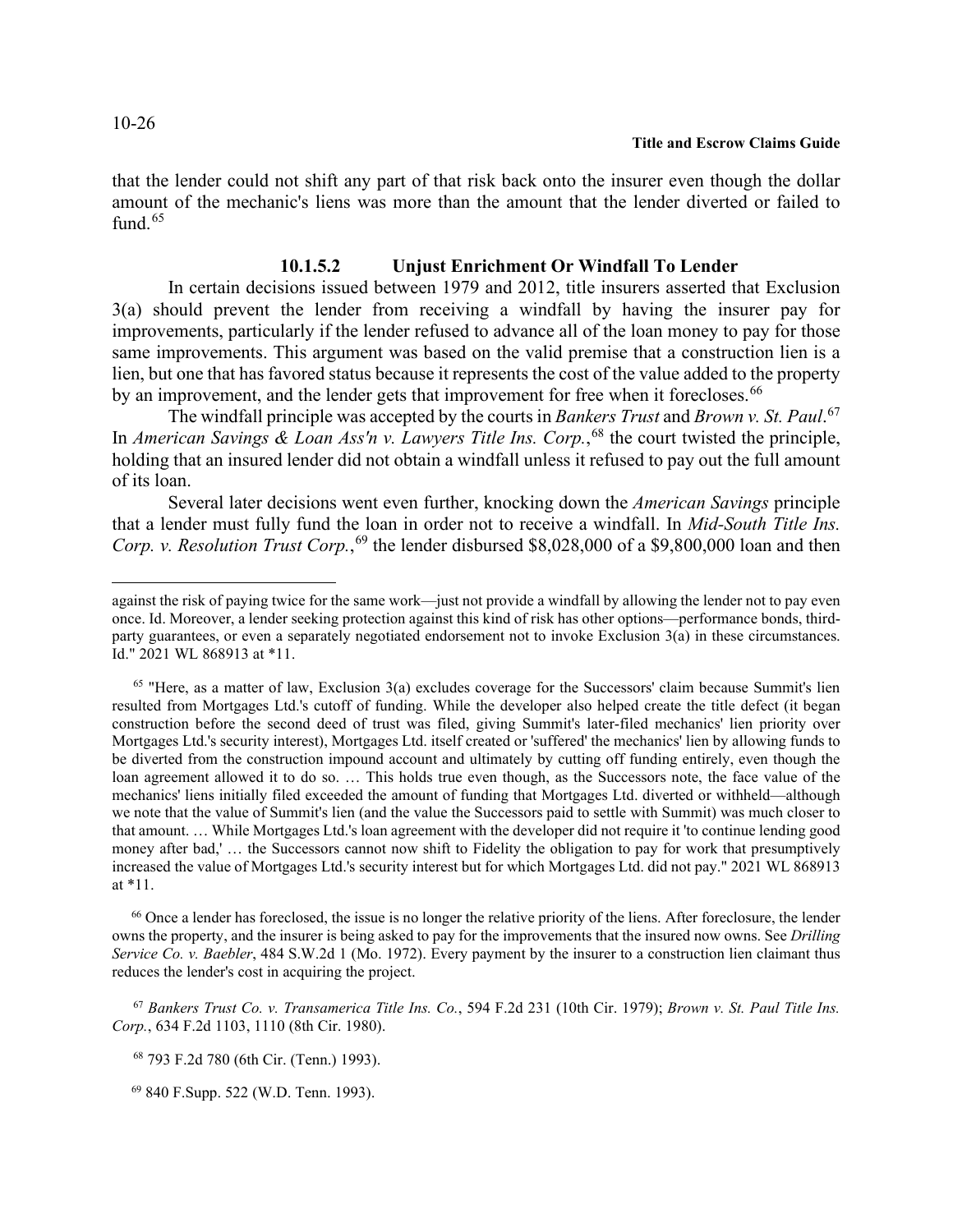that the lender could not shift any part of that risk back onto the insurer even though the dollar amount of the mechanic's liens was more than the amount that the lender diverted or failed to fund.[65]

### 10.1.5.2 Unjust Enrichment Or Windfall To Lender

In certain decisions issued between 1979 and 2012, title insurers asserted that Exclusion 3(a) should prevent the lender from receiving a windfall by having the insurer pay for improvements, particularly if the lender refused to advance all of the loan money to pay for those same improvements. This argument was based on the valid premise that a construction lien is a lien, but one that has favored status because it represents the cost of the value added to the property by an improvement, and the lender gets that improvement for free when it forecloses.[66]

The windfall principle was accepted by the courts in *Bankers Trust* and *Brown v. St. Paul*.[67] In *American Savings & Loan Ass'n v. Lawyers Title Ins. Corp.*,[68] the court twisted the principle, holding that an insured lender did not obtain a windfall unless it refused to pay out the full amount of its loan.

Several later decisions went even further, knocking down the *American Savings* principle that a lender must fully fund the loan in order not to receive a windfall. In *Mid-South Title Ins. Corp. v. Resolution Trust Corp.*,[69] the lender disbursed $8,028,000 of a $9,800,000 loan and then

---

against the risk of paying twice for the same work—just not provide a windfall by allowing the lender not to pay even once. Id. Moreover, a lender seeking protection against this kind of risk has other options—performance bonds, third-party guarantees, or even a separately negotiated endorsement not to invoke Exclusion 3(a) in these circumstances. Id." 2021 WL 868913 at *11.

[65] "Here, as a matter of law, Exclusion 3(a) excludes coverage for the Successors' claim because Summit's lien resulted from Mortgages Ltd.'s cutoff of funding. While the developer also helped create the title defect (it began construction before the second deed of trust was filed, giving Summit's later-filed mechanics' lien priority over Mortgages Ltd.'s security interest), Mortgages Ltd. itself created or 'suffered' the mechanics' lien by allowing funds to be diverted from the construction impound account and ultimately by cutting off funding entirely, even though the loan agreement allowed it to do so. … This holds true even though, as the Successors note, the face value of the mechanics' liens initially filed exceeded the amount of funding that Mortgages Ltd. diverted or withheld—although we note that the value of Summit's lien (and the value the Successors paid to settle with Summit) was much closer to that amount. … While Mortgages Ltd.'s loan agreement with the developer did not require it 'to continue lending good money after bad,' … the Successors cannot now shift to Fidelity the obligation to pay for work that presumptively increased the value of Mortgages Ltd.'s security interest but for which Mortgages Ltd. did not pay." 2021 WL 868913 at *11.

[66] Once a lender has foreclosed, the issue is no longer the relative priority of the liens. After foreclosure, the lender owns the property, and the insurer is being asked to pay for the improvements that the insured now owns. See *Drilling Service Co. v. Baebler*, 484 S.W.2d 1 (Mo. 1972). Every payment by the insurer to a construction lien claimant thus reduces the lender's cost in acquiring the project.

[67] *Bankers Trust Co. v. Transamerica Title Ins. Co.*, 594 F.2d 231 (10th Cir. 1979); *Brown v. St. Paul Title Ins. Corp.*, 634 F.2d 1103, 1110 (8th Cir. 1980).

[68] 793 F.2d 780 (6th Cir. (Tenn.) 1993).

[69] 840 F.Supp. 522 (W.D. Tenn. 1993).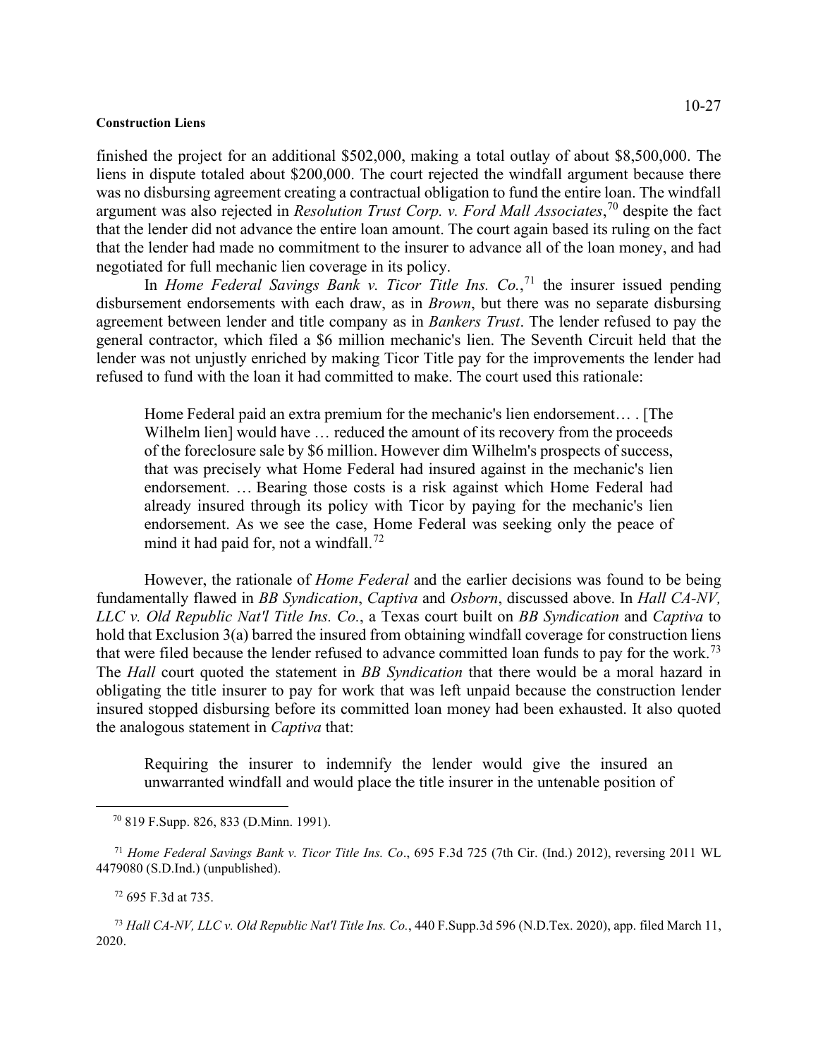finished the project for an additional $502,000, making a total outlay of about $8,500,000. The liens in dispute totaled about $200,000. The court rejected the windfall argument because there was no disbursing agreement creating a contractual obligation to fund the entire loan. The windfall argument was also rejected in *Resolution Trust Corp. v. Ford Mall Associates*,[70] despite the fact that the lender did not advance the entire loan amount. The court again based its ruling on the fact that the lender had made no commitment to the insurer to advance all of the loan money, and had negotiated for full mechanic lien coverage in its policy.

In *Home Federal Savings Bank v. Ticor Title Ins. Co.*,[71] the insurer issued pending disbursement endorsements with each draw, as in *Brown*, but there was no separate disbursing agreement between lender and title company as in *Bankers Trust*. The lender refused to pay the general contractor, which filed a $6 million mechanic's lien. The Seventh Circuit held that the lender was not unjustly enriched by making Ticor Title pay for the improvements the lender had refused to fund with the loan it had committed to make. The court used this rationale:

> Home Federal paid an extra premium for the mechanic's lien endorsement… . [The Wilhelm lien] would have … reduced the amount of its recovery from the proceeds of the foreclosure sale by $6 million. However dim Wilhelm's prospects of success, that was precisely what Home Federal had insured against in the mechanic's lien endorsement. … Bearing those costs is a risk against which Home Federal had already insured through its policy with Ticor by paying for the mechanic's lien endorsement. As we see the case, Home Federal was seeking only the peace of mind it had paid for, not a windfall.[72]

However, the rationale of *Home Federal* and the earlier decisions was found to be being fundamentally flawed in *BB Syndication*, *Captiva* and *Osborn*, discussed above. In *Hall CA-NV, LLC v. Old Republic Nat'l Title Ins. Co.*, a Texas court built on *BB Syndication* and *Captiva* to hold that Exclusion 3(a) barred the insured from obtaining windfall coverage for construction liens that were filed because the lender refused to advance committed loan funds to pay for the work.[73] The *Hall* court quoted the statement in *BB Syndication* that there would be a moral hazard in obligating the title insurer to pay for work that was left unpaid because the construction lender insured stopped disbursing before its committed loan money had been exhausted. It also quoted the analogous statement in *Captiva* that:

> Requiring the insurer to indemnify the lender would give the insured an unwarranted windfall and would place the title insurer in the untenable position of

---

[70] 819 F.Supp. 826, 833 (D.Minn. 1991).

[71] *Home Federal Savings Bank v. Ticor Title Ins. Co*., 695 F.3d 725 (7th Cir. (Ind.) 2012), reversing 2011 WL 4479080 (S.D.Ind.) (unpublished).

[72] 695 F.3d at 735.

[73] *Hall CA-NV, LLC v. Old Republic Nat'l Title Ins. Co.*, 440 F.Supp.3d 596 (N.D.Tex. 2020), app. filed March 11, 2020.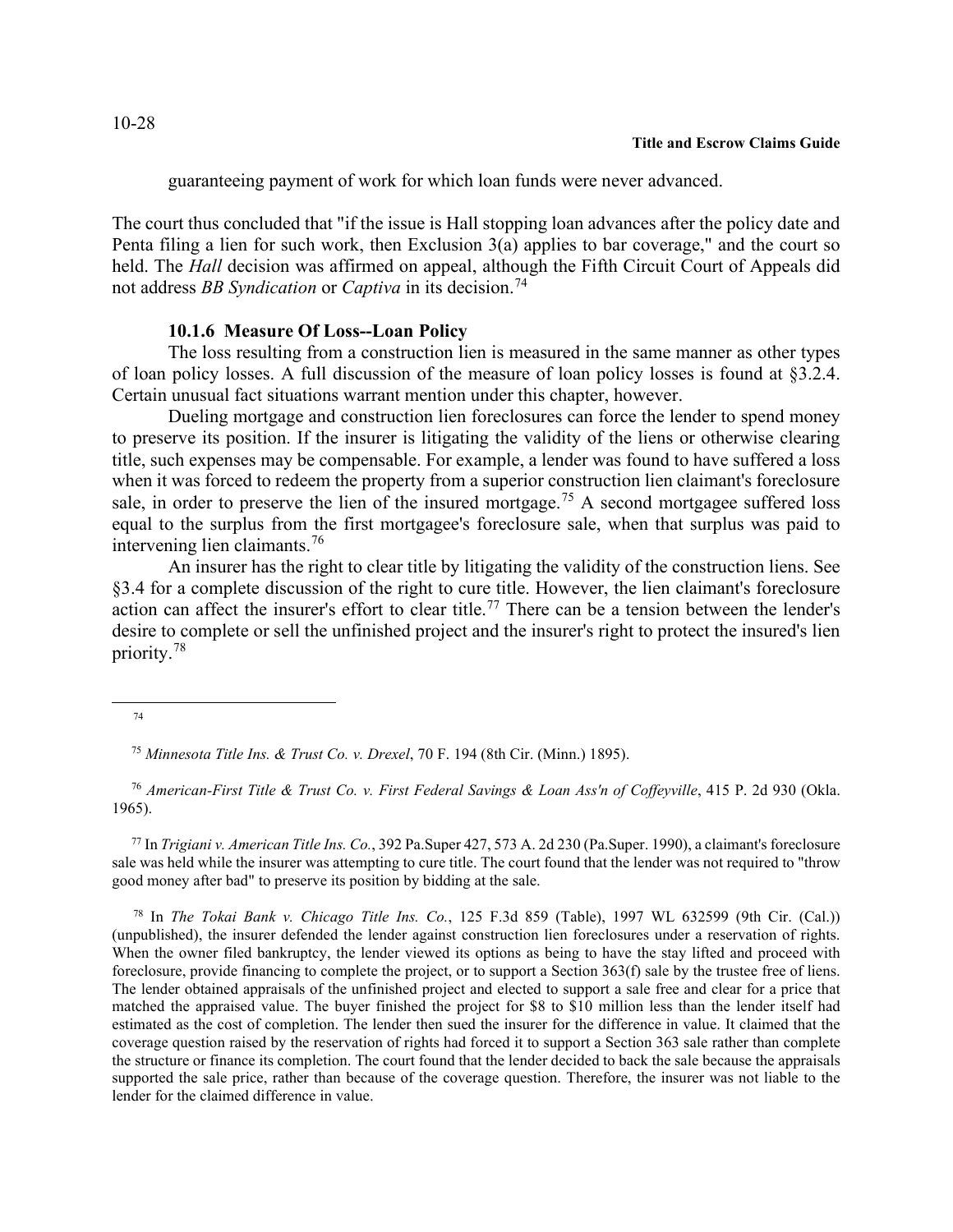guaranteeing payment of work for which loan funds were never advanced.

The court thus concluded that "if the issue is Hall stopping loan advances after the policy date and Penta filing a lien for such work, then Exclusion 3(a) applies to bar coverage," and the court so held. The *Hall* decision was affirmed on appeal, although the Fifth Circuit Court of Appeals did not address *BB Syndication* or *Captiva* in its decision.[74]

### 10.1.6 Measure Of Loss--Loan Policy

The loss resulting from a construction lien is measured in the same manner as other types of loan policy losses. A full discussion of the measure of loan policy losses is found at §3.2.4. Certain unusual fact situations warrant mention under this chapter, however.

Dueling mortgage and construction lien foreclosures can force the lender to spend money to preserve its position. If the insurer is litigating the validity of the liens or otherwise clearing title, such expenses may be compensable. For example, a lender was found to have suffered a loss when it was forced to redeem the property from a superior construction lien claimant's foreclosure sale, in order to preserve the lien of the insured mortgage.[75] A second mortgagee suffered loss equal to the surplus from the first mortgagee's foreclosure sale, when that surplus was paid to intervening lien claimants.[76]

An insurer has the right to clear title by litigating the validity of the construction liens. See §3.4 for a complete discussion of the right to cure title. However, the lien claimant's foreclosure action can affect the insurer's effort to clear title.[77] There can be a tension between the lender's desire to complete or sell the unfinished project and the insurer's right to protect the insured's lien priority.[78]

---

[74]

[75] *Minnesota Title Ins. & Trust Co. v. Drexel*, 70 F. 194 (8th Cir. (Minn.) 1895).

[76] *American-First Title & Trust Co. v. First Federal Savings & Loan Ass'n of Coffeyville*, 415 P. 2d 930 (Okla. 1965).

[77] In *Trigiani v. American Title Ins. Co.*, 392 Pa.Super 427, 573 A. 2d 230 (Pa.Super. 1990), a claimant's foreclosure sale was held while the insurer was attempting to cure title. The court found that the lender was not required to "throw good money after bad" to preserve its position by bidding at the sale.

[78] In *The Tokai Bank v. Chicago Title Ins. Co.*, 125 F.3d 859 (Table), 1997 WL 632599 (9th Cir. (Cal.)) (unpublished), the insurer defended the lender against construction lien foreclosures under a reservation of rights. When the owner filed bankruptcy, the lender viewed its options as being to have the stay lifted and proceed with foreclosure, provide financing to complete the project, or to support a Section 363(f) sale by the trustee free of liens. The lender obtained appraisals of the unfinished project and elected to support a sale free and clear for a price that matched the appraised value. The buyer finished the project for $8 to $10 million less than the lender itself had estimated as the cost of completion. The lender then sued the insurer for the difference in value. It claimed that the coverage question raised by the reservation of rights had forced it to support a Section 363 sale rather than complete the structure or finance its completion. The court found that the lender decided to back the sale because the appraisals supported the sale price, rather than because of the coverage question. Therefore, the insurer was not liable to the lender for the claimed difference in value.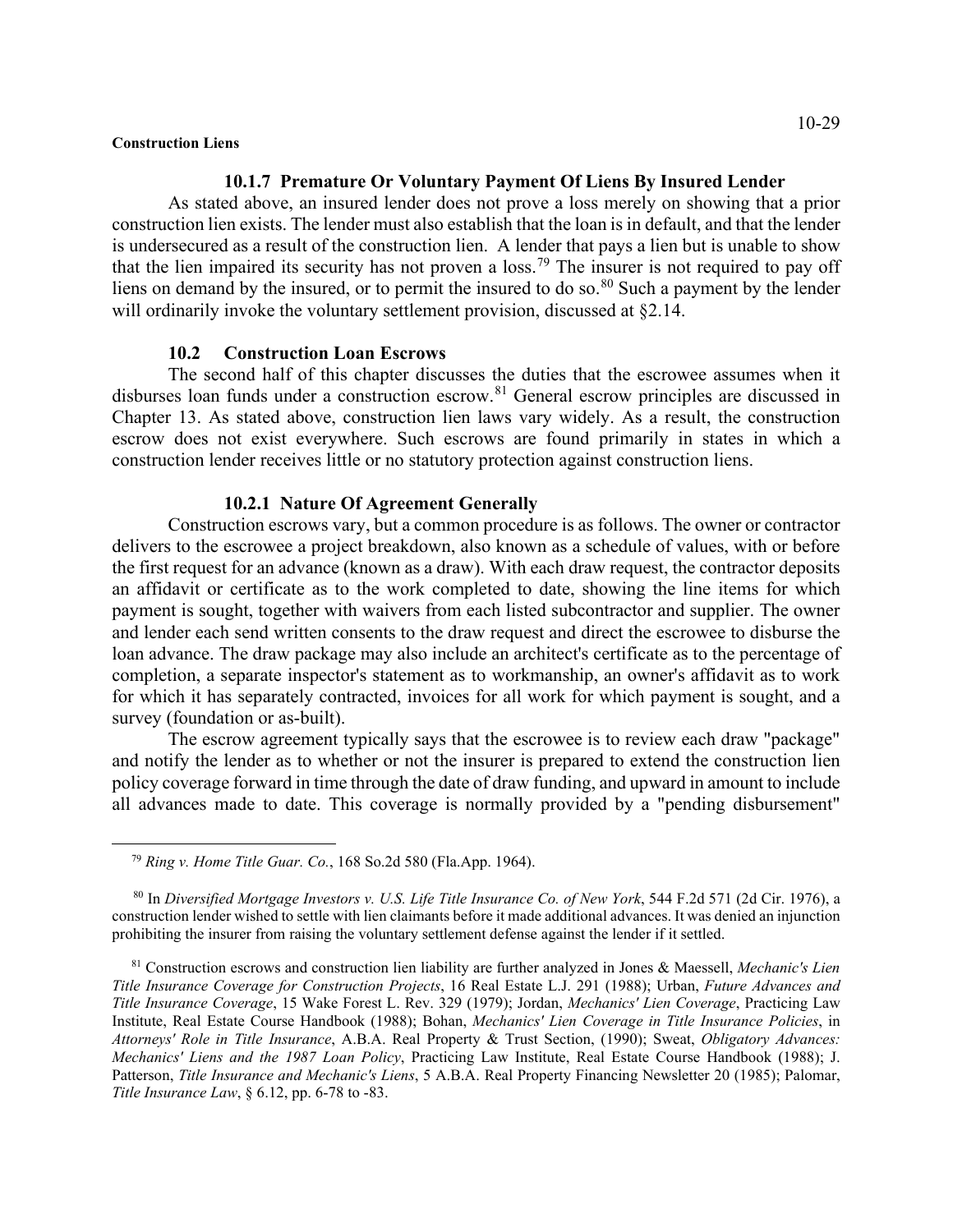### 10.1.7 Premature Or Voluntary Payment Of Liens By Insured Lender

As stated above, an insured lender does not prove a loss merely on showing that a prior construction lien exists. The lender must also establish that the loan is in default, and that the lender is undersecured as a result of the construction lien. A lender that pays a lien but is unable to show that the lien impaired its security has not proven a loss.[79] The insurer is not required to pay off liens on demand by the insured, or to permit the insured to do so.[80] Such a payment by the lender will ordinarily invoke the voluntary settlement provision, discussed at §2.14.

## 10.2 Construction Loan Escrows

The second half of this chapter discusses the duties that the escrowee assumes when it disburses loan funds under a construction escrow.[81] General escrow principles are discussed in Chapter 13. As stated above, construction lien laws vary widely. As a result, the construction escrow does not exist everywhere. Such escrows are found primarily in states in which a construction lender receives little or no statutory protection against construction liens.

### 10.2.1 Nature Of Agreement Generally

Construction escrows vary, but a common procedure is as follows. The owner or contractor delivers to the escrowee a project breakdown, also known as a schedule of values, with or before the first request for an advance (known as a draw). With each draw request, the contractor deposits an affidavit or certificate as to the work completed to date, showing the line items for which payment is sought, together with waivers from each listed subcontractor and supplier. The owner and lender each send written consents to the draw request and direct the escrowee to disburse the loan advance. The draw package may also include an architect's certificate as to the percentage of completion, a separate inspector's statement as to workmanship, an owner's affidavit as to work for which it has separately contracted, invoices for all work for which payment is sought, and a survey (foundation or as-built).

The escrow agreement typically says that the escrowee is to review each draw "package" and notify the lender as to whether or not the insurer is prepared to extend the construction lien policy coverage forward in time through the date of draw funding, and upward in amount to include all advances made to date. This coverage is normally provided by a "pending disbursement"

---

[79] *Ring v. Home Title Guar. Co.*, 168 So.2d 580 (Fla.App. 1964).

[80] In *Diversified Mortgage Investors v. U.S. Life Title Insurance Co. of New York*, 544 F.2d 571 (2d Cir. 1976), a construction lender wished to settle with lien claimants before it made additional advances. It was denied an injunction prohibiting the insurer from raising the voluntary settlement defense against the lender if it settled.

[81] Construction escrows and construction lien liability are further analyzed in Jones & Maessell, *Mechanic's Lien Title Insurance Coverage for Construction Projects*, 16 Real Estate L.J. 291 (1988); Urban, *Future Advances and Title Insurance Coverage*, 15 Wake Forest L. Rev. 329 (1979); Jordan, *Mechanics' Lien Coverage*, Practicing Law Institute, Real Estate Course Handbook (1988); Bohan, *Mechanics' Lien Coverage in Title Insurance Policies*, in *Attorneys' Role in Title Insurance*, A.B.A. Real Property & Trust Section, (1990); Sweat, *Obligatory Advances: Mechanics' Liens and the 1987 Loan Policy*, Practicing Law Institute, Real Estate Course Handbook (1988); J. Patterson, *Title Insurance and Mechanic's Liens*, 5 A.B.A. Real Property Financing Newsletter 20 (1985); Palomar, *Title Insurance Law*, § 6.12, pp. 6-78 to -83.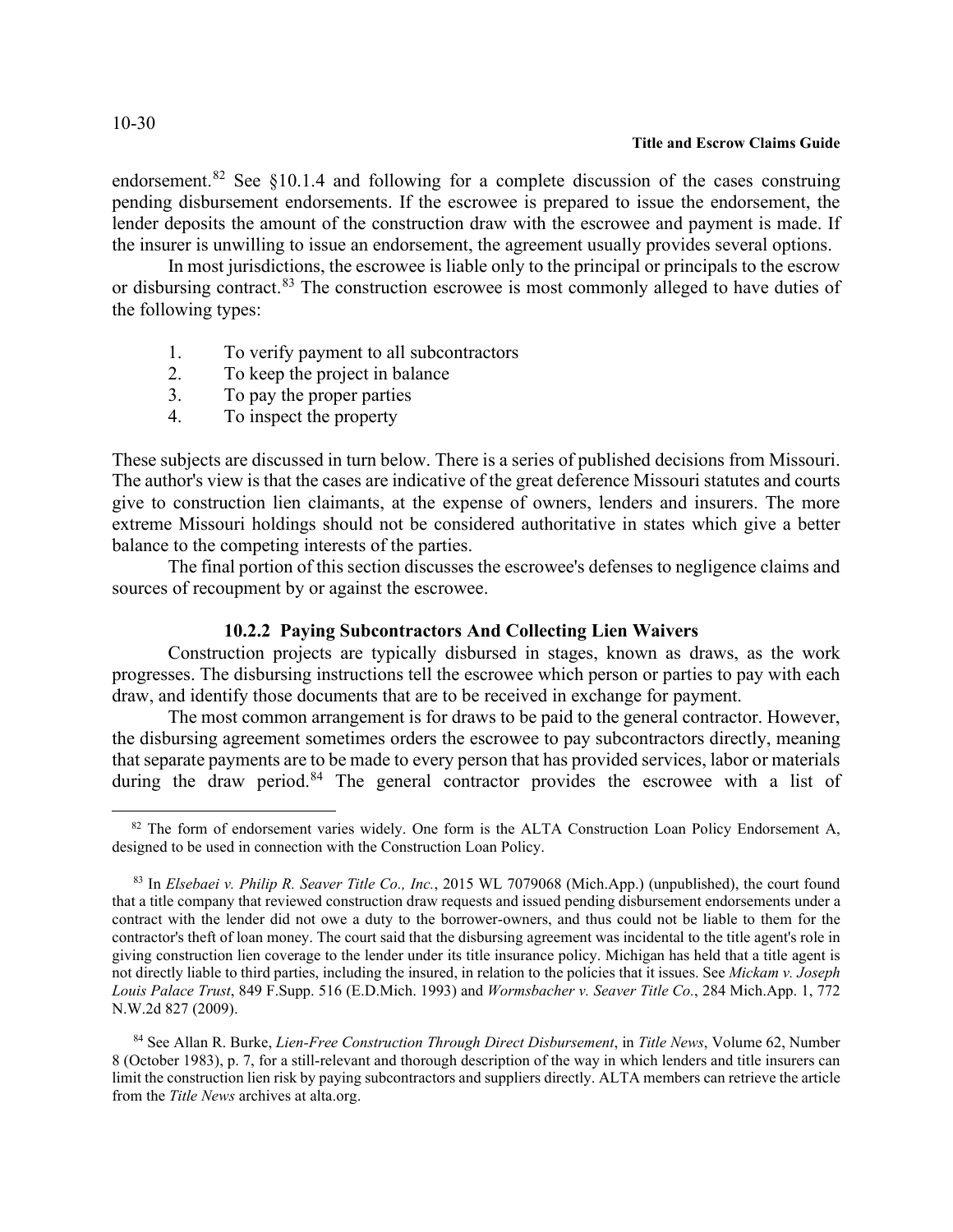endorsement.[82] See §10.1.4 and following for a complete discussion of the cases construing pending disbursement endorsements. If the escrowee is prepared to issue the endorsement, the lender deposits the amount of the construction draw with the escrowee and payment is made. If the insurer is unwilling to issue an endorsement, the agreement usually provides several options.

In most jurisdictions, the escrowee is liable only to the principal or principals to the escrow or disbursing contract.[83] The construction escrowee is most commonly alleged to have duties of the following types:

1. To verify payment to all subcontractors
2. To keep the project in balance
3. To pay the proper parties
4. To inspect the property

These subjects are discussed in turn below. There is a series of published decisions from Missouri. The author's view is that the cases are indicative of the great deference Missouri statutes and courts give to construction lien claimants, at the expense of owners, lenders and insurers. The more extreme Missouri holdings should not be considered authoritative in states which give a better balance to the competing interests of the parties.

The final portion of this section discusses the escrowee's defenses to negligence claims and sources of recoupment by or against the escrowee.

### 10.2.2 Paying Subcontractors And Collecting Lien Waivers

Construction projects are typically disbursed in stages, known as draws, as the work progresses. The disbursing instructions tell the escrowee which person or parties to pay with each draw, and identify those documents that are to be received in exchange for payment.

The most common arrangement is for draws to be paid to the general contractor. However, the disbursing agreement sometimes orders the escrowee to pay subcontractors directly, meaning that separate payments are to be made to every person that has provided services, labor or materials during the draw period.[84] The general contractor provides the escrowee with a list of

---

[82] The form of endorsement varies widely. One form is the ALTA Construction Loan Policy Endorsement A, designed to be used in connection with the Construction Loan Policy.

[83] In *Elsebaei v. Philip R. Seaver Title Co., Inc.*, 2015 WL 7079068 (Mich.App.) (unpublished), the court found that a title company that reviewed construction draw requests and issued pending disbursement endorsements under a contract with the lender did not owe a duty to the borrower-owners, and thus could not be liable to them for the contractor's theft of loan money. The court said that the disbursing agreement was incidental to the title agent's role in giving construction lien coverage to the lender under its title insurance policy. Michigan has held that a title agent is not directly liable to third parties, including the insured, in relation to the policies that it issues. See *Mickam v. Joseph Louis Palace Trust*, 849 F.Supp. 516 (E.D.Mich. 1993) and *Wormsbacher v. Seaver Title Co.*, 284 Mich.App. 1, 772 N.W.2d 827 (2009).

[84] See Allan R. Burke, *Lien-Free Construction Through Direct Disbursement*, in *Title News*, Volume 62, Number 8 (October 1983), p. 7, for a still-relevant and thorough description of the way in which lenders and title insurers can limit the construction lien risk by paying subcontractors and suppliers directly. ALTA members can retrieve the article from the *Title News* archives at alta.org.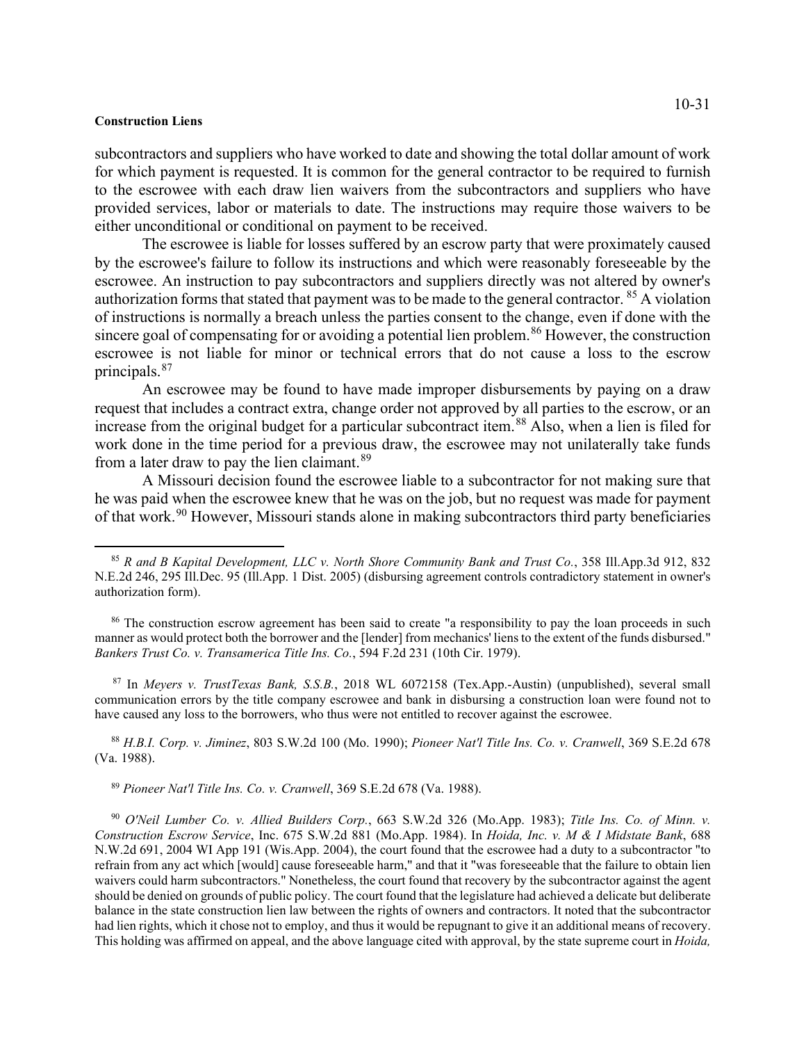subcontractors and suppliers who have worked to date and showing the total dollar amount of work for which payment is requested. It is common for the general contractor to be required to furnish to the escrowee with each draw lien waivers from the subcontractors and suppliers who have provided services, labor or materials to date. The instructions may require those waivers to be either unconditional or conditional on payment to be received.

The escrowee is liable for losses suffered by an escrow party that were proximately caused by the escrowee's failure to follow its instructions and which were reasonably foreseeable by the escrowee. An instruction to pay subcontractors and suppliers directly was not altered by owner's authorization forms that stated that payment was to be made to the general contractor.[85] A violation of instructions is normally a breach unless the parties consent to the change, even if done with the sincere goal of compensating for or avoiding a potential lien problem.[86] However, the construction escrowee is not liable for minor or technical errors that do not cause a loss to the escrow principals.[87]

An escrowee may be found to have made improper disbursements by paying on a draw request that includes a contract extra, change order not approved by all parties to the escrow, or an increase from the original budget for a particular subcontract item.[88] Also, when a lien is filed for work done in the time period for a previous draw, the escrowee may not unilaterally take funds from a later draw to pay the lien claimant.[89]

A Missouri decision found the escrowee liable to a subcontractor for not making sure that he was paid when the escrowee knew that he was on the job, but no request was made for payment of that work.[90] However, Missouri stands alone in making subcontractors third party beneficiaries

---

[85] *R and B Kapital Development, LLC v. North Shore Community Bank and Trust Co.*, 358 Ill.App.3d 912, 832 N.E.2d 246, 295 Ill.Dec. 95 (Ill.App. 1 Dist. 2005) (disbursing agreement controls contradictory statement in owner's authorization form).

[86] The construction escrow agreement has been said to create "a responsibility to pay the loan proceeds in such manner as would protect both the borrower and the [lender] from mechanics' liens to the extent of the funds disbursed." *Bankers Trust Co. v. Transamerica Title Ins. Co.*, 594 F.2d 231 (10th Cir. 1979).

[87] In *Meyers v. TrustTexas Bank, S.S.B.*, 2018 WL 6072158 (Tex.App.-Austin) (unpublished), several small communication errors by the title company escrowee and bank in disbursing a construction loan were found not to have caused any loss to the borrowers, who thus were not entitled to recover against the escrowee.

[88] *H.B.I. Corp. v. Jiminez*, 803 S.W.2d 100 (Mo. 1990); *Pioneer Nat'l Title Ins. Co. v. Cranwell*, 369 S.E.2d 678 (Va. 1988).

[89] *Pioneer Nat'l Title Ins. Co. v. Cranwell*, 369 S.E.2d 678 (Va. 1988).

[90] *O'Neil Lumber Co. v. Allied Builders Corp.*, 663 S.W.2d 326 (Mo.App. 1983); *Title Ins. Co. of Minn. v. Construction Escrow Service*, Inc. 675 S.W.2d 881 (Mo.App. 1984). In *Hoida, Inc. v. M & I Midstate Bank*, 688 N.W.2d 691, 2004 WI App 191 (Wis.App. 2004), the court found that the escrowee had a duty to a subcontractor "to refrain from any act which [would] cause foreseeable harm," and that it "was foreseeable that the failure to obtain lien waivers could harm subcontractors." Nonetheless, the court found that recovery by the subcontractor against the agent should be denied on grounds of public policy. The court found that the legislature had achieved a delicate but deliberate balance in the state construction lien law between the rights of owners and contractors. It noted that the subcontractor had lien rights, which it chose not to employ, and thus it would be repugnant to give it an additional means of recovery. This holding was affirmed on appeal, and the above language cited with approval, by the state supreme court in *Hoida,*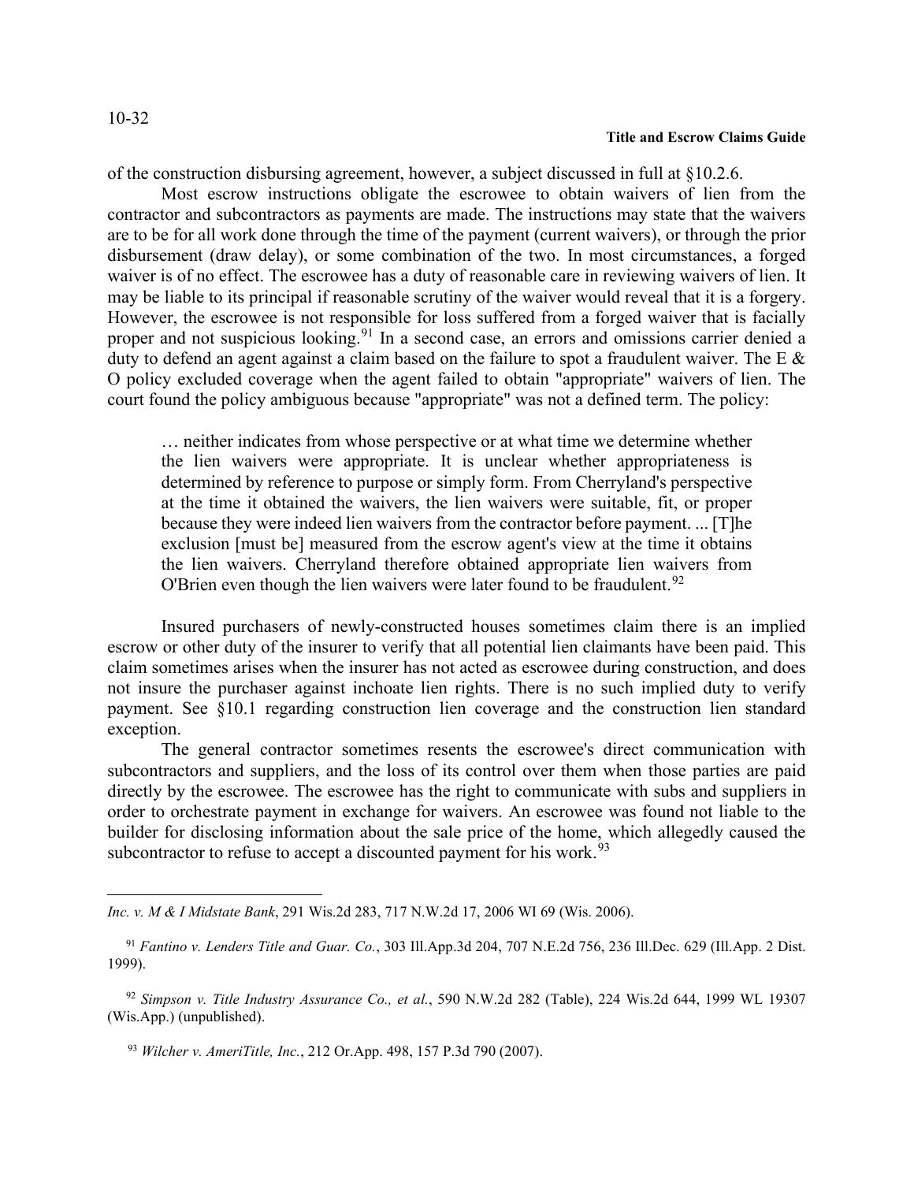of the construction disbursing agreement, however, a subject discussed in full at §10.2.6.

Most escrow instructions obligate the escrowee to obtain waivers of lien from the contractor and subcontractors as payments are made. The instructions may state that the waivers are to be for all work done through the time of the payment (current waivers), or through the prior disbursement (draw delay), or some combination of the two. In most circumstances, a forged waiver is of no effect. The escrowee has a duty of reasonable care in reviewing waivers of lien. It may be liable to its principal if reasonable scrutiny of the waiver would reveal that it is a forgery. However, the escrowee is not responsible for loss suffered from a forged waiver that is facially proper and not suspicious looking.[91] In a second case, an errors and omissions carrier denied a duty to defend an agent against a claim based on the failure to spot a fraudulent waiver. The E & O policy excluded coverage when the agent failed to obtain "appropriate" waivers of lien. The court found the policy ambiguous because "appropriate" was not a defined term. The policy:

> … neither indicates from whose perspective or at what time we determine whether the lien waivers were appropriate. It is unclear whether appropriateness is determined by reference to purpose or simply form. From Cherryland's perspective at the time it obtained the waivers, the lien waivers were suitable, fit, or proper because they were indeed lien waivers from the contractor before payment. ... [T]he exclusion [must be] measured from the escrow agent's view at the time it obtains the lien waivers. Cherryland therefore obtained appropriate lien waivers from O'Brien even though the lien waivers were later found to be fraudulent.[92]

Insured purchasers of newly-constructed houses sometimes claim there is an implied escrow or other duty of the insurer to verify that all potential lien claimants have been paid. This claim sometimes arises when the insurer has not acted as escrowee during construction, and does not insure the purchaser against inchoate lien rights. There is no such implied duty to verify payment. See §10.1 regarding construction lien coverage and the construction lien standard exception.

The general contractor sometimes resents the escrowee's direct communication with subcontractors and suppliers, and the loss of its control over them when those parties are paid directly by the escrowee. The escrowee has the right to communicate with subs and suppliers in order to orchestrate payment in exchange for waivers. An escrowee was found not liable to the builder for disclosing information about the sale price of the home, which allegedly caused the subcontractor to refuse to accept a discounted payment for his work.[93]

---

*Inc. v. M & I Midstate Bank*, 291 Wis.2d 283, 717 N.W.2d 17, 2006 WI 69 (Wis. 2006).

[91] *Fantino v. Lenders Title and Guar. Co.*, 303 Ill.App.3d 204, 707 N.E.2d 756, 236 Ill.Dec. 629 (Ill.App. 2 Dist. 1999).

[92] *Simpson v. Title Industry Assurance Co., et al.*, 590 N.W.2d 282 (Table), 224 Wis.2d 644, 1999 WL 19307 (Wis.App.) (unpublished).

[93] *Wilcher v. AmeriTitle, Inc.*, 212 Or.App. 498, 157 P.3d 790 (2007).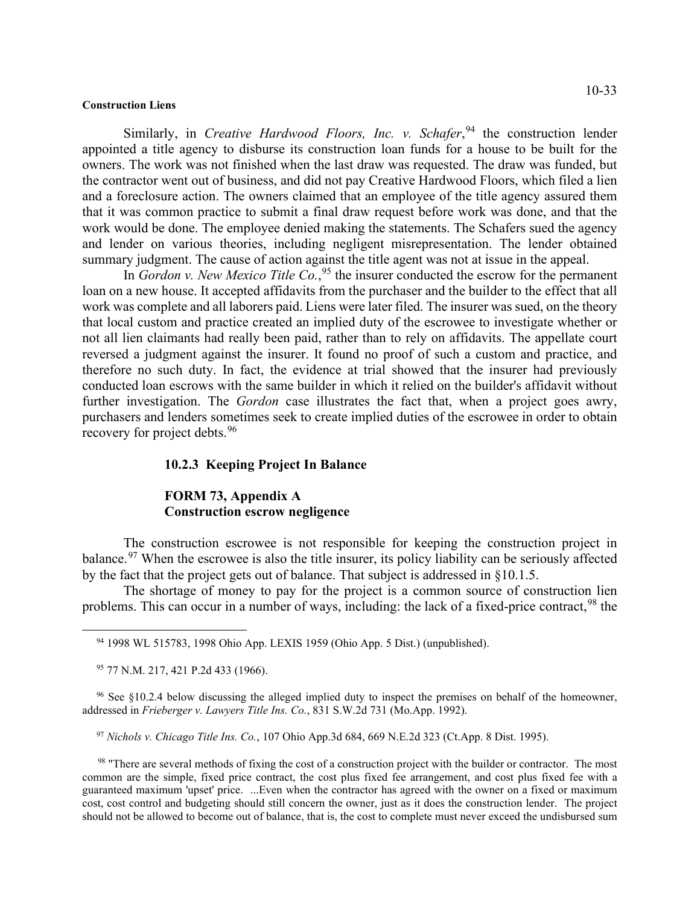Similarly, in *Creative Hardwood Floors, Inc. v. Schafer*,[94] the construction lender appointed a title agency to disburse its construction loan funds for a house to be built for the owners. The work was not finished when the last draw was requested. The draw was funded, but the contractor went out of business, and did not pay Creative Hardwood Floors, which filed a lien and a foreclosure action. The owners claimed that an employee of the title agency assured them that it was common practice to submit a final draw request before work was done, and that the work would be done. The employee denied making the statements. The Schafers sued the agency and lender on various theories, including negligent misrepresentation. The lender obtained summary judgment. The cause of action against the title agent was not at issue in the appeal.

In *Gordon v. New Mexico Title Co.*,[95] the insurer conducted the escrow for the permanent loan on a new house. It accepted affidavits from the purchaser and the builder to the effect that all work was complete and all laborers paid. Liens were later filed. The insurer was sued, on the theory that local custom and practice created an implied duty of the escrowee to investigate whether or not all lien claimants had really been paid, rather than to rely on affidavits. The appellate court reversed a judgment against the insurer. It found no proof of such a custom and practice, and therefore no such duty. In fact, the evidence at trial showed that the insurer had previously conducted loan escrows with the same builder in which it relied on the builder's affidavit without further investigation. The *Gordon* case illustrates the fact that, when a project goes awry, purchasers and lenders sometimes seek to create implied duties of the escrowee in order to obtain recovery for project debts.[96]

### 10.2.3 Keeping Project In Balance

**FORM 73, Appendix A**
**Construction escrow negligence**

The construction escrowee is not responsible for keeping the construction project in balance.[97] When the escrowee is also the title insurer, its policy liability can be seriously affected by the fact that the project gets out of balance. That subject is addressed in §10.1.5.

The shortage of money to pay for the project is a common source of construction lien problems. This can occur in a number of ways, including: the lack of a fixed-price contract,[98] the

---

[94] 1998 WL 515783, 1998 Ohio App. LEXIS 1959 (Ohio App. 5 Dist.) (unpublished).

[95] 77 N.M. 217, 421 P.2d 433 (1966).

[96] See §10.2.4 below discussing the alleged implied duty to inspect the premises on behalf of the homeowner, addressed in *Frieberger v. Lawyers Title Ins. Co.*, 831 S.W.2d 731 (Mo.App. 1992).

[97] *Nichols v. Chicago Title Ins. Co.*, 107 Ohio App.3d 684, 669 N.E.2d 323 (Ct.App. 8 Dist. 1995).

[98] "There are several methods of fixing the cost of a construction project with the builder or contractor. The most common are the simple, fixed price contract, the cost plus fixed fee arrangement, and cost plus fixed fee with a guaranteed maximum 'upset' price. ...Even when the contractor has agreed with the owner on a fixed or maximum cost, cost control and budgeting should still concern the owner, just as it does the construction lender. The project should not be allowed to become out of balance, that is, the cost to complete must never exceed the undisbursed sum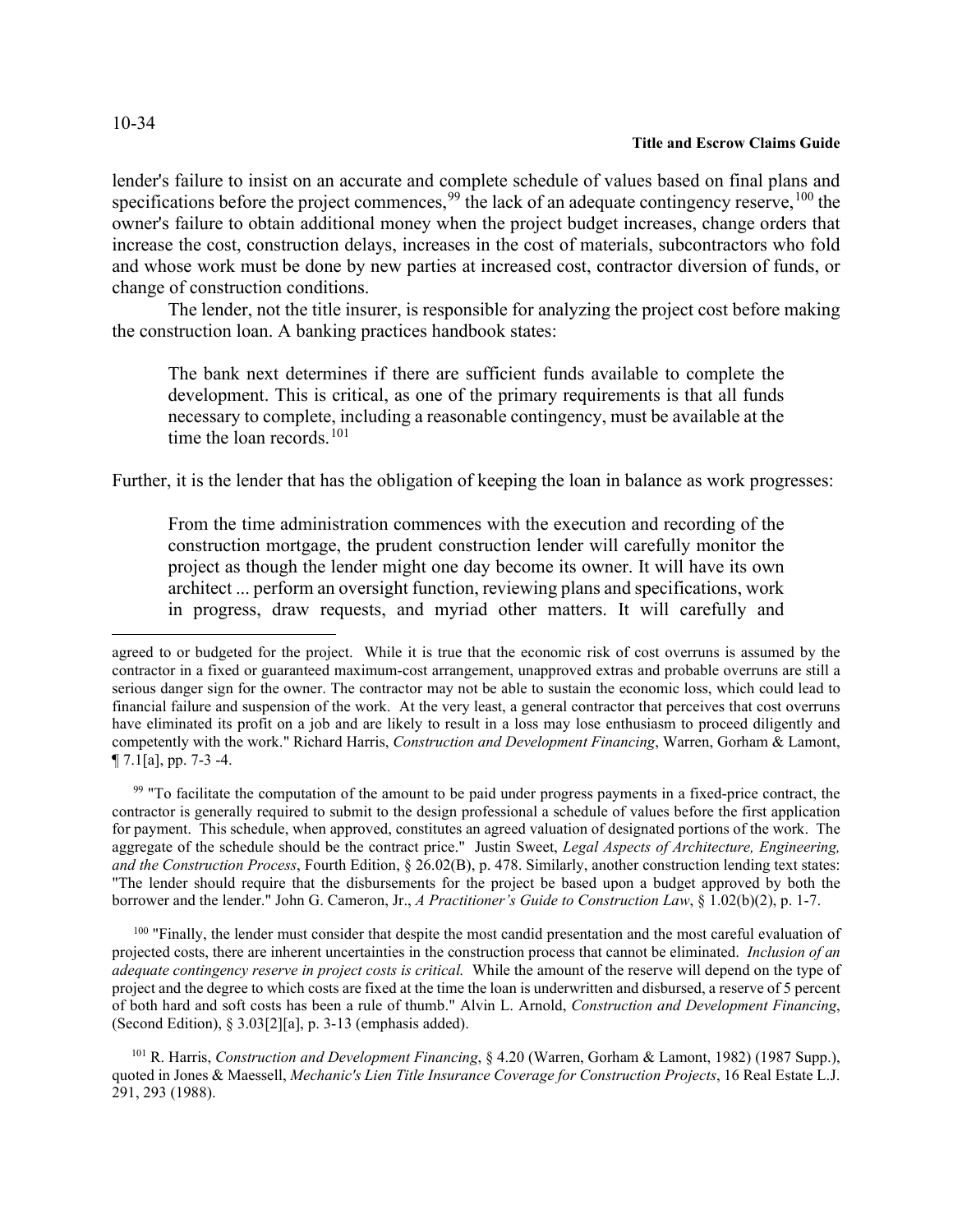lender's failure to insist on an accurate and complete schedule of values based on final plans and specifications before the project commences,[99] the lack of an adequate contingency reserve,[100] the owner's failure to obtain additional money when the project budget increases, change orders that increase the cost, construction delays, increases in the cost of materials, subcontractors who fold and whose work must be done by new parties at increased cost, contractor diversion of funds, or change of construction conditions.

The lender, not the title insurer, is responsible for analyzing the project cost before making the construction loan. A banking practices handbook states:

> The bank next determines if there are sufficient funds available to complete the development. This is critical, as one of the primary requirements is that all funds necessary to complete, including a reasonable contingency, must be available at the time the loan records.[101]

Further, it is the lender that has the obligation of keeping the loan in balance as work progresses:

> From the time administration commences with the execution and recording of the construction mortgage, the prudent construction lender will carefully monitor the project as though the lender might one day become its owner. It will have its own architect ... perform an oversight function, reviewing plans and specifications, work in progress, draw requests, and myriad other matters. It will carefully and

---

agreed to or budgeted for the project. While it is true that the economic risk of cost overruns is assumed by the contractor in a fixed or guaranteed maximum-cost arrangement, unapproved extras and probable overruns are still a serious danger sign for the owner. The contractor may not be able to sustain the economic loss, which could lead to financial failure and suspension of the work. At the very least, a general contractor that perceives that cost overruns have eliminated its profit on a job and are likely to result in a loss may lose enthusiasm to proceed diligently and competently with the work." Richard Harris, *Construction and Development Financing*, Warren, Gorham & Lamont, ¶ 7.1[a], pp. 7-3 -4.

[99] "To facilitate the computation of the amount to be paid under progress payments in a fixed-price contract, the contractor is generally required to submit to the design professional a schedule of values before the first application for payment. This schedule, when approved, constitutes an agreed valuation of designated portions of the work. The aggregate of the schedule should be the contract price." Justin Sweet, *Legal Aspects of Architecture, Engineering, and the Construction Process*, Fourth Edition, § 26.02(B), p. 478. Similarly, another construction lending text states: "The lender should require that the disbursements for the project be based upon a budget approved by both the borrower and the lender." John G. Cameron, Jr., *A Practitioner's Guide to Construction Law*, § 1.02(b)(2), p. 1-7.

[100] "Finally, the lender must consider that despite the most candid presentation and the most careful evaluation of projected costs, there are inherent uncertainties in the construction process that cannot be eliminated. *Inclusion of an adequate contingency reserve in project costs is critical.* While the amount of the reserve will depend on the type of project and the degree to which costs are fixed at the time the loan is underwritten and disbursed, a reserve of 5 percent of both hard and soft costs has been a rule of thumb." Alvin L. Arnold, *Construction and Development Financing*, (Second Edition), § 3.03[2][a], p. 3-13 (emphasis added).

[101] R. Harris, *Construction and Development Financing*, § 4.20 (Warren, Gorham & Lamont, 1982) (1987 Supp.), quoted in Jones & Maessell, *Mechanic's Lien Title Insurance Coverage for Construction Projects*, 16 Real Estate L.J. 291, 293 (1988).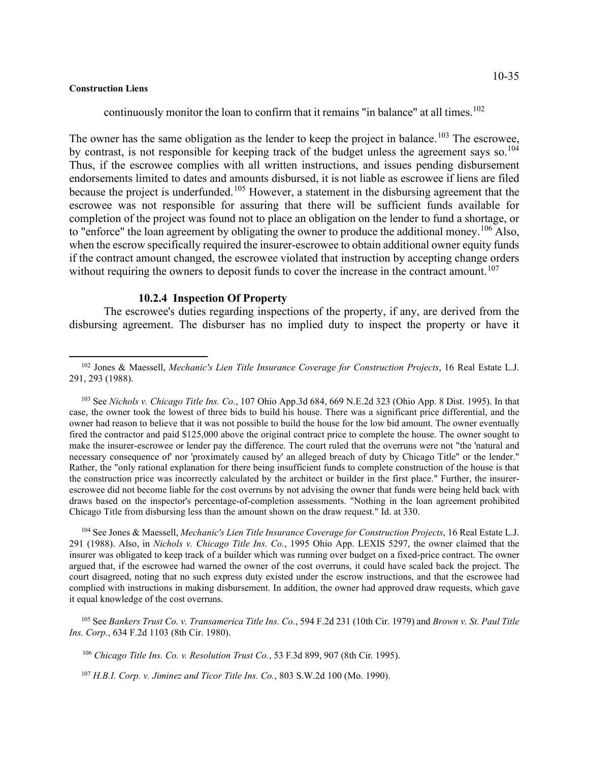continuously monitor the loan to confirm that it remains "in balance" at all times.[102]

The owner has the same obligation as the lender to keep the project in balance.[103] The escrowee, by contrast, is not responsible for keeping track of the budget unless the agreement says so.[104] Thus, if the escrowee complies with all written instructions, and issues pending disbursement endorsements limited to dates and amounts disbursed, it is not liable as escrowee if liens are filed because the project is underfunded.[105] However, a statement in the disbursing agreement that the escrowee was not responsible for assuring that there will be sufficient funds available for completion of the project was found not to place an obligation on the lender to fund a shortage, or to "enforce" the loan agreement by obligating the owner to produce the additional money.[106] Also, when the escrow specifically required the insurer-escrowee to obtain additional owner equity funds if the contract amount changed, the escrowee violated that instruction by accepting change orders without requiring the owners to deposit funds to cover the increase in the contract amount.[107]

### 10.2.4 Inspection Of Property

The escrowee's duties regarding inspections of the property, if any, are derived from the disbursing agreement. The disburser has no implied duty to inspect the property or have it

---

[102] Jones & Maessell, *Mechanic's Lien Title Insurance Coverage for Construction Projects*, 16 Real Estate L.J. 291, 293 (1988).

[103] See *Nichols v. Chicago Title Ins. Co.*, 107 Ohio App.3d 684, 669 N.E.2d 323 (Ohio App. 8 Dist. 1995). In that case, the owner took the lowest of three bids to build his house. There was a significant price differential, and the owner had reason to believe that it was not possible to build the house for the low bid amount. The owner eventually fired the contractor and paid $125,000 above the original contract price to complete the house. The owner sought to make the insurer-escrowee or lender pay the difference. The court ruled that the overruns were not "the 'natural and necessary consequence of' nor 'proximately caused by' an alleged breach of duty by Chicago Title" or the lender." Rather, the "only rational explanation for there being insufficient funds to complete construction of the house is that the construction price was incorrectly calculated by the architect or builder in the first place." Further, the insurer-escrowee did not become liable for the cost overruns by not advising the owner that funds were being held back with draws based on the inspector's percentage-of-completion assessments. "Nothing in the loan agreement prohibited Chicago Title from disbursing less than the amount shown on the draw request." Id. at 330.

[104] See Jones & Maessell, *Mechanic's Lien Title Insurance Coverage for Construction Projects*, 16 Real Estate L.J. 291 (1988). Also, in *Nichols v. Chicago Title Ins. Co.*, 1995 Ohio App. LEXIS 5297, the owner claimed that the insurer was obligated to keep track of a builder which was running over budget on a fixed-price contract. The owner argued that, if the escrowee had warned the owner of the cost overruns, it could have scaled back the project. The court disagreed, noting that no such express duty existed under the escrow instructions, and that the escrowee had complied with instructions in making disbursement. In addition, the owner had approved draw requests, which gave it equal knowledge of the cost overruns.

[105] See *Bankers Trust Co. v. Transamerica Title Ins. Co.*, 594 F.2d 231 (10th Cir. 1979) and *Brown v. St. Paul Title Ins. Corp.*, 634 F.2d 1103 (8th Cir. 1980).

[106] *Chicago Title Ins. Co. v. Resolution Trust Co.*, 53 F.3d 899, 907 (8th Cir. 1995).

[107] *H.B.I. Corp. v. Jiminez and Ticor Title Ins. Co.*, 803 S.W.2d 100 (Mo. 1990).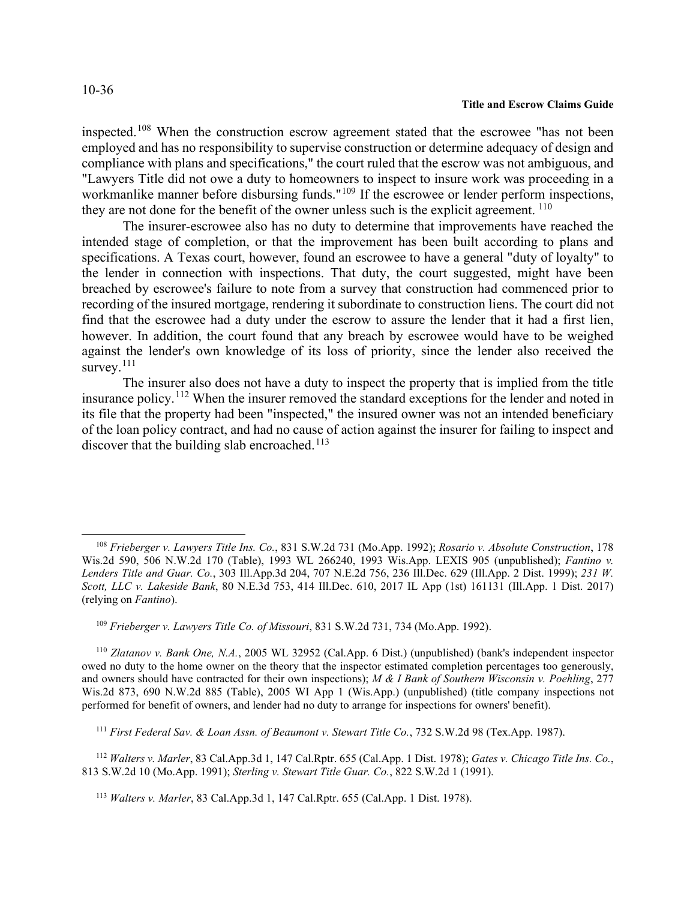inspected.[108] When the construction escrow agreement stated that the escrowee "has not been employed and has no responsibility to supervise construction or determine adequacy of design and compliance with plans and specifications," the court ruled that the escrow was not ambiguous, and "Lawyers Title did not owe a duty to homeowners to inspect to insure work was proceeding in a workmanlike manner before disbursing funds."[109] If the escrowee or lender perform inspections, they are not done for the benefit of the owner unless such is the explicit agreement.[110]

The insurer-escrowee also has no duty to determine that improvements have reached the intended stage of completion, or that the improvement has been built according to plans and specifications. A Texas court, however, found an escrowee to have a general "duty of loyalty" to the lender in connection with inspections. That duty, the court suggested, might have been breached by escrowee's failure to note from a survey that construction had commenced prior to recording of the insured mortgage, rendering it subordinate to construction liens. The court did not find that the escrowee had a duty under the escrow to assure the lender that it had a first lien, however. In addition, the court found that any breach by escrowee would have to be weighed against the lender's own knowledge of its loss of priority, since the lender also received the survey.[111]

The insurer also does not have a duty to inspect the property that is implied from the title insurance policy.[112] When the insurer removed the standard exceptions for the lender and noted in its file that the property had been "inspected," the insured owner was not an intended beneficiary of the loan policy contract, and had no cause of action against the insurer for failing to inspect and discover that the building slab encroached.[113]

---

[108] *Frieberger v. Lawyers Title Ins. Co.*, 831 S.W.2d 731 (Mo.App. 1992); *Rosario v. Absolute Construction*, 178 Wis.2d 590, 506 N.W.2d 170 (Table), 1993 WL 266240, 1993 Wis.App. LEXIS 905 (unpublished); *Fantino v. Lenders Title and Guar. Co.*, 303 Ill.App.3d 204, 707 N.E.2d 756, 236 Ill.Dec. 629 (Ill.App. 2 Dist. 1999); *231 W. Scott, LLC v. Lakeside Bank*, 80 N.E.3d 753, 414 Ill.Dec. 610, 2017 IL App (1st) 161131 (Ill.App. 1 Dist. 2017) (relying on *Fantino*).

[109] *Frieberger v. Lawyers Title Co. of Missouri*, 831 S.W.2d 731, 734 (Mo.App. 1992).

[110] *Zlatanov v. Bank One, N.A.*, 2005 WL 32952 (Cal.App. 6 Dist.) (unpublished) (bank's independent inspector owed no duty to the home owner on the theory that the inspector estimated completion percentages too generously, and owners should have contracted for their own inspections); *M & I Bank of Southern Wisconsin v. Poehling*, 277 Wis.2d 873, 690 N.W.2d 885 (Table), 2005 WI App 1 (Wis.App.) (unpublished) (title company inspections not performed for benefit of owners, and lender had no duty to arrange for inspections for owners' benefit).

[111] *First Federal Sav. & Loan Assn. of Beaumont v. Stewart Title Co.*, 732 S.W.2d 98 (Tex.App. 1987).

[112] *Walters v. Marler*, 83 Cal.App.3d 1, 147 Cal.Rptr. 655 (Cal.App. 1 Dist. 1978); *Gates v. Chicago Title Ins. Co.*, 813 S.W.2d 10 (Mo.App. 1991); *Sterling v. Stewart Title Guar. Co.*, 822 S.W.2d 1 (1991).

[113] *Walters v. Marler*, 83 Cal.App.3d 1, 147 Cal.Rptr. 655 (Cal.App. 1 Dist. 1978).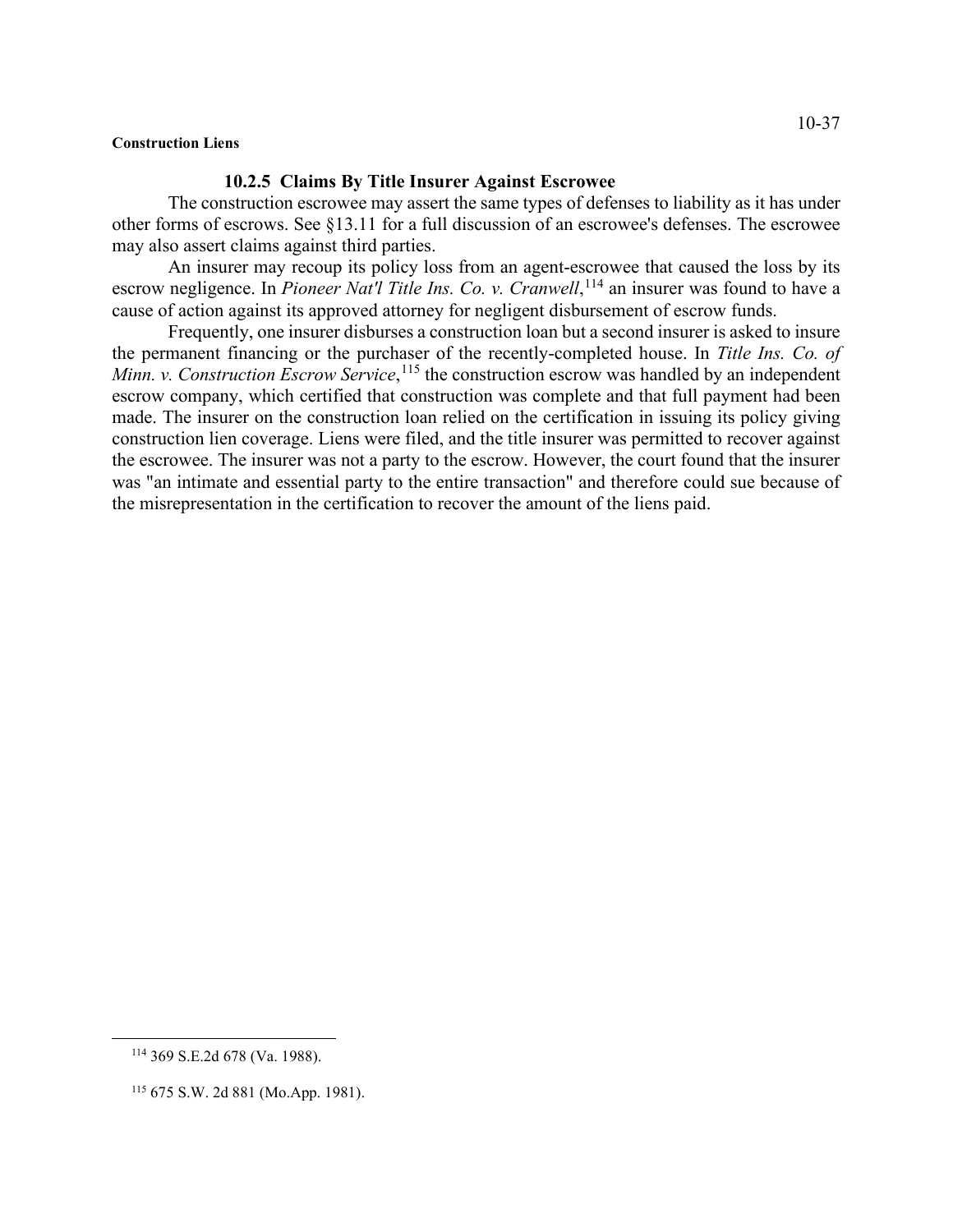### 10.2.5 Claims By Title Insurer Against Escrowee

The construction escrowee may assert the same types of defenses to liability as it has under other forms of escrows. See §13.11 for a full discussion of an escrowee's defenses. The escrowee may also assert claims against third parties.

An insurer may recoup its policy loss from an agent-escrowee that caused the loss by its escrow negligence. In *Pioneer Nat'l Title Ins. Co. v. Cranwell*,[114] an insurer was found to have a cause of action against its approved attorney for negligent disbursement of escrow funds.

Frequently, one insurer disburses a construction loan but a second insurer is asked to insure the permanent financing or the purchaser of the recently-completed house. In *Title Ins. Co. of Minn. v. Construction Escrow Service*,[115] the construction escrow was handled by an independent escrow company, which certified that construction was complete and that full payment had been made. The insurer on the construction loan relied on the certification in issuing its policy giving construction lien coverage. Liens were filed, and the title insurer was permitted to recover against the escrowee. The insurer was not a party to the escrow. However, the court found that the insurer was "an intimate and essential party to the entire transaction" and therefore could sue because of the misrepresentation in the certification to recover the amount of the liens paid.

---

[114] 369 S.E.2d 678 (Va. 1988).

[115] 675 S.W. 2d 881 (Mo.App. 1981).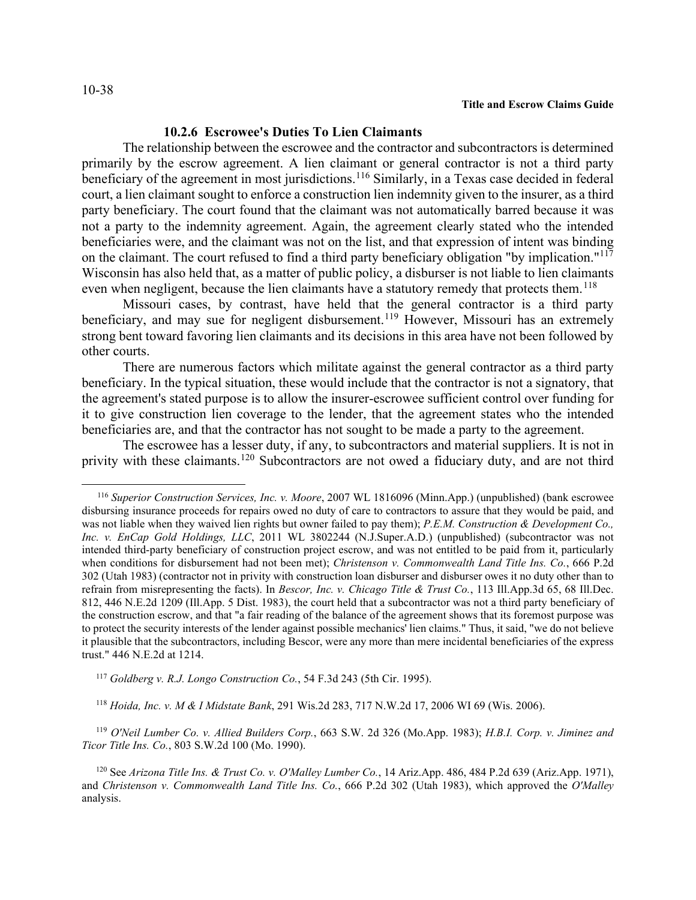### 10.2.6 Escrowee's Duties To Lien Claimants

The relationship between the escrowee and the contractor and subcontractors is determined primarily by the escrow agreement. A lien claimant or general contractor is not a third party beneficiary of the agreement in most jurisdictions.[116] Similarly, in a Texas case decided in federal court, a lien claimant sought to enforce a construction lien indemnity given to the insurer, as a third party beneficiary. The court found that the claimant was not automatically barred because it was not a party to the indemnity agreement. Again, the agreement clearly stated who the intended beneficiaries were, and the claimant was not on the list, and that expression of intent was binding on the claimant. The court refused to find a third party beneficiary obligation "by implication."[117] Wisconsin has also held that, as a matter of public policy, a disburser is not liable to lien claimants even when negligent, because the lien claimants have a statutory remedy that protects them.[118]

Missouri cases, by contrast, have held that the general contractor is a third party beneficiary, and may sue for negligent disbursement.[119] However, Missouri has an extremely strong bent toward favoring lien claimants and its decisions in this area have not been followed by other courts.

There are numerous factors which militate against the general contractor as a third party beneficiary. In the typical situation, these would include that the contractor is not a signatory, that the agreement's stated purpose is to allow the insurer-escrowee sufficient control over funding for it to give construction lien coverage to the lender, that the agreement states who the intended beneficiaries are, and that the contractor has not sought to be made a party to the agreement.

The escrowee has a lesser duty, if any, to subcontractors and material suppliers. It is not in privity with these claimants.[120] Subcontractors are not owed a fiduciary duty, and are not third

---

[116] *Superior Construction Services, Inc. v. Moore*, 2007 WL 1816096 (Minn.App.) (unpublished) (bank escrowee disbursing insurance proceeds for repairs owed no duty of care to contractors to assure that they would be paid, and was not liable when they waived lien rights but owner failed to pay them); *P.E.M. Construction & Development Co., Inc. v. EnCap Gold Holdings, LLC*, 2011 WL 3802244 (N.J.Super.A.D.) (unpublished) (subcontractor was not intended third-party beneficiary of construction project escrow, and was not entitled to be paid from it, particularly when conditions for disbursement had not been met); *Christenson v. Commonwealth Land Title Ins. Co.*, 666 P.2d 302 (Utah 1983) (contractor not in privity with construction loan disburser and disburser owes it no duty other than to refrain from misrepresenting the facts). In *Bescor, Inc. v. Chicago Title & Trust Co.*, 113 Ill.App.3d 65, 68 Ill.Dec. 812, 446 N.E.2d 1209 (Ill.App. 5 Dist. 1983), the court held that a subcontractor was not a third party beneficiary of the construction escrow, and that "a fair reading of the balance of the agreement shows that its foremost purpose was to protect the security interests of the lender against possible mechanics' lien claims." Thus, it said, "we do not believe it plausible that the subcontractors, including Bescor, were any more than mere incidental beneficiaries of the express trust." 446 N.E.2d at 1214.

[117] *Goldberg v. R.J. Longo Construction Co.*, 54 F.3d 243 (5th Cir. 1995).

[118] *Hoida, Inc. v. M & I Midstate Bank*, 291 Wis.2d 283, 717 N.W.2d 17, 2006 WI 69 (Wis. 2006).

[119] *O'Neil Lumber Co. v. Allied Builders Corp.*, 663 S.W. 2d 326 (Mo.App. 1983); *H.B.I. Corp. v. Jiminez and Ticor Title Ins. Co.*, 803 S.W.2d 100 (Mo. 1990).

[120] See *Arizona Title Ins. & Trust Co. v. O'Malley Lumber Co.*, 14 Ariz.App. 486, 484 P.2d 639 (Ariz.App. 1971), and *Christenson v. Commonwealth Land Title Ins. Co.*, 666 P.2d 302 (Utah 1983), which approved the *O'Malley* analysis.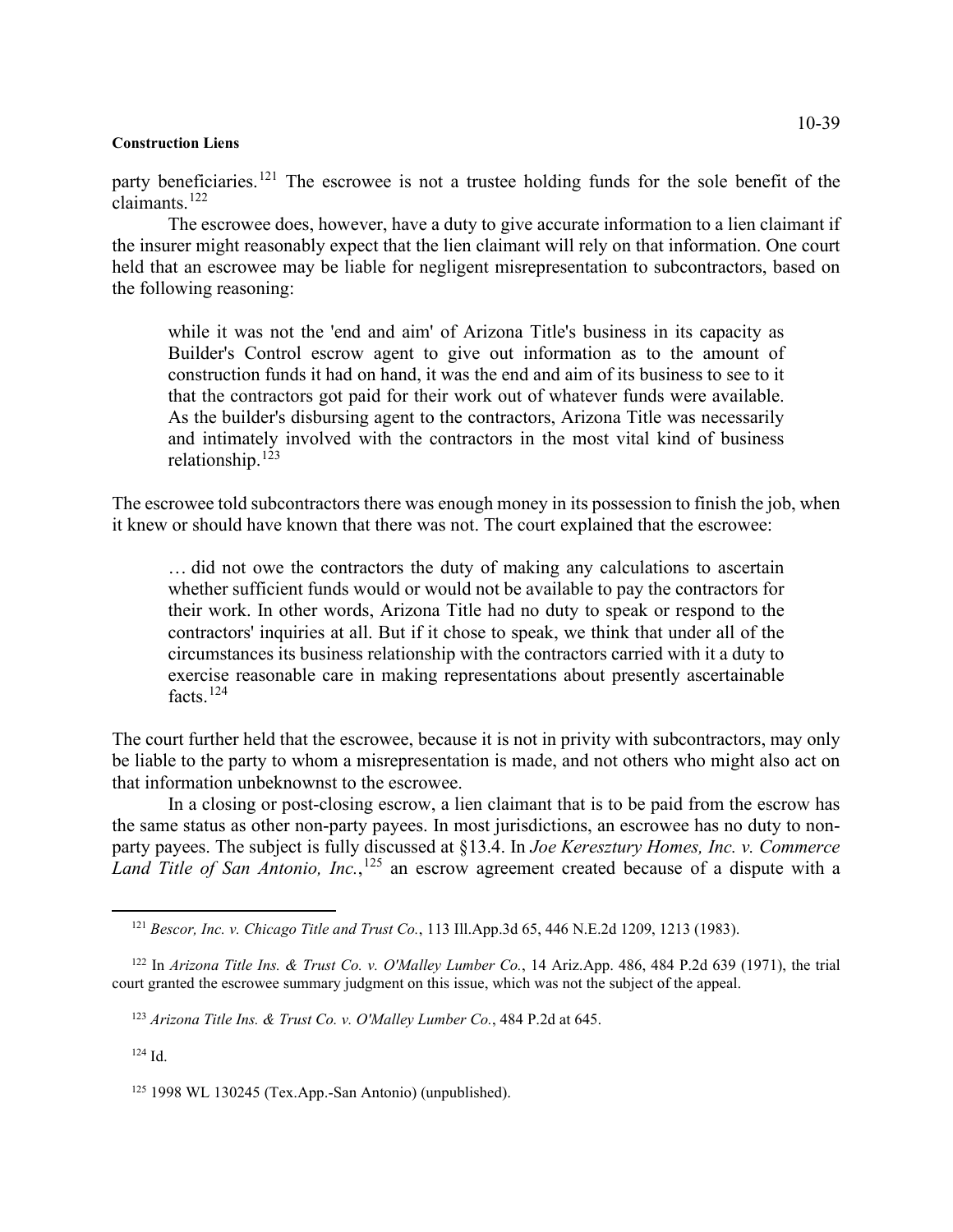party beneficiaries.[121] The escrowee is not a trustee holding funds for the sole benefit of the claimants.[122]

The escrowee does, however, have a duty to give accurate information to a lien claimant if the insurer might reasonably expect that the lien claimant will rely on that information. One court held that an escrowee may be liable for negligent misrepresentation to subcontractors, based on the following reasoning:

> while it was not the 'end and aim' of Arizona Title's business in its capacity as Builder's Control escrow agent to give out information as to the amount of construction funds it had on hand, it was the end and aim of its business to see to it that the contractors got paid for their work out of whatever funds were available. As the builder's disbursing agent to the contractors, Arizona Title was necessarily and intimately involved with the contractors in the most vital kind of business relationship.[123]

The escrowee told subcontractors there was enough money in its possession to finish the job, when it knew or should have known that there was not. The court explained that the escrowee:

> … did not owe the contractors the duty of making any calculations to ascertain whether sufficient funds would or would not be available to pay the contractors for their work. In other words, Arizona Title had no duty to speak or respond to the contractors' inquiries at all. But if it chose to speak, we think that under all of the circumstances its business relationship with the contractors carried with it a duty to exercise reasonable care in making representations about presently ascertainable facts.[124]

The court further held that the escrowee, because it is not in privity with subcontractors, may only be liable to the party to whom a misrepresentation is made, and not others who might also act on that information unbeknownst to the escrowee.

In a closing or post-closing escrow, a lien claimant that is to be paid from the escrow has the same status as other non-party payees. In most jurisdictions, an escrowee has no duty to non-party payees. The subject is fully discussed at §13.4. In *Joe Keresztury Homes, Inc. v. Commerce Land Title of San Antonio, Inc.*,[125] an escrow agreement created because of a dispute with a

---

[121] *Bescor, Inc. v. Chicago Title and Trust Co.*, 113 Ill.App.3d 65, 446 N.E.2d 1209, 1213 (1983).

[122] In *Arizona Title Ins. & Trust Co. v. O'Malley Lumber Co.*, 14 Ariz.App. 486, 484 P.2d 639 (1971), the trial court granted the escrowee summary judgment on this issue, which was not the subject of the appeal.

[123] *Arizona Title Ins. & Trust Co. v. O'Malley Lumber Co.*, 484 P.2d at 645.

[124] Id.

[125] 1998 WL 130245 (Tex.App.-San Antonio) (unpublished).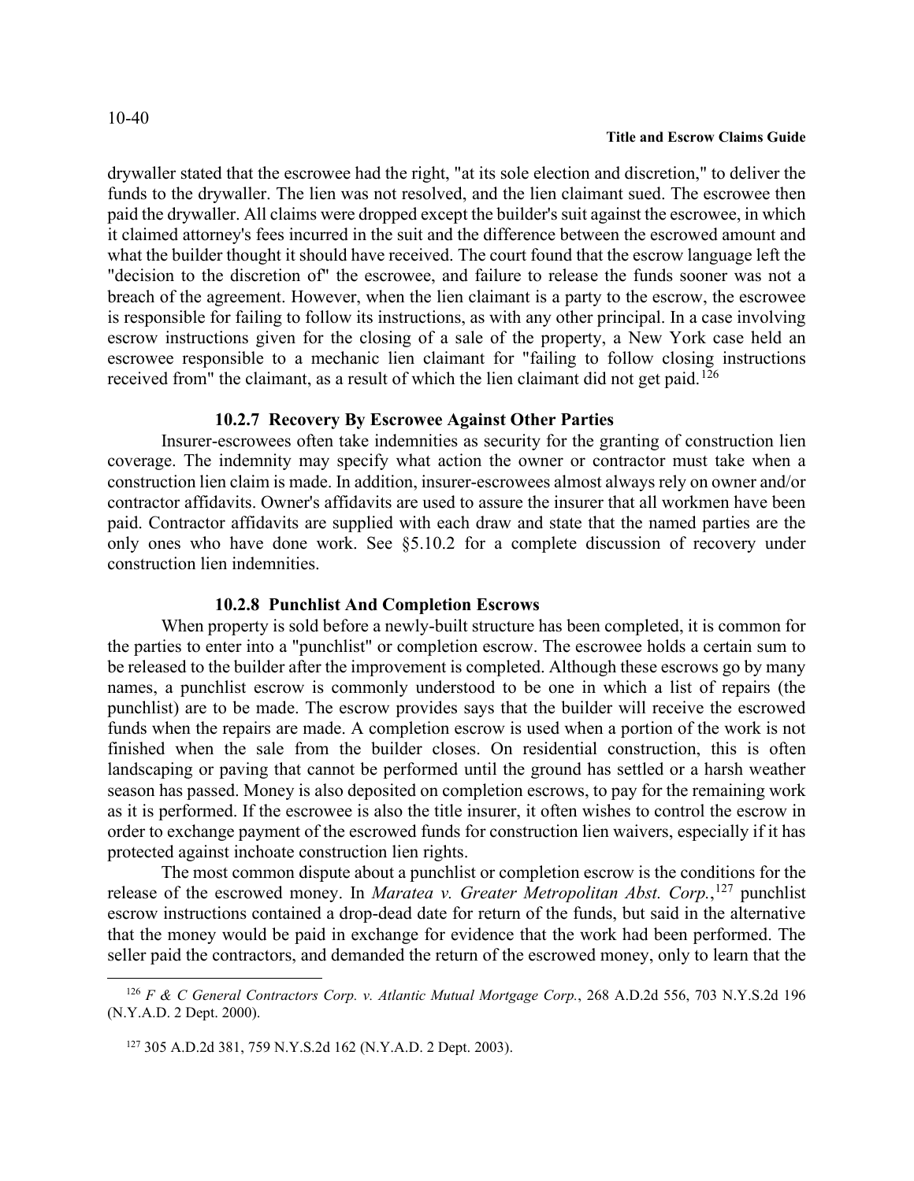drywaller stated that the escrowee had the right, "at its sole election and discretion," to deliver the funds to the drywaller. The lien was not resolved, and the lien claimant sued. The escrowee then paid the drywaller. All claims were dropped except the builder's suit against the escrowee, in which it claimed attorney's fees incurred in the suit and the difference between the escrowed amount and what the builder thought it should have received. The court found that the escrow language left the "decision to the discretion of" the escrowee, and failure to release the funds sooner was not a breach of the agreement. However, when the lien claimant is a party to the escrow, the escrowee is responsible for failing to follow its instructions, as with any other principal. In a case involving escrow instructions given for the closing of a sale of the property, a New York case held an escrowee responsible to a mechanic lien claimant for "failing to follow closing instructions received from" the claimant, as a result of which the lien claimant did not get paid.[126]

### 10.2.7 Recovery By Escrowee Against Other Parties

Insurer-escrowees often take indemnities as security for the granting of construction lien coverage. The indemnity may specify what action the owner or contractor must take when a construction lien claim is made. In addition, insurer-escrowees almost always rely on owner and/or contractor affidavits. Owner's affidavits are used to assure the insurer that all workmen have been paid. Contractor affidavits are supplied with each draw and state that the named parties are the only ones who have done work. See §5.10.2 for a complete discussion of recovery under construction lien indemnities.

### 10.2.8 Punchlist And Completion Escrows

When property is sold before a newly-built structure has been completed, it is common for the parties to enter into a "punchlist" or completion escrow. The escrowee holds a certain sum to be released to the builder after the improvement is completed. Although these escrows go by many names, a punchlist escrow is commonly understood to be one in which a list of repairs (the punchlist) are to be made. The escrow provides says that the builder will receive the escrowed funds when the repairs are made. A completion escrow is used when a portion of the work is not finished when the sale from the builder closes. On residential construction, this is often landscaping or paving that cannot be performed until the ground has settled or a harsh weather season has passed. Money is also deposited on completion escrows, to pay for the remaining work as it is performed. If the escrowee is also the title insurer, it often wishes to control the escrow in order to exchange payment of the escrowed funds for construction lien waivers, especially if it has protected against inchoate construction lien rights.

The most common dispute about a punchlist or completion escrow is the conditions for the release of the escrowed money. In *Maratea v. Greater Metropolitan Abst. Corp.*,[127] punchlist escrow instructions contained a drop-dead date for return of the funds, but said in the alternative that the money would be paid in exchange for evidence that the work had been performed. The seller paid the contractors, and demanded the return of the escrowed money, only to learn that the

---

[126] *F & C General Contractors Corp. v. Atlantic Mutual Mortgage Corp.*, 268 A.D.2d 556, 703 N.Y.S.2d 196 (N.Y.A.D. 2 Dept. 2000).

[127] 305 A.D.2d 381, 759 N.Y.S.2d 162 (N.Y.A.D. 2 Dept. 2003).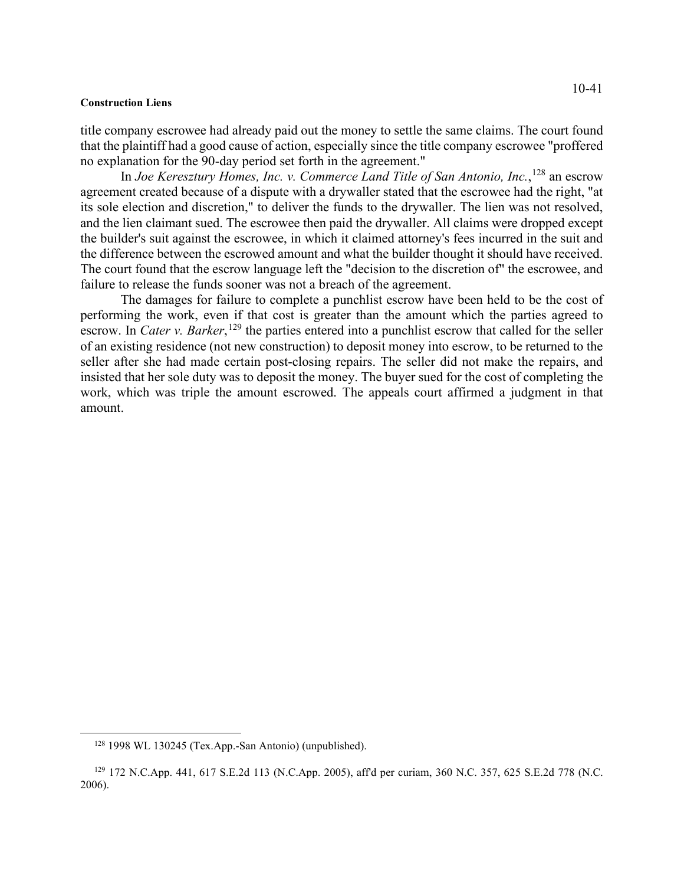title company escrowee had already paid out the money to settle the same claims. The court found that the plaintiff had a good cause of action, especially since the title company escrowee "proffered no explanation for the 90-day period set forth in the agreement."

In *Joe Keresztury Homes, Inc. v. Commerce Land Title of San Antonio, Inc.*,[128] an escrow agreement created because of a dispute with a drywaller stated that the escrowee had the right, "at its sole election and discretion," to deliver the funds to the drywaller. The lien was not resolved, and the lien claimant sued. The escrowee then paid the drywaller. All claims were dropped except the builder's suit against the escrowee, in which it claimed attorney's fees incurred in the suit and the difference between the escrowed amount and what the builder thought it should have received. The court found that the escrow language left the "decision to the discretion of" the escrowee, and failure to release the funds sooner was not a breach of the agreement.

The damages for failure to complete a punchlist escrow have been held to be the cost of performing the work, even if that cost is greater than the amount which the parties agreed to escrow. In *Cater v. Barker*,[129] the parties entered into a punchlist escrow that called for the seller of an existing residence (not new construction) to deposit money into escrow, to be returned to the seller after she had made certain post-closing repairs. The seller did not make the repairs, and insisted that her sole duty was to deposit the money. The buyer sued for the cost of completing the work, which was triple the amount escrowed. The appeals court affirmed a judgment in that amount.

---

[128] 1998 WL 130245 (Tex.App.-San Antonio) (unpublished).

[129] 172 N.C.App. 441, 617 S.E.2d 113 (N.C.App. 2005), aff'd per curiam, 360 N.C. 357, 625 S.E.2d 778 (N.C. 2006).